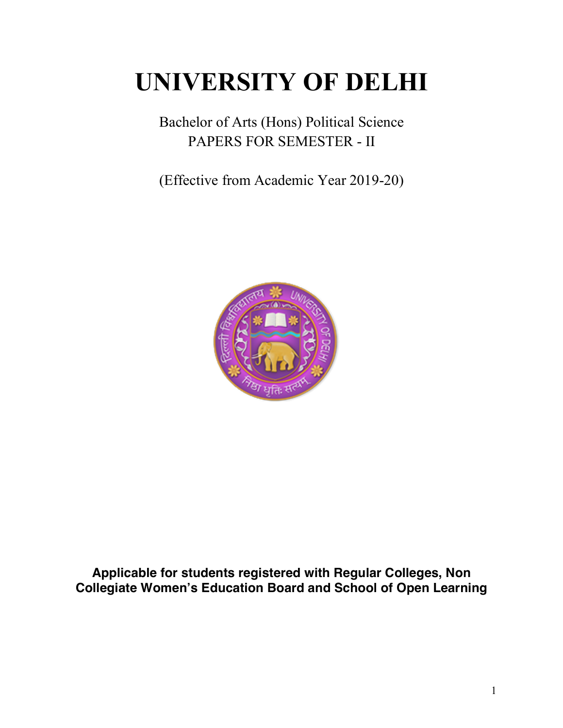# UNIVERSITY OF DELHI

Bachelor of Arts (Hons) Political Science
PAPERS FOR SEMESTER - II

(Effective from Academic Year 2019-20)

**Applicable for students registered with Regular Colleges, Non Collegiate Women's Education Board and School of Open Learning**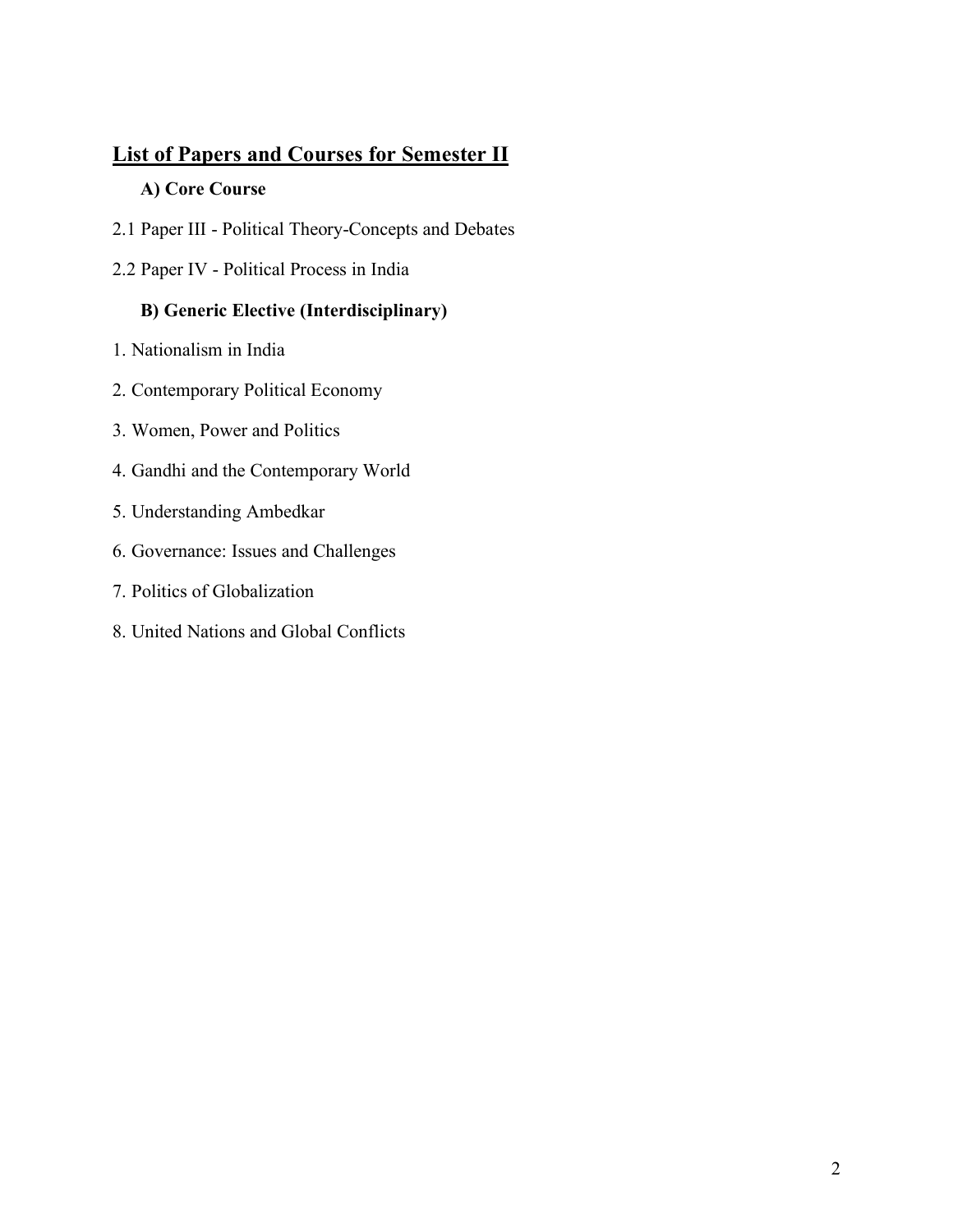## List of Papers and Courses for Semester II

### A) Core Course

2.1 Paper III - Political Theory-Concepts and Debates

2.2 Paper IV - Political Process in India

### B) Generic Elective (Interdisciplinary)

1. Nationalism in India
2. Contemporary Political Economy
3. Women, Power and Politics
4. Gandhi and the Contemporary World
5. Understanding Ambedkar
6. Governance: Issues and Challenges
7. Politics of Globalization
8. United Nations and Global Conflicts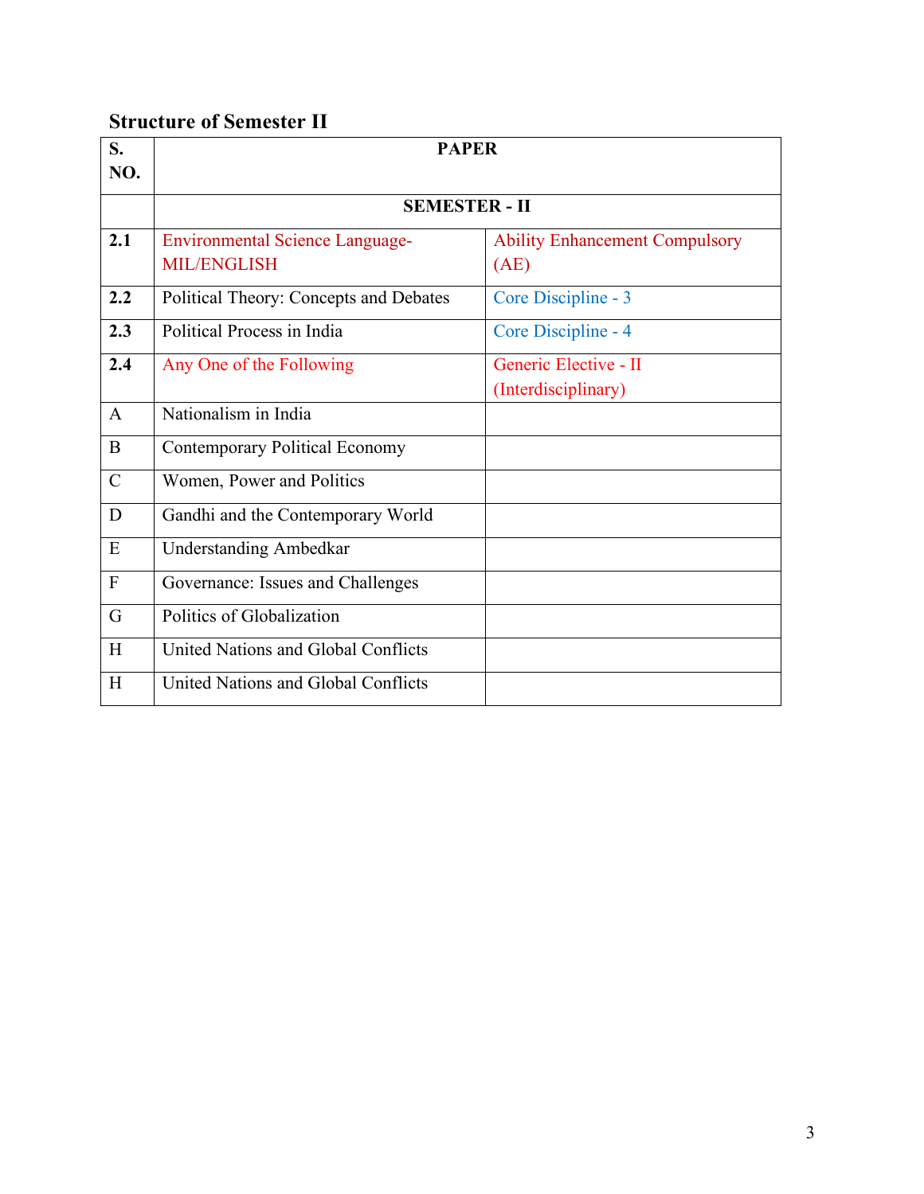## Structure of Semester II

| S. NO. | PAPER | |
|---|---|---|
| | SEMESTER - II | |
| **2.1** | Environmental Science Language-MIL/ENGLISH | Ability Enhancement Compulsory (AE) |
| **2.2** | Political Theory: Concepts and Debates | Core Discipline - 3 |
| **2.3** | Political Process in India | Core Discipline - 4 |
| **2.4** | Any One of the Following | Generic Elective - II (Interdisciplinary) |
| A | Nationalism in India | |
| B | Contemporary Political Economy | |
| C | Women, Power and Politics | |
| D | Gandhi and the Contemporary World | |
| E | Understanding Ambedkar | |
| F | Governance: Issues and Challenges | |
| G | Politics of Globalization | |
| H | United Nations and Global Conflicts | |
| H | United Nations and Global Conflicts | |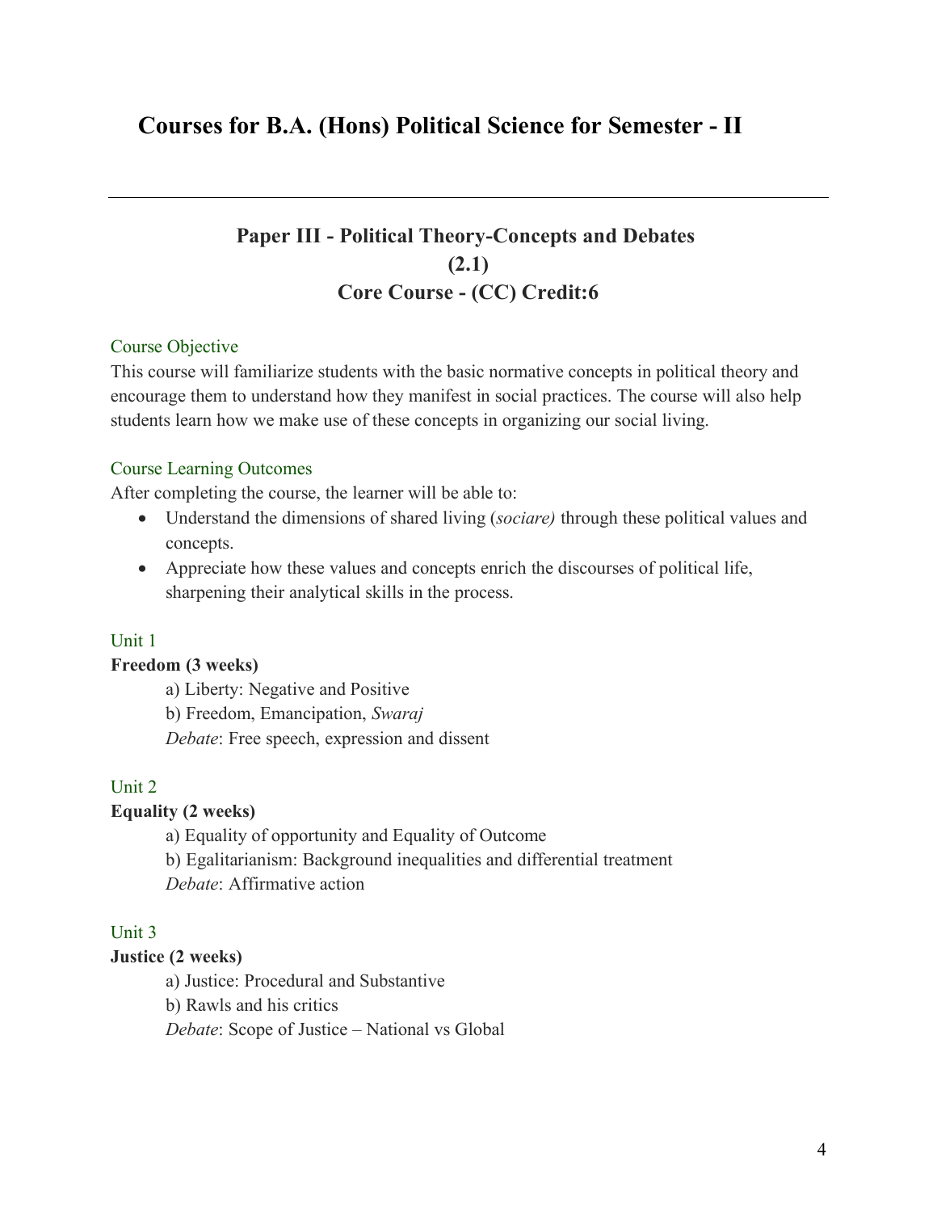# Courses for B.A. (Hons) Political Science for Semester - II

---

## Paper III - Political Theory-Concepts and Debates (2.1)
## Core Course - (CC) Credit:6

### Course Objective

This course will familiarize students with the basic normative concepts in political theory and encourage them to understand how they manifest in social practices. The course will also help students learn how we make use of these concepts in organizing our social living.

### Course Learning Outcomes

After completing the course, the learner will be able to:

- Understand the dimensions of shared living (*sociare)* through these political values and concepts.
- Appreciate how these values and concepts enrich the discourses of political life, sharpening their analytical skills in the process.

### Unit 1

**Freedom (3 weeks)**

a) Liberty: Negative and Positive

b) Freedom, Emancipation, *Swaraj*

*Debate*: Free speech, expression and dissent

### Unit 2

**Equality (2 weeks)**

a) Equality of opportunity and Equality of Outcome

b) Egalitarianism: Background inequalities and differential treatment

*Debate*: Affirmative action

### Unit 3

**Justice (2 weeks)**

a) Justice: Procedural and Substantive

b) Rawls and his critics

*Debate*: Scope of Justice – National vs Global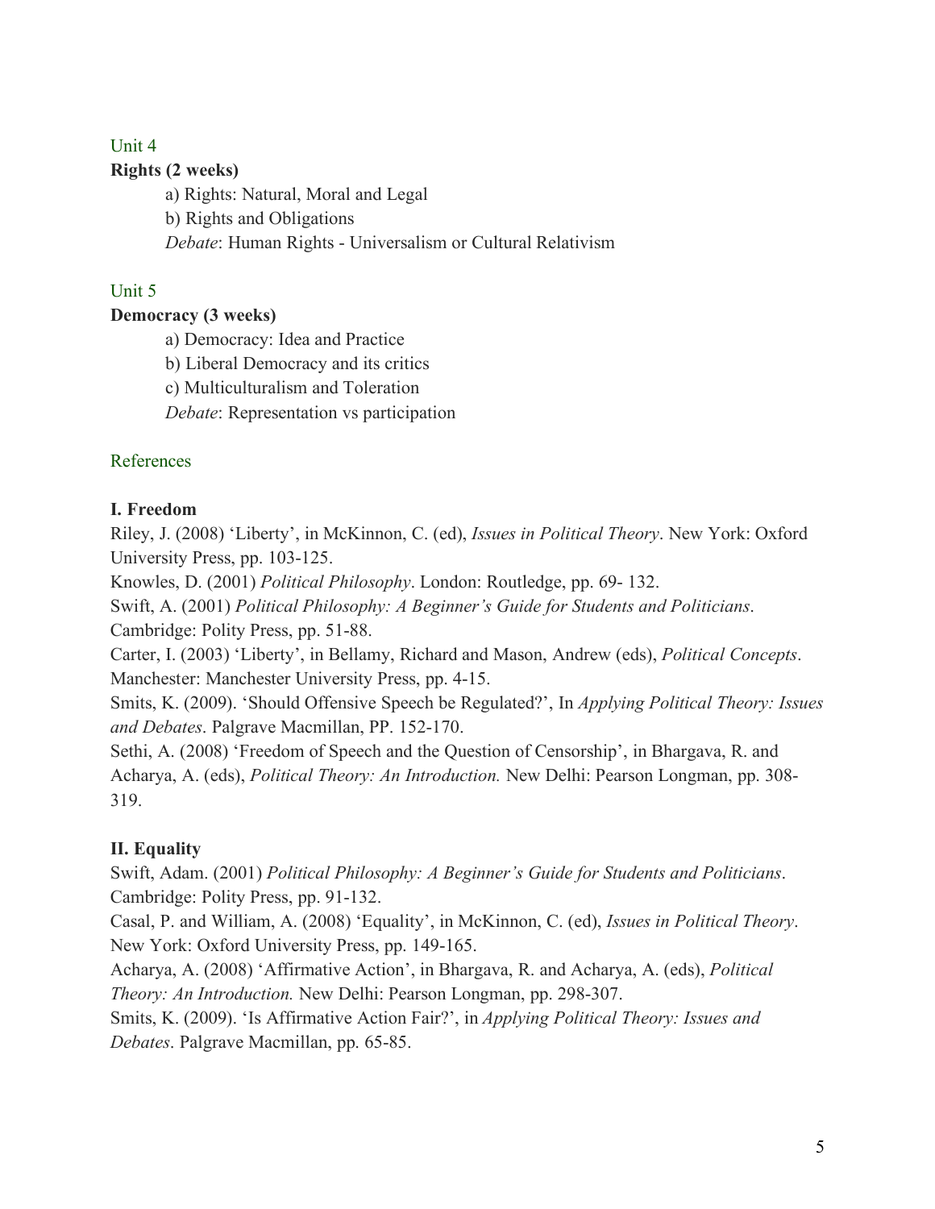Unit 4

**Rights (2 weeks)**

a) Rights: Natural, Moral and Legal

b) Rights and Obligations

*Debate*: Human Rights - Universalism or Cultural Relativism

Unit 5

**Democracy (3 weeks)**

a) Democracy: Idea and Practice

b) Liberal Democracy and its critics

c) Multiculturalism and Toleration

*Debate*: Representation vs participation

References

**I. Freedom**

Riley, J. (2008) 'Liberty', in McKinnon, C. (ed), *Issues in Political Theory*. New York: Oxford University Press, pp. 103-125.

Knowles, D. (2001) *Political Philosophy*. London: Routledge, pp. 69- 132.

Swift, A. (2001) *Political Philosophy: A Beginner's Guide for Students and Politicians*. Cambridge: Polity Press, pp. 51-88.

Carter, I. (2003) 'Liberty', in Bellamy, Richard and Mason, Andrew (eds), *Political Concepts*. Manchester: Manchester University Press, pp. 4-15.

Smits, K. (2009). 'Should Offensive Speech be Regulated?', In *Applying Political Theory: Issues and Debates*. Palgrave Macmillan, PP. 152-170.

Sethi, A. (2008) 'Freedom of Speech and the Question of Censorship', in Bhargava, R. and Acharya, A. (eds), *Political Theory: An Introduction.* New Delhi: Pearson Longman, pp. 308-319.

**II. Equality**

Swift, Adam. (2001) *Political Philosophy: A Beginner's Guide for Students and Politicians*. Cambridge: Polity Press, pp. 91-132.

Casal, P. and William, A. (2008) 'Equality', in McKinnon, C. (ed), *Issues in Political Theory*. New York: Oxford University Press, pp. 149-165.

Acharya, A. (2008) 'Affirmative Action', in Bhargava, R. and Acharya, A. (eds), *Political Theory: An Introduction.* New Delhi: Pearson Longman, pp. 298-307.

Smits, K. (2009). 'Is Affirmative Action Fair?', in *Applying Political Theory: Issues and Debates*. Palgrave Macmillan, pp. 65-85.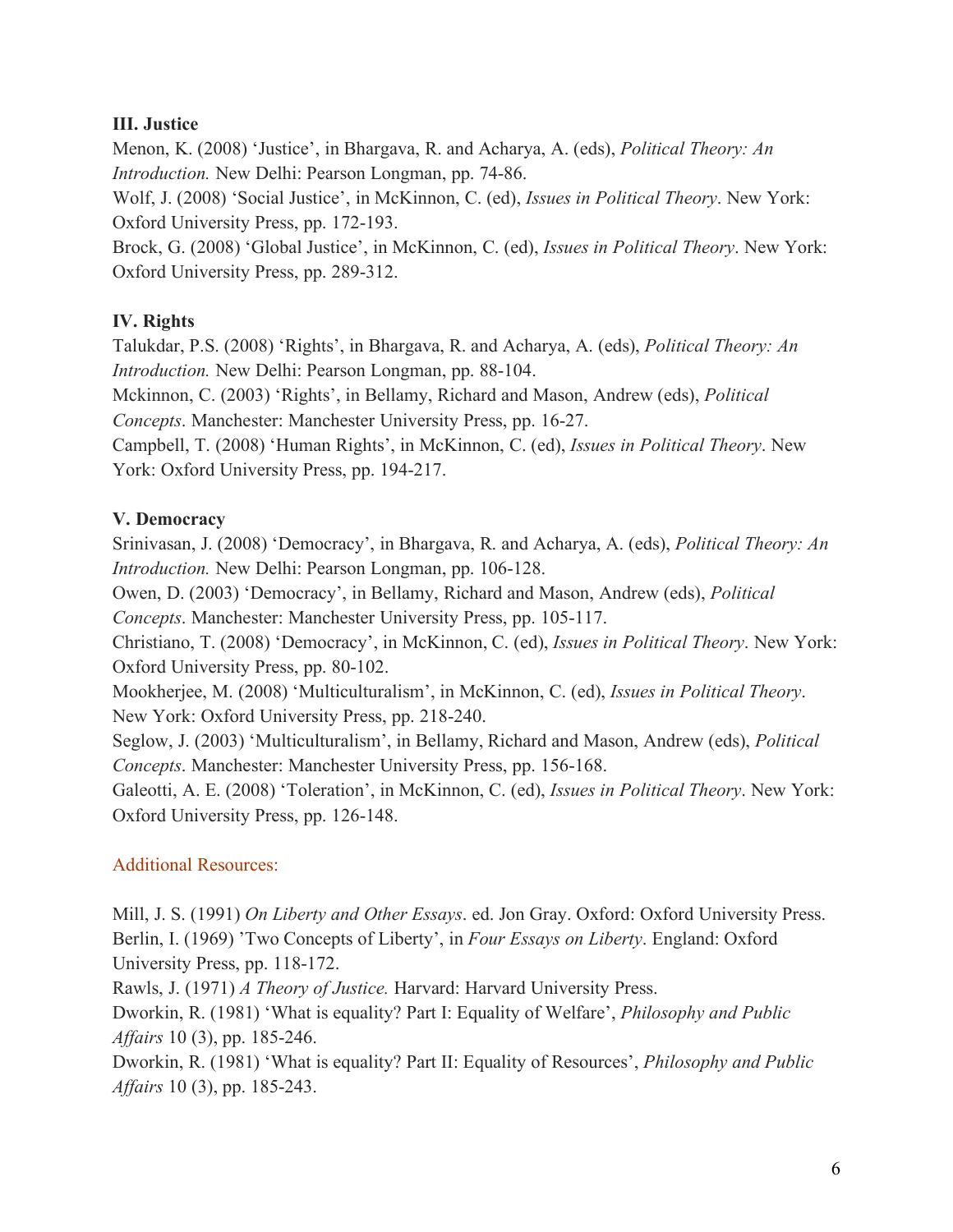**III. Justice**

Menon, K. (2008) 'Justice', in Bhargava, R. and Acharya, A. (eds), *Political Theory: An Introduction.* New Delhi: Pearson Longman, pp. 74-86.

Wolf, J. (2008) 'Social Justice', in McKinnon, C. (ed), *Issues in Political Theory*. New York: Oxford University Press, pp. 172-193.

Brock, G. (2008) 'Global Justice', in McKinnon, C. (ed), *Issues in Political Theory*. New York: Oxford University Press, pp. 289-312.

**IV. Rights**

Talukdar, P.S. (2008) 'Rights', in Bhargava, R. and Acharya, A. (eds), *Political Theory: An Introduction.* New Delhi: Pearson Longman, pp. 88-104.

Mckinnon, C. (2003) 'Rights', in Bellamy, Richard and Mason, Andrew (eds), *Political Concepts*. Manchester: Manchester University Press, pp. 16-27.

Campbell, T. (2008) 'Human Rights', in McKinnon, C. (ed), *Issues in Political Theory*. New York: Oxford University Press, pp. 194-217.

**V. Democracy**

Srinivasan, J. (2008) 'Democracy', in Bhargava, R. and Acharya, A. (eds), *Political Theory: An Introduction.* New Delhi: Pearson Longman, pp. 106-128.

Owen, D. (2003) 'Democracy', in Bellamy, Richard and Mason, Andrew (eds), *Political Concepts*. Manchester: Manchester University Press, pp. 105-117.

Christiano, T. (2008) 'Democracy', in McKinnon, C. (ed), *Issues in Political Theory*. New York: Oxford University Press, pp. 80-102.

Mookherjee, M. (2008) 'Multiculturalism', in McKinnon, C. (ed), *Issues in Political Theory*. New York: Oxford University Press, pp. 218-240.

Seglow, J. (2003) 'Multiculturalism', in Bellamy, Richard and Mason, Andrew (eds), *Political Concepts*. Manchester: Manchester University Press, pp. 156-168.

Galeotti, A. E. (2008) 'Toleration', in McKinnon, C. (ed), *Issues in Political Theory*. New York: Oxford University Press, pp. 126-148.

Additional Resources:

Mill, J. S. (1991) *On Liberty and Other Essays*. ed. Jon Gray. Oxford: Oxford University Press.

Berlin, I. (1969) 'Two Concepts of Liberty', in *Four Essays on Liberty*. England: Oxford University Press, pp. 118-172.

Rawls, J. (1971) *A Theory of Justice.* Harvard: Harvard University Press.

Dworkin, R. (1981) 'What is equality? Part I: Equality of Welfare', *Philosophy and Public Affairs* 10 (3), pp. 185-246.

Dworkin, R. (1981) 'What is equality? Part II: Equality of Resources', *Philosophy and Public Affairs* 10 (3), pp. 185-243.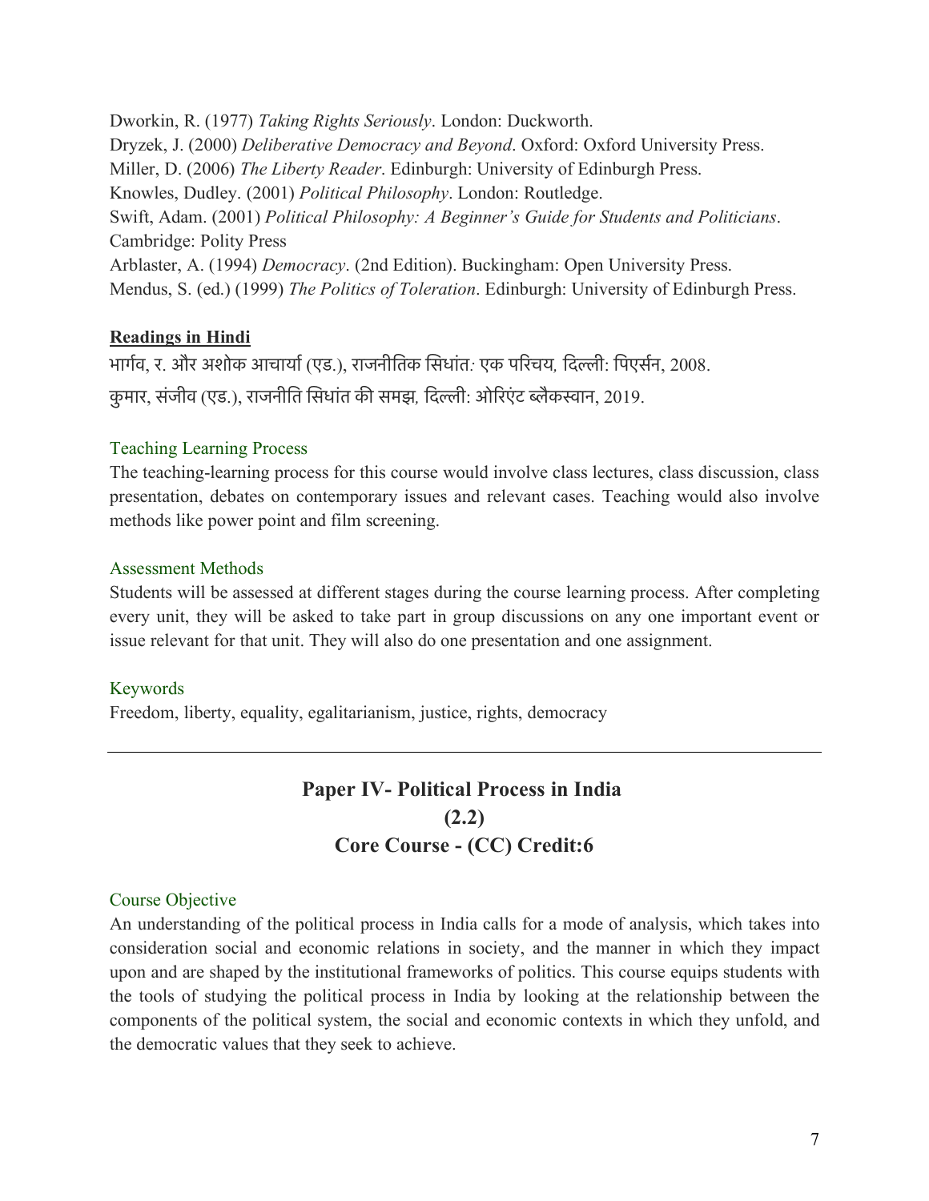Dworkin, R. (1977) *Taking Rights Seriously*. London: Duckworth.
Dryzek, J. (2000) *Deliberative Democracy and Beyond*. Oxford: Oxford University Press.
Miller, D. (2006) *The Liberty Reader*. Edinburgh: University of Edinburgh Press.
Knowles, Dudley. (2001) *Political Philosophy*. London: Routledge.
Swift, Adam. (2001) *Political Philosophy: A Beginner's Guide for Students and Politicians*. Cambridge: Polity Press
Arblaster, A. (1994) *Democracy*. (2nd Edition). Buckingham: Open University Press.
Mendus, S. (ed.) (1999) *The Politics of Toleration*. Edinburgh: University of Edinburgh Press.

**Readings in Hindi**

भार्गव, र. और अशोक आचार्या (एड.), राजनीतिक सिधांत: एक परिचय, दिल्ली: पिएर्सन, 2008.
कुमार, संजीव (एड.), राजनीति सिधांत की समझ, दिल्ली: ओरिएंट ब्लैकस्वान, 2019.

### Teaching Learning Process

The teaching-learning process for this course would involve class lectures, class discussion, class presentation, debates on contemporary issues and relevant cases. Teaching would also involve methods like power point and film screening.

### Assessment Methods

Students will be assessed at different stages during the course learning process. After completing every unit, they will be asked to take part in group discussions on any one important event or issue relevant for that unit. They will also do one presentation and one assignment.

### Keywords

Freedom, liberty, equality, egalitarianism, justice, rights, democracy

---

## Paper IV- Political Process in India
## (2.2)
## Core Course - (CC) Credit:6

### Course Objective

An understanding of the political process in India calls for a mode of analysis, which takes into consideration social and economic relations in society, and the manner in which they impact upon and are shaped by the institutional frameworks of politics. This course equips students with the tools of studying the political process in India by looking at the relationship between the components of the political system, the social and economic contexts in which they unfold, and the democratic values that they seek to achieve.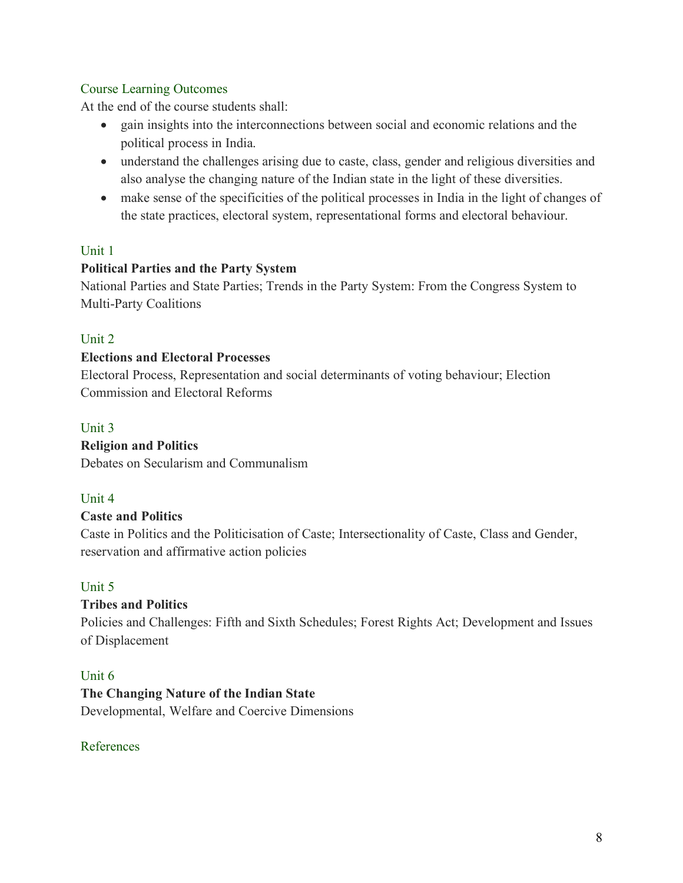### Course Learning Outcomes

At the end of the course students shall:

- gain insights into the interconnections between social and economic relations and the political process in India.
- understand the challenges arising due to caste, class, gender and religious diversities and also analyse the changing nature of the Indian state in the light of these diversities.
- make sense of the specificities of the political processes in India in the light of changes of the state practices, electoral system, representational forms and electoral behaviour.

### Unit 1

**Political Parties and the Party System**

National Parties and State Parties; Trends in the Party System: From the Congress System to Multi-Party Coalitions

### Unit 2

**Elections and Electoral Processes**

Electoral Process, Representation and social determinants of voting behaviour; Election Commission and Electoral Reforms

### Unit 3

**Religion and Politics**

Debates on Secularism and Communalism

### Unit 4

**Caste and Politics**

Caste in Politics and the Politicisation of Caste; Intersectionality of Caste, Class and Gender, reservation and affirmative action policies

### Unit 5

**Tribes and Politics**

Policies and Challenges: Fifth and Sixth Schedules; Forest Rights Act; Development and Issues of Displacement

### Unit 6

**The Changing Nature of the Indian State**

Developmental, Welfare and Coercive Dimensions

### References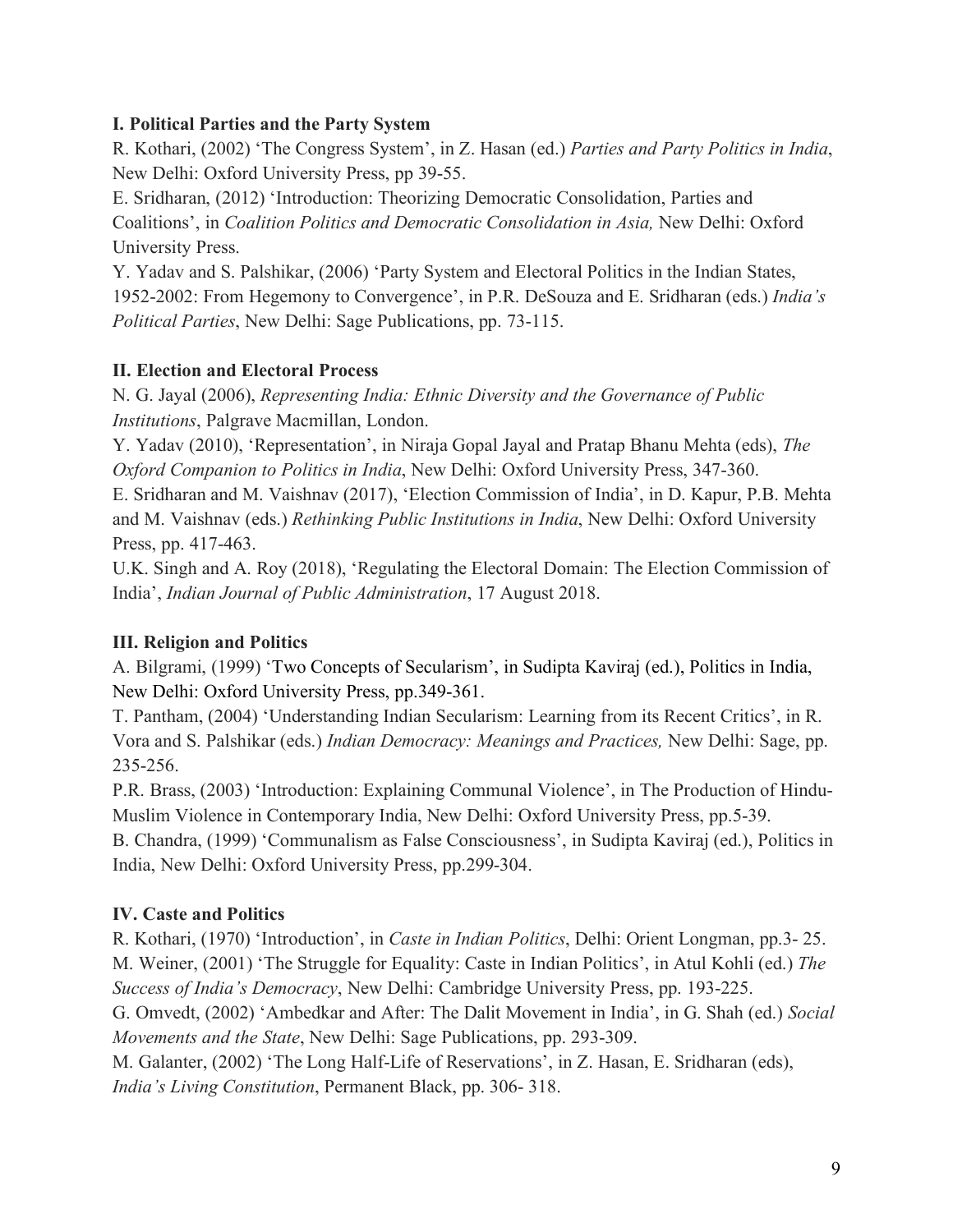**I. Political Parties and the Party System**

R. Kothari, (2002) 'The Congress System', in Z. Hasan (ed.) *Parties and Party Politics in India*, New Delhi: Oxford University Press, pp 39-55.

E. Sridharan, (2012) 'Introduction: Theorizing Democratic Consolidation, Parties and Coalitions', in *Coalition Politics and Democratic Consolidation in Asia,* New Delhi: Oxford University Press.

Y. Yadav and S. Palshikar, (2006) 'Party System and Electoral Politics in the Indian States, 1952-2002: From Hegemony to Convergence', in P.R. DeSouza and E. Sridharan (eds.) *India's Political Parties*, New Delhi: Sage Publications, pp. 73-115.

**II. Election and Electoral Process**

N. G. Jayal (2006), *Representing India: Ethnic Diversity and the Governance of Public Institutions*, Palgrave Macmillan, London.

Y. Yadav (2010), 'Representation', in Niraja Gopal Jayal and Pratap Bhanu Mehta (eds), *The Oxford Companion to Politics in India*, New Delhi: Oxford University Press, 347-360.

E. Sridharan and M. Vaishnav (2017), 'Election Commission of India', in D. Kapur, P.B. Mehta and M. Vaishnav (eds.) *Rethinking Public Institutions in India*, New Delhi: Oxford University Press, pp. 417-463.

U.K. Singh and A. Roy (2018), 'Regulating the Electoral Domain: The Election Commission of India', *Indian Journal of Public Administration*, 17 August 2018.

**III. Religion and Politics**

A. Bilgrami, (1999) 'Two Concepts of Secularism', in Sudipta Kaviraj (ed.), Politics in India, New Delhi: Oxford University Press, pp.349-361.

T. Pantham, (2004) 'Understanding Indian Secularism: Learning from its Recent Critics', in R. Vora and S. Palshikar (eds.) *Indian Democracy: Meanings and Practices,* New Delhi: Sage, pp. 235-256.

P.R. Brass, (2003) 'Introduction: Explaining Communal Violence', in The Production of Hindu-Muslim Violence in Contemporary India, New Delhi: Oxford University Press, pp.5-39.

B. Chandra, (1999) 'Communalism as False Consciousness', in Sudipta Kaviraj (ed.), Politics in India, New Delhi: Oxford University Press, pp.299-304.

**IV. Caste and Politics**

R. Kothari, (1970) 'Introduction', in *Caste in Indian Politics*, Delhi: Orient Longman, pp.3- 25.

M. Weiner, (2001) 'The Struggle for Equality: Caste in Indian Politics', in Atul Kohli (ed.) *The Success of India's Democracy*, New Delhi: Cambridge University Press, pp. 193-225.

G. Omvedt, (2002) 'Ambedkar and After: The Dalit Movement in India', in G. Shah (ed.) *Social Movements and the State*, New Delhi: Sage Publications, pp. 293-309.

M. Galanter, (2002) 'The Long Half-Life of Reservations', in Z. Hasan, E. Sridharan (eds), *India's Living Constitution*, Permanent Black, pp. 306- 318.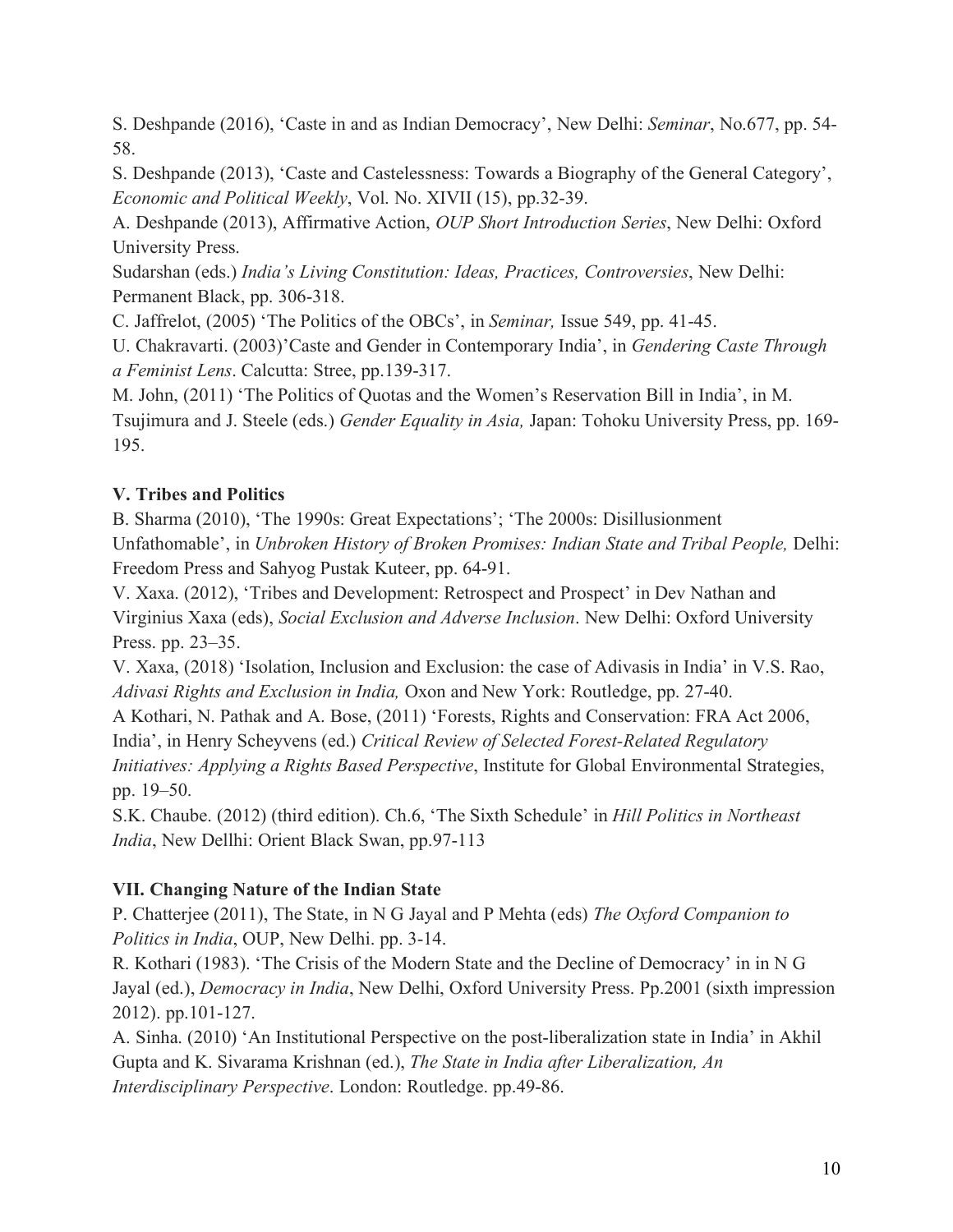S. Deshpande (2016), 'Caste in and as Indian Democracy', New Delhi: *Seminar*, No.677, pp. 54-58.

S. Deshpande (2013), 'Caste and Castelessness: Towards a Biography of the General Category', *Economic and Political Weekly*, Vol. No. XIVII (15), pp.32-39.

A. Deshpande (2013), Affirmative Action, *OUP Short Introduction Series*, New Delhi: Oxford University Press.

Sudarshan (eds.) *India's Living Constitution: Ideas, Practices, Controversies*, New Delhi: Permanent Black, pp. 306-318.

C. Jaffrelot, (2005) 'The Politics of the OBCs', in *Seminar,* Issue 549, pp. 41-45.

U. Chakravarti. (2003)'Caste and Gender in Contemporary India', in *Gendering Caste Through a Feminist Lens*. Calcutta: Stree, pp.139-317.

M. John, (2011) 'The Politics of Quotas and the Women's Reservation Bill in India', in M. Tsujimura and J. Steele (eds.) *Gender Equality in Asia,* Japan: Tohoku University Press, pp. 169-195.

### V. Tribes and Politics

B. Sharma (2010), 'The 1990s: Great Expectations'; 'The 2000s: Disillusionment Unfathomable', in *Unbroken History of Broken Promises: Indian State and Tribal People,* Delhi: Freedom Press and Sahyog Pustak Kuteer, pp. 64-91.

V. Xaxa. (2012), 'Tribes and Development: Retrospect and Prospect' in Dev Nathan and Virginius Xaxa (eds), *Social Exclusion and Adverse Inclusion*. New Delhi: Oxford University Press. pp. 23–35.

V. Xaxa, (2018) 'Isolation, Inclusion and Exclusion: the case of Adivasis in India' in V.S. Rao, *Adivasi Rights and Exclusion in India,* Oxon and New York: Routledge, pp. 27-40.

A Kothari, N. Pathak and A. Bose, (2011) 'Forests, Rights and Conservation: FRA Act 2006, India', in Henry Scheyvens (ed.) *Critical Review of Selected Forest-Related Regulatory Initiatives: Applying a Rights Based Perspective*, Institute for Global Environmental Strategies, pp. 19–50.

S.K. Chaube. (2012) (third edition). Ch.6, 'The Sixth Schedule' in *Hill Politics in Northeast India*, New Dellhi: Orient Black Swan, pp.97-113

### VII. Changing Nature of the Indian State

P. Chatterjee (2011), The State, in N G Jayal and P Mehta (eds) *The Oxford Companion to Politics in India*, OUP, New Delhi. pp. 3-14.

R. Kothari (1983). 'The Crisis of the Modern State and the Decline of Democracy' in in N G Jayal (ed.), *Democracy in India*, New Delhi, Oxford University Press. Pp.2001 (sixth impression 2012). pp.101-127.

A. Sinha. (2010) 'An Institutional Perspective on the post-liberalization state in India' in Akhil Gupta and K. Sivarama Krishnan (ed.), *The State in India after Liberalization, An Interdisciplinary Perspective*. London: Routledge. pp.49-86.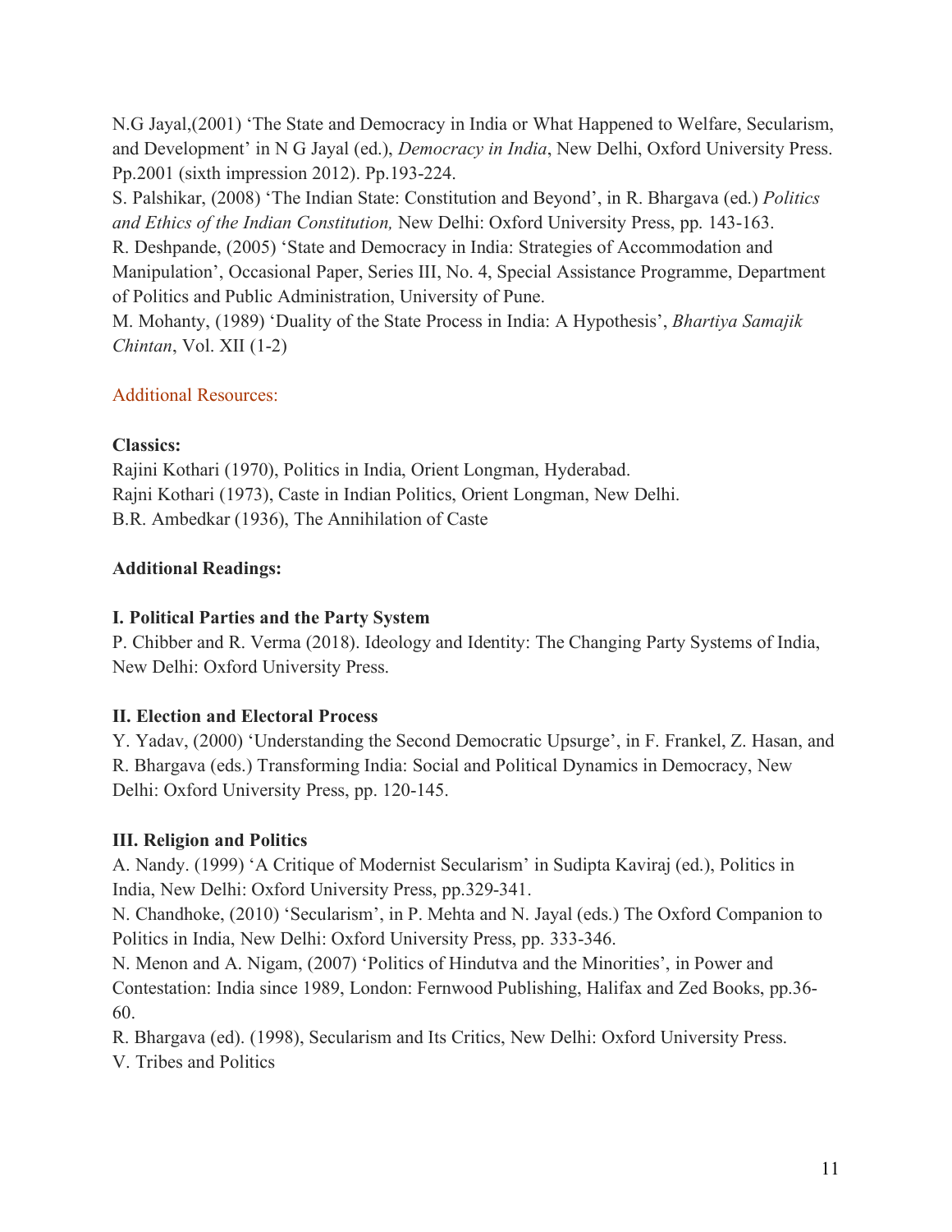N.G Jayal,(2001) 'The State and Democracy in India or What Happened to Welfare, Secularism, and Development' in N G Jayal (ed.), *Democracy in India*, New Delhi, Oxford University Press. Pp.2001 (sixth impression 2012). Pp.193-224.

S. Palshikar, (2008) 'The Indian State: Constitution and Beyond', in R. Bhargava (ed.) *Politics and Ethics of the Indian Constitution,* New Delhi: Oxford University Press, pp. 143-163.

R. Deshpande, (2005) 'State and Democracy in India: Strategies of Accommodation and Manipulation', Occasional Paper, Series III, No. 4, Special Assistance Programme, Department of Politics and Public Administration, University of Pune.

M. Mohanty, (1989) 'Duality of the State Process in India: A Hypothesis', *Bhartiya Samajik Chintan*, Vol. XII (1-2)

Additional Resources:

**Classics:**

Rajini Kothari (1970), Politics in India, Orient Longman, Hyderabad.

Rajni Kothari (1973), Caste in Indian Politics, Orient Longman, New Delhi.

B.R. Ambedkar (1936), The Annihilation of Caste

**Additional Readings:**

**I. Political Parties and the Party System**

P. Chibber and R. Verma (2018). Ideology and Identity: The Changing Party Systems of India, New Delhi: Oxford University Press.

**II. Election and Electoral Process**

Y. Yadav, (2000) 'Understanding the Second Democratic Upsurge', in F. Frankel, Z. Hasan, and R. Bhargava (eds.) Transforming India: Social and Political Dynamics in Democracy, New Delhi: Oxford University Press, pp. 120-145.

**III. Religion and Politics**

A. Nandy. (1999) 'A Critique of Modernist Secularism' in Sudipta Kaviraj (ed.), Politics in India, New Delhi: Oxford University Press, pp.329-341.

N. Chandhoke, (2010) 'Secularism', in P. Mehta and N. Jayal (eds.) The Oxford Companion to Politics in India, New Delhi: Oxford University Press, pp. 333-346.

N. Menon and A. Nigam, (2007) 'Politics of Hindutva and the Minorities', in Power and Contestation: India since 1989, London: Fernwood Publishing, Halifax and Zed Books, pp.36-60.

R. Bhargava (ed). (1998), Secularism and Its Critics, New Delhi: Oxford University Press.

V. Tribes and Politics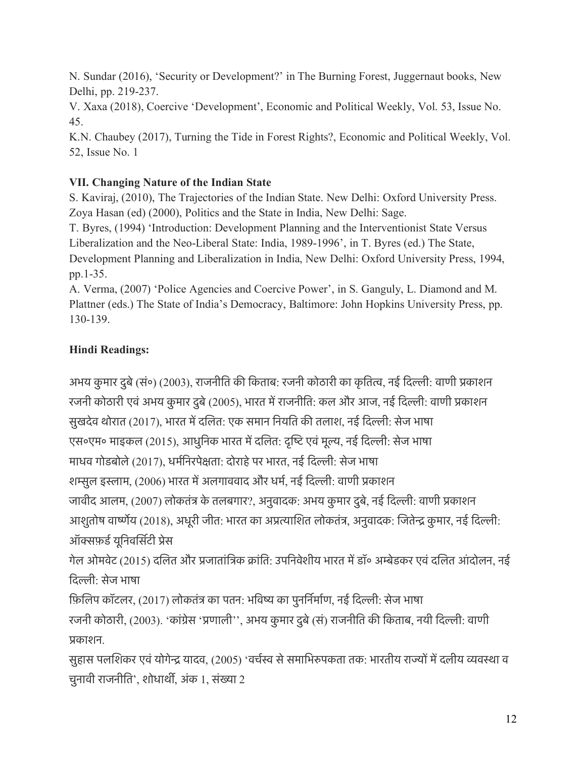N. Sundar (2016), 'Security or Development?' in The Burning Forest, Juggernaut books, New Delhi, pp. 219-237.

V. Xaxa (2018), Coercive 'Development', Economic and Political Weekly, Vol. 53, Issue No. 45.

K.N. Chaubey (2017), Turning the Tide in Forest Rights?, Economic and Political Weekly, Vol. 52, Issue No. 1

**VII. Changing Nature of the Indian State**

S. Kaviraj, (2010), The Trajectories of the Indian State. New Delhi: Oxford University Press.

Zoya Hasan (ed) (2000), Politics and the State in India, New Delhi: Sage.

T. Byres, (1994) 'Introduction: Development Planning and the Interventionist State Versus Liberalization and the Neo-Liberal State: India, 1989-1996', in T. Byres (ed.) The State, Development Planning and Liberalization in India, New Delhi: Oxford University Press, 1994, pp.1-35.

A. Verma, (2007) 'Police Agencies and Coercive Power', in S. Ganguly, L. Diamond and M. Plattner (eds.) The State of India's Democracy, Baltimore: John Hopkins University Press, pp. 130-139.

**Hindi Readings:**

अभय कुमार दुबे (सं०) (2003), राजनीति की किताब: रजनी कोठारी का कृतित्व, नई दिल्ली: वाणी प्रकाशन

रजनी कोठारी एवं अभय कुमार दुबे (2005), भारत में राजनीति: कल और आज, नई दिल्ली: वाणी प्रकाशन

सुखदेव थोरात (2017), भारत में दलित: एक समान नियति की तलाश, नई दिल्ली: सेज भाषा

एस०एम० माइकल (2015), आधुनिक भारत में दलित: दृष्टि एवं मूल्य, नई दिल्ली: सेज भाषा

माधव गोडबोले (2017), धर्मनिरपेक्षता: दोराहे पर भारत, नई दिल्ली: सेज भाषा

शम्सुल इस्लाम, (2006) भारत में अलगाववाद और धर्म, नई दिल्ली: वाणी प्रकाशन

जावीद आलम, (2007) लोकतंत्र के तलबगार?, अनुवादक: अभय कुमार दुबे, नई दिल्ली: वाणी प्रकाशन

आशुतोष वार्ष्णेय (2018), अधूरी जीत: भारत का अप्रत्याशित लोकतंत्र, अनुवादक: जितेन्द्र कुमार, नई दिल्ली: ऑक्सफ़र्ड यूनिवर्सिटी प्रेस

गेल ओमवेट (2015) दलित और प्रजातांत्रिक क्रांति: उपनिवेशीय भारत में डॉ० अम्बेडकर एवं दलित आंदोलन, नई दिल्ली: सेज भाषा

फ़िलिप कॉटलर, (2017) लोकतंत्र का पतन: भविष्य का पुनर्निर्माण, नई दिल्ली: सेज भाषा

रजनी कोठारी, (2003). 'कांग्रेस 'प्रणाली'', अभय कुमार दुबे (सं) राजनीति की किताब, नयी दिल्ली: वाणी प्रकाशन.

सुहास पलशिकर एवं योगेन्द्र यादव, (2005) 'वर्चस्व से समाभिरुपकता तक: भारतीय राज्यों में दलीय व्यवस्था व चुनावी राजनीति', शोधार्थी, अंक 1, संख्या 2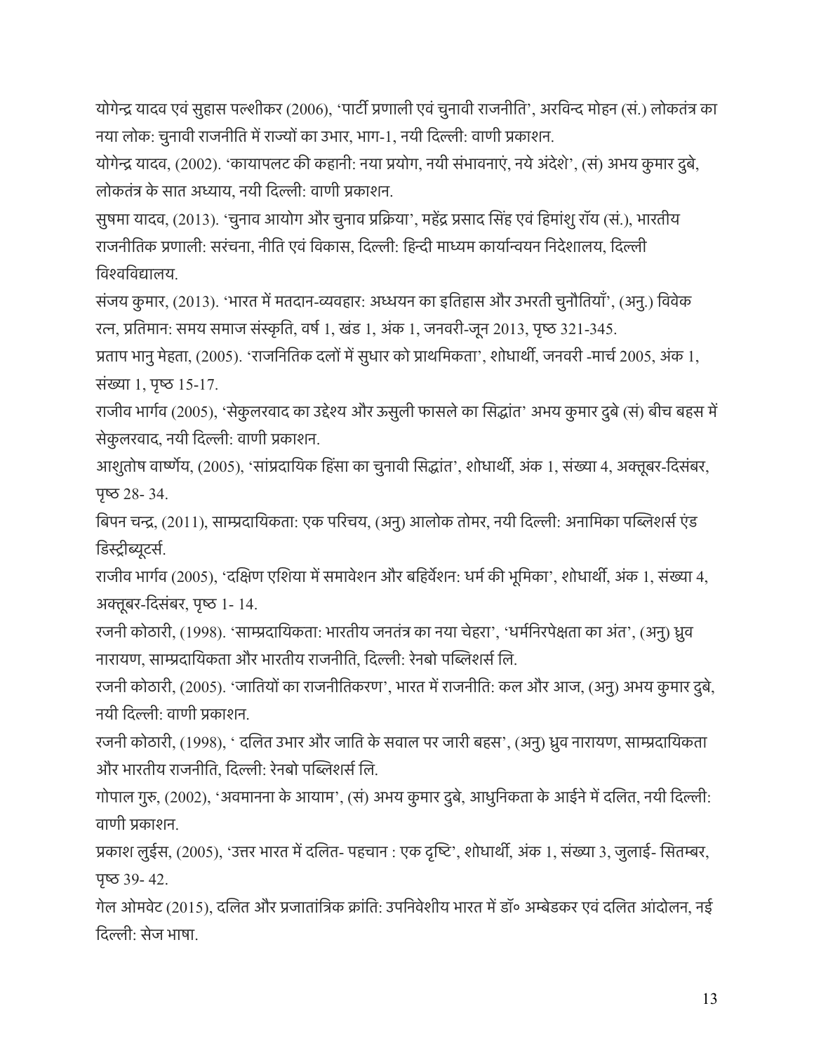योगेन्द्र यादव एवं सुहास पल्शीकर (2006), 'पार्टी प्रणाली एवं चुनावी राजनीति', अरविन्द मोहन (सं.) लोकतंत्र का नया लोक: चुनावी राजनीति में राज्यों का उभार, भाग-1, नयी दिल्ली: वाणी प्रकाशन.

योगेन्द्र यादव, (2002). 'कायापलट की कहानी: नया प्रयोग, नयी संभावनाएं, नये अंदेशे', (सं) अभय कुमार दुबे, लोकतंत्र के सात अध्याय, नयी दिल्ली: वाणी प्रकाशन.

सुषमा यादव, (2013). 'चुनाव आयोग और चुनाव प्रक्रिया', महेंद्र प्रसाद सिंह एवं हिमांशु रॉय (सं.), भारतीय राजनीतिक प्रणाली: सरंचना, नीति एवं विकास, दिल्ली: हिन्दी माध्यम कार्यान्वयन निदेशालय, दिल्ली विश्वविद्यालय.

संजय कुमार, (2013). 'भारत में मतदान-व्यवहार: अध्ययन का इतिहास और उभरती चुनौतियाँ', (अनु.) विवेक रत्न, प्रतिमान: समय समाज संस्कृति, वर्ष 1, खंड 1, अंक 1, जनवरी-जून 2013, पृष्ठ 321-345.

प्रताप भानु मेहता, (2005). 'राजनितिक दलों में सुधार को प्राथमिकता', शोधार्थी, जनवरी -मार्च 2005, अंक 1, संख्या 1, पृष्ठ 15-17.

राजीव भार्गव (2005), 'सेकुलरवाद का उद्देश्य और ऊसुली फासले का सिद्धांत' अभय कुमार दुबे (सं) बीच बहस में सेकुलरवाद, नयी दिल्ली: वाणी प्रकाशन.

आशुतोष वार्ष्णेय, (2005), 'सांप्रदायिक हिंसा का चुनावी सिद्धांत', शोधार्थी, अंक 1, संख्या 4, अक्तूबर-दिसंबर, पृष्ठ 28- 34.

बिपन चन्द्र, (2011), साम्प्रदायिकता: एक परिचय, (अनु) आलोक तोमर, नयी दिल्ली: अनामिका पब्लिशर्स एंड डिस्ट्रीब्यूटर्स.

राजीव भार्गव (2005), 'दक्षिण एशिया में समावेशन और बहिर्वेशन: धर्म की भूमिका', शोधार्थी, अंक 1, संख्या 4, अक्तूबर-दिसंबर, पृष्ठ 1- 14.

रजनी कोठारी, (1998). 'साम्प्रदायिकता: भारतीय जनतंत्र का नया चेहरा', 'धर्मनिरपेक्षता का अंत', (अनु) ध्रुव नारायण, साम्प्रदायिकता और भारतीय राजनीति, दिल्ली: रेनबो पब्लिशर्स लि.

रजनी कोठारी, (2005). 'जातियों का राजनीतिकरण', भारत में राजनीति: कल और आज, (अनु) अभय कुमार दुबे, नयी दिल्ली: वाणी प्रकाशन.

रजनी कोठारी, (1998), ' दलित उभार और जाति के सवाल पर जारी बहस', (अनु) ध्रुव नारायण, साम्प्रदायिकता और भारतीय राजनीति, दिल्ली: रेनबो पब्लिशर्स लि.

गोपाल गुरु, (2002), 'अवमानना के आयाम', (सं) अभय कुमार दुबे, आधुनिकता के आईने में दलित, नयी दिल्ली: वाणी प्रकाशन.

प्रकाश लुईस, (2005), 'उत्तर भारत में दलित- पहचान : एक दृष्टि', शोधार्थी, अंक 1, संख्या 3, जुलाई- सितम्बर, पृष्ठ 39- 42.

गेल ओमवेट (2015), दलित और प्रजातांत्रिक क्रांति: उपनिवेशीय भारत में डॉ० अम्बेडकर एवं दलित आंदोलन, नई दिल्ली: सेज भाषा.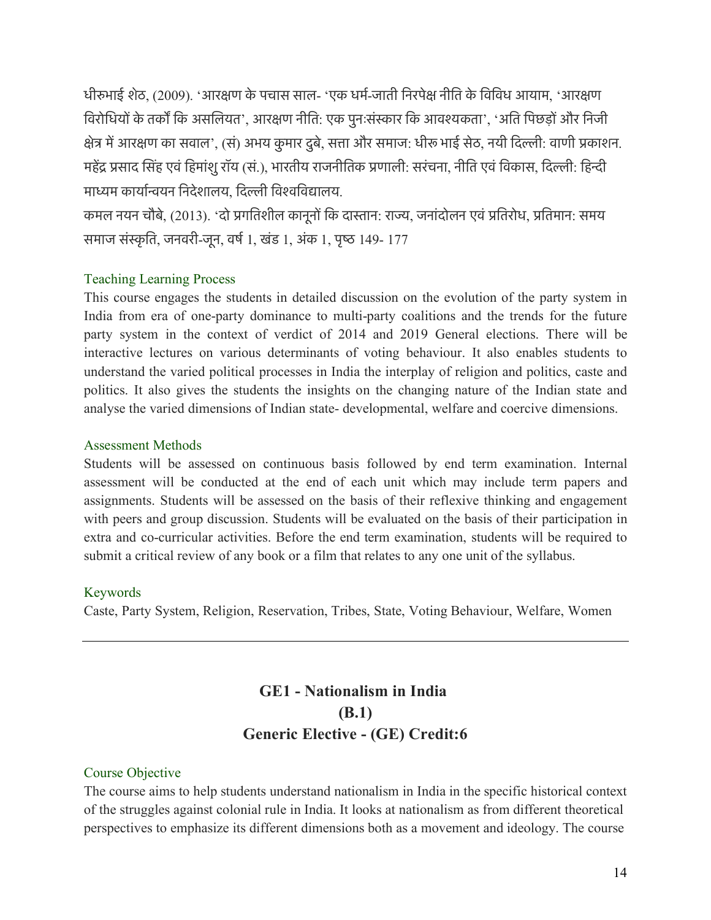धीरुभाई शेठ, (2009). 'आरक्षण के पचास साल- 'एक धर्म-जाती निरपेक्ष नीति के विविध आयाम, 'आरक्षण विरोधियों के तर्कों कि असलियत', आरक्षण नीति: एक पुनःसंस्कार कि आवश्यकता', 'अति पिछड़ों और निजी क्षेत्र में आरक्षण का सवाल', (सं) अभय कुमार दुबे, सत्ता और समाज: धीरु भाई सेठ, नयी दिल्ली: वाणी प्रकाशन.
महेंद्र प्रसाद सिंह एवं हिमांशु रॉय (सं.), भारतीय राजनीतिक प्रणाली: सरंचना, नीति एवं विकास, दिल्ली: हिन्दी माध्यम कार्यान्वयन निदेशालय, दिल्ली विश्वविद्यालय.
कमल नयन चौबे, (2013). 'दो प्रगतिशील कानूनों कि दास्तान: राज्य, जनांदोलन एवं प्रतिरोध, प्रतिमान: समय समाज संस्कृति, जनवरी-जून, वर्ष 1, खंड 1, अंक 1, पृष्ठ 149- 177

### Teaching Learning Process

This course engages the students in detailed discussion on the evolution of the party system in India from era of one-party dominance to multi-party coalitions and the trends for the future party system in the context of verdict of 2014 and 2019 General elections. There will be interactive lectures on various determinants of voting behaviour. It also enables students to understand the varied political processes in India the interplay of religion and politics, caste and politics. It also gives the students the insights on the changing nature of the Indian state and analyse the varied dimensions of Indian state- developmental, welfare and coercive dimensions.

### Assessment Methods

Students will be assessed on continuous basis followed by end term examination. Internal assessment will be conducted at the end of each unit which may include term papers and assignments. Students will be assessed on the basis of their reflexive thinking and engagement with peers and group discussion. Students will be evaluated on the basis of their participation in extra and co-curricular activities. Before the end term examination, students will be required to submit a critical review of any book or a film that relates to any one unit of the syllabus.

### Keywords

Caste, Party System, Religion, Reservation, Tribes, State, Voting Behaviour, Welfare, Women

---

## GE1 - Nationalism in India
## (B.1)
## Generic Elective - (GE) Credit:6

### Course Objective

The course aims to help students understand nationalism in India in the specific historical context of the struggles against colonial rule in India. It looks at nationalism as from different theoretical perspectives to emphasize its different dimensions both as a movement and ideology. The course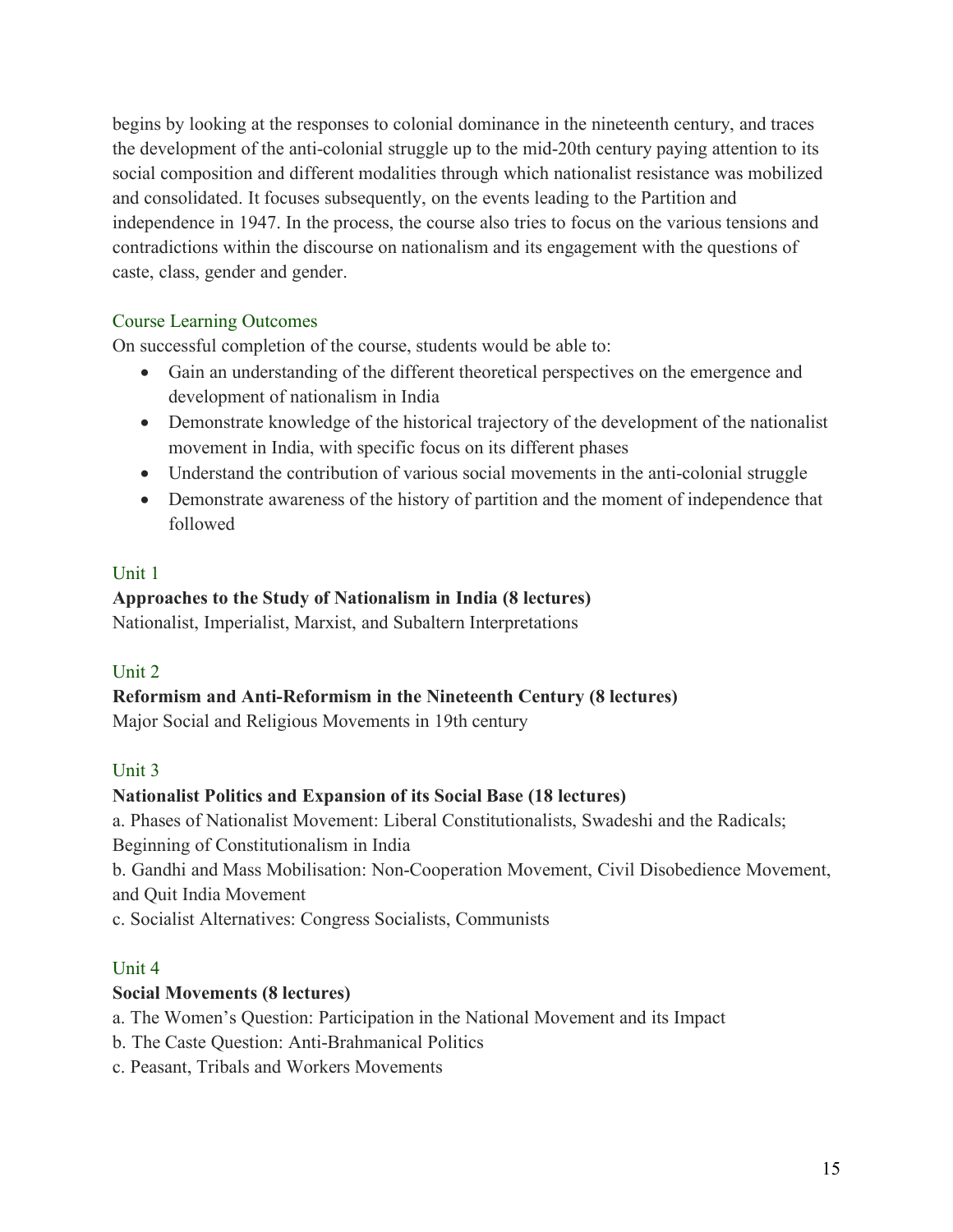begins by looking at the responses to colonial dominance in the nineteenth century, and traces the development of the anti-colonial struggle up to the mid-20th century paying attention to its social composition and different modalities through which nationalist resistance was mobilized and consolidated. It focuses subsequently, on the events leading to the Partition and independence in 1947. In the process, the course also tries to focus on the various tensions and contradictions within the discourse on nationalism and its engagement with the questions of caste, class, gender and gender.

## Course Learning Outcomes

On successful completion of the course, students would be able to:

- Gain an understanding of the different theoretical perspectives on the emergence and development of nationalism in India
- Demonstrate knowledge of the historical trajectory of the development of the nationalist movement in India, with specific focus on its different phases
- Understand the contribution of various social movements in the anti-colonial struggle
- Demonstrate awareness of the history of partition and the moment of independence that followed

## Unit 1

**Approaches to the Study of Nationalism in India (8 lectures)**

Nationalist, Imperialist, Marxist, and Subaltern Interpretations

## Unit 2

**Reformism and Anti-Reformism in the Nineteenth Century (8 lectures)**

Major Social and Religious Movements in 19th century

## Unit 3

**Nationalist Politics and Expansion of its Social Base (18 lectures)**

a. Phases of Nationalist Movement: Liberal Constitutionalists, Swadeshi and the Radicals; Beginning of Constitutionalism in India

b. Gandhi and Mass Mobilisation: Non-Cooperation Movement, Civil Disobedience Movement, and Quit India Movement

c. Socialist Alternatives: Congress Socialists, Communists

## Unit 4

**Social Movements (8 lectures)**

a. The Women's Question: Participation in the National Movement and its Impact

b. The Caste Question: Anti-Brahmanical Politics

c. Peasant, Tribals and Workers Movements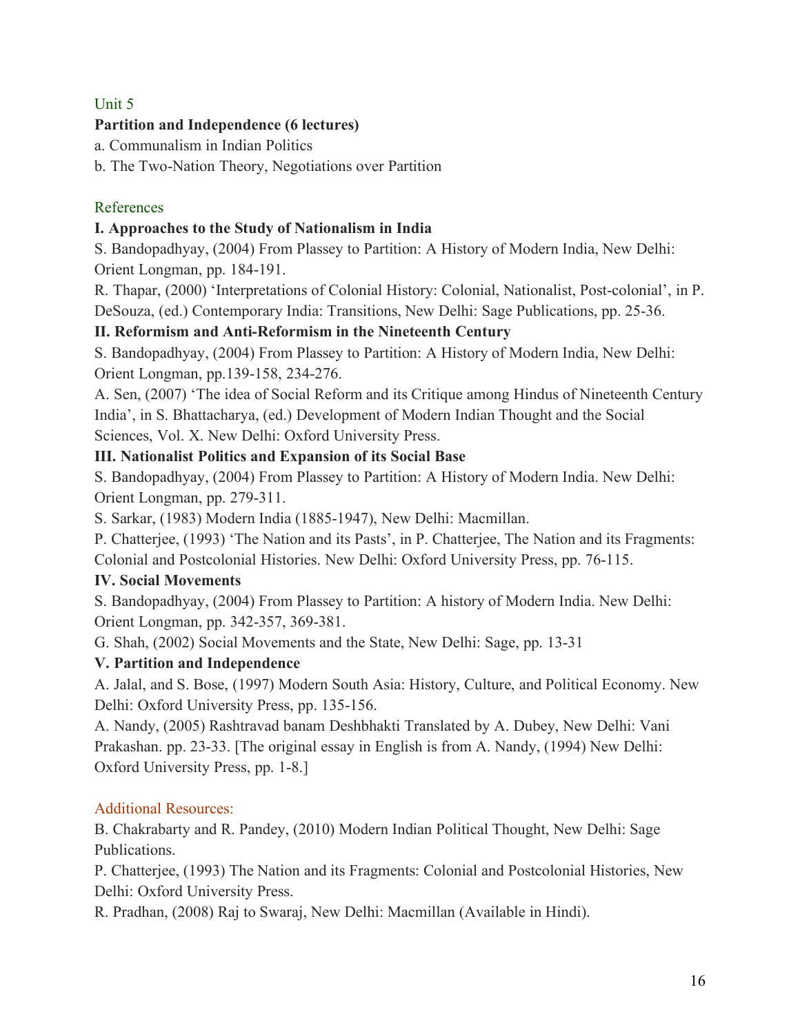## Unit 5

**Partition and Independence (6 lectures)**

a. Communalism in Indian Politics

b. The Two-Nation Theory, Negotiations over Partition

## References

**I. Approaches to the Study of Nationalism in India**

S. Bandopadhyay, (2004) From Plassey to Partition: A History of Modern India, New Delhi: Orient Longman, pp. 184-191.

R. Thapar, (2000) 'Interpretations of Colonial History: Colonial, Nationalist, Post-colonial', in P. DeSouza, (ed.) Contemporary India: Transitions, New Delhi: Sage Publications, pp. 25-36.

**II. Reformism and Anti-Reformism in the Nineteenth Century**

S. Bandopadhyay, (2004) From Plassey to Partition: A History of Modern India, New Delhi: Orient Longman, pp.139-158, 234-276.

A. Sen, (2007) 'The idea of Social Reform and its Critique among Hindus of Nineteenth Century India', in S. Bhattacharya, (ed.) Development of Modern Indian Thought and the Social Sciences, Vol. X. New Delhi: Oxford University Press.

**III. Nationalist Politics and Expansion of its Social Base**

S. Bandopadhyay, (2004) From Plassey to Partition: A History of Modern India. New Delhi: Orient Longman, pp. 279-311.

S. Sarkar, (1983) Modern India (1885-1947), New Delhi: Macmillan.

P. Chatterjee, (1993) 'The Nation and its Pasts', in P. Chatterjee, The Nation and its Fragments: Colonial and Postcolonial Histories. New Delhi: Oxford University Press, pp. 76-115.

**IV. Social Movements**

S. Bandopadhyay, (2004) From Plassey to Partition: A history of Modern India. New Delhi: Orient Longman, pp. 342-357, 369-381.

G. Shah, (2002) Social Movements and the State, New Delhi: Sage, pp. 13-31

**V. Partition and Independence**

A. Jalal, and S. Bose, (1997) Modern South Asia: History, Culture, and Political Economy. New Delhi: Oxford University Press, pp. 135-156.

A. Nandy, (2005) Rashtravad banam Deshbhakti Translated by A. Dubey, New Delhi: Vani Prakashan. pp. 23-33. [The original essay in English is from A. Nandy, (1994) New Delhi: Oxford University Press, pp. 1-8.]

## Additional Resources:

B. Chakrabarty and R. Pandey, (2010) Modern Indian Political Thought, New Delhi: Sage Publications.

P. Chatterjee, (1993) The Nation and its Fragments: Colonial and Postcolonial Histories, New Delhi: Oxford University Press.

R. Pradhan, (2008) Raj to Swaraj, New Delhi: Macmillan (Available in Hindi).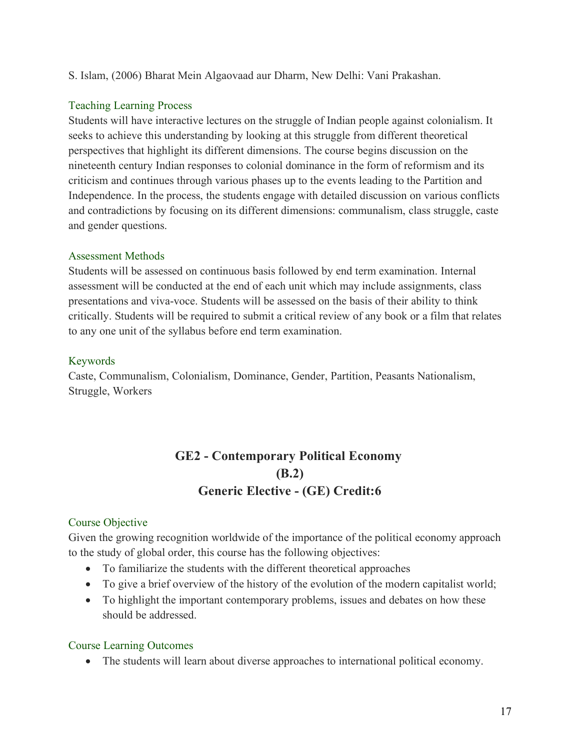S. Islam, (2006) Bharat Mein Algaovaad aur Dharm, New Delhi: Vani Prakashan.

### Teaching Learning Process

Students will have interactive lectures on the struggle of Indian people against colonialism. It seeks to achieve this understanding by looking at this struggle from different theoretical perspectives that highlight its different dimensions. The course begins discussion on the nineteenth century Indian responses to colonial dominance in the form of reformism and its criticism and continues through various phases up to the events leading to the Partition and Independence. In the process, the students engage with detailed discussion on various conflicts and contradictions by focusing on its different dimensions: communalism, class struggle, caste and gender questions.

### Assessment Methods

Students will be assessed on continuous basis followed by end term examination. Internal assessment will be conducted at the end of each unit which may include assignments, class presentations and viva-voce. Students will be assessed on the basis of their ability to think critically. Students will be required to submit a critical review of any book or a film that relates to any one unit of the syllabus before end term examination.

### Keywords

Caste, Communalism, Colonialism, Dominance, Gender, Partition, Peasants Nationalism, Struggle, Workers

## GE2 - Contemporary Political Economy
## (B.2)
## Generic Elective - (GE) Credit:6

### Course Objective

Given the growing recognition worldwide of the importance of the political economy approach to the study of global order, this course has the following objectives:

- To familiarize the students with the different theoretical approaches
- To give a brief overview of the history of the evolution of the modern capitalist world;
- To highlight the important contemporary problems, issues and debates on how these should be addressed.

### Course Learning Outcomes

- The students will learn about diverse approaches to international political economy.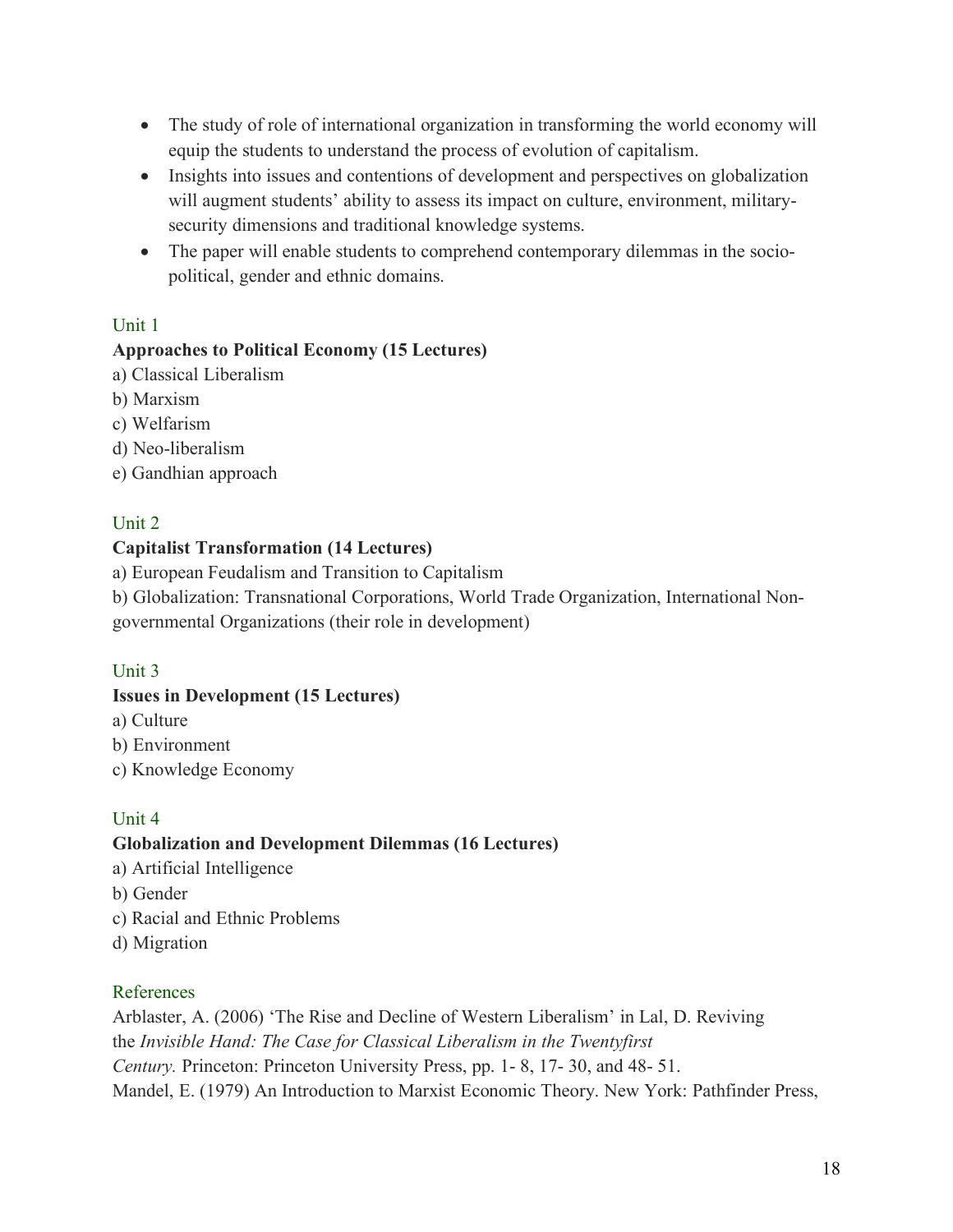- The study of role of international organization in transforming the world economy will equip the students to understand the process of evolution of capitalism.
- Insights into issues and contentions of development and perspectives on globalization will augment students' ability to assess its impact on culture, environment, military-security dimensions and traditional knowledge systems.
- The paper will enable students to comprehend contemporary dilemmas in the socio-political, gender and ethnic domains.

### Unit 1

**Approaches to Political Economy (15 Lectures)**

a) Classical Liberalism  
b) Marxism  
c) Welfarism  
d) Neo-liberalism  
e) Gandhian approach

### Unit 2

**Capitalist Transformation (14 Lectures)**

a) European Feudalism and Transition to Capitalism  
b) Globalization: Transnational Corporations, World Trade Organization, International Non-governmental Organizations (their role in development)

### Unit 3

**Issues in Development (15 Lectures)**

a) Culture  
b) Environment  
c) Knowledge Economy

### Unit 4

**Globalization and Development Dilemmas (16 Lectures)**

a) Artificial Intelligence  
b) Gender  
c) Racial and Ethnic Problems  
d) Migration

### References

Arblaster, A. (2006) 'The Rise and Decline of Western Liberalism' in Lal, D. Reviving the *Invisible Hand: The Case for Classical Liberalism in the Twentyfirst Century.* Princeton: Princeton University Press, pp. 1- 8, 17- 30, and 48- 51.  
Mandel, E. (1979) An Introduction to Marxist Economic Theory. New York: Pathfinder Press,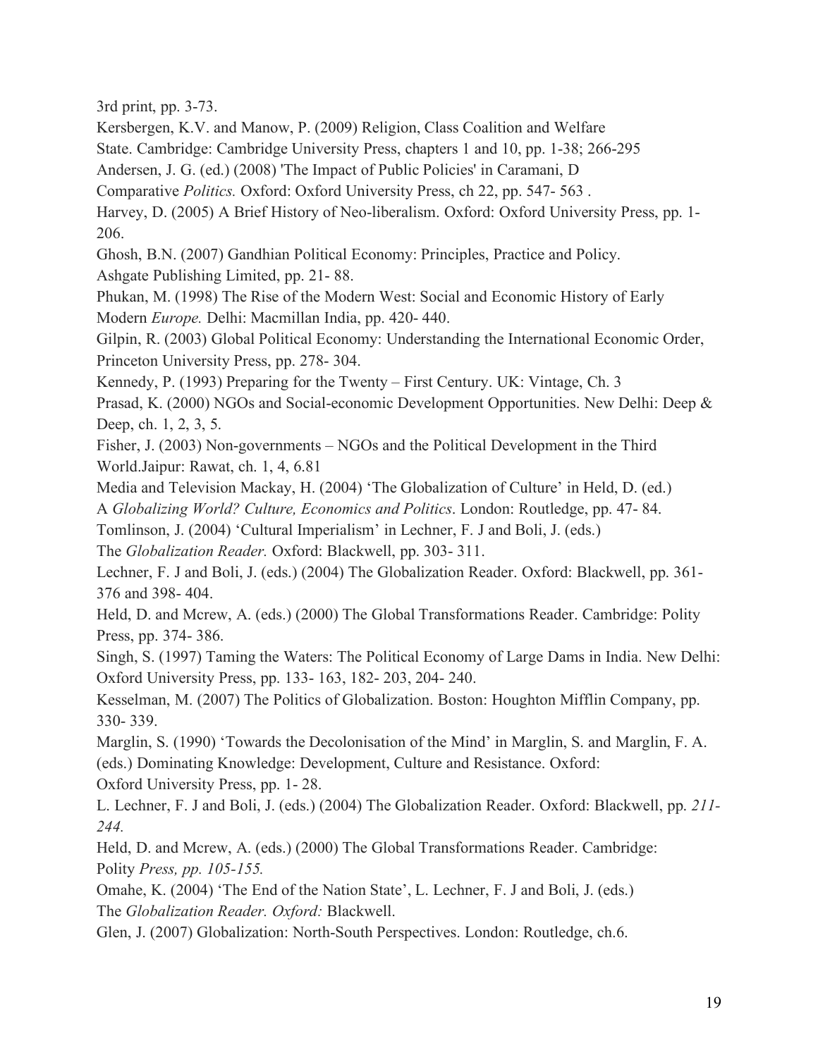3rd print, pp. 3-73.

Kersbergen, K.V. and Manow, P. (2009) Religion, Class Coalition and Welfare State. Cambridge: Cambridge University Press, chapters 1 and 10, pp. 1-38; 266-295

Andersen, J. G. (ed.) (2008) 'The Impact of Public Policies' in Caramani, D Comparative *Politics.* Oxford: Oxford University Press, ch 22, pp. 547- 563 .

Harvey, D. (2005) A Brief History of Neo-liberalism. Oxford: Oxford University Press, pp. 1-206.

Ghosh, B.N. (2007) Gandhian Political Economy: Principles, Practice and Policy. Ashgate Publishing Limited, pp. 21- 88.

Phukan, M. (1998) The Rise of the Modern West: Social and Economic History of Early Modern *Europe.* Delhi: Macmillan India, pp. 420- 440.

Gilpin, R. (2003) Global Political Economy: Understanding the International Economic Order, Princeton University Press, pp. 278- 304.

Kennedy, P. (1993) Preparing for the Twenty – First Century. UK: Vintage, Ch. 3

Prasad, K. (2000) NGOs and Social-economic Development Opportunities. New Delhi: Deep & Deep, ch. 1, 2, 3, 5.

Fisher, J. (2003) Non-governments – NGOs and the Political Development in the Third World.Jaipur: Rawat, ch. 1, 4, 6.81

Media and Television Mackay, H. (2004) 'The Globalization of Culture' in Held, D. (ed.) A *Globalizing World? Culture, Economics and Politics*. London: Routledge, pp. 47- 84.

Tomlinson, J. (2004) 'Cultural Imperialism' in Lechner, F. J and Boli, J. (eds.) The *Globalization Reader.* Oxford: Blackwell, pp. 303- 311.

Lechner, F. J and Boli, J. (eds.) (2004) The Globalization Reader. Oxford: Blackwell, pp. 361-376 and 398- 404.

Held, D. and Mcrew, A. (eds.) (2000) The Global Transformations Reader. Cambridge: Polity Press, pp. 374- 386.

Singh, S. (1997) Taming the Waters: The Political Economy of Large Dams in India. New Delhi: Oxford University Press, pp. 133- 163, 182- 203, 204- 240.

Kesselman, M. (2007) The Politics of Globalization. Boston: Houghton Mifflin Company, pp. 330- 339.

Marglin, S. (1990) 'Towards the Decolonisation of the Mind' in Marglin, S. and Marglin, F. A. (eds.) Dominating Knowledge: Development, Culture and Resistance. Oxford: Oxford University Press, pp. 1- 28.

L. Lechner, F. J and Boli, J. (eds.) (2004) The Globalization Reader. Oxford: Blackwell, pp. *211-244.*

Held, D. and Mcrew, A. (eds.) (2000) The Global Transformations Reader. Cambridge: Polity *Press, pp. 105-155.*

Omahe, K. (2004) 'The End of the Nation State', L. Lechner, F. J and Boli, J. (eds.) The *Globalization Reader. Oxford:* Blackwell.

Glen, J. (2007) Globalization: North-South Perspectives. London: Routledge, ch.6.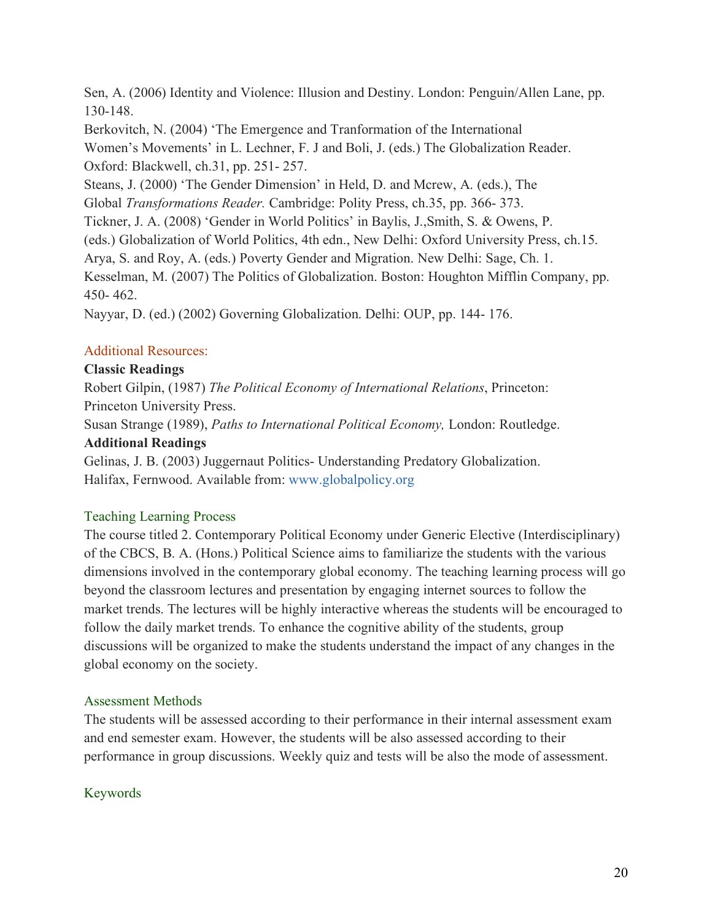Sen, A. (2006) Identity and Violence: Illusion and Destiny. London: Penguin/Allen Lane, pp. 130-148.
Berkovitch, N. (2004) 'The Emergence and Tranformation of the International Women's Movements' in L. Lechner, F. J and Boli, J. (eds.) The Globalization Reader. Oxford: Blackwell, ch.31, pp. 251- 257.
Steans, J. (2000) 'The Gender Dimension' in Held, D. and Mcrew, A. (eds.), The Global *Transformations Reader.* Cambridge: Polity Press, ch.35, pp. 366- 373.
Tickner, J. A. (2008) 'Gender in World Politics' in Baylis, J.,Smith, S. & Owens, P. (eds.) Globalization of World Politics, 4th edn., New Delhi: Oxford University Press, ch.15.
Arya, S. and Roy, A. (eds.) Poverty Gender and Migration. New Delhi: Sage, Ch. 1.
Kesselman, M. (2007) The Politics of Globalization. Boston: Houghton Mifflin Company, pp. 450- 462.
Nayyar, D. (ed.) (2002) Governing Globalization. Delhi: OUP, pp. 144- 176.

## Additional Resources:

**Classic Readings**

Robert Gilpin, (1987) *The Political Economy of International Relations*, Princeton: Princeton University Press.
Susan Strange (1989), *Paths to International Political Economy,* London: Routledge.

**Additional Readings**

Gelinas, J. B. (2003) Juggernaut Politics- Understanding Predatory Globalization. Halifax, Fernwood. Available from: www.globalpolicy.org

## Teaching Learning Process

The course titled 2. Contemporary Political Economy under Generic Elective (Interdisciplinary) of the CBCS, B. A. (Hons.) Political Science aims to familiarize the students with the various dimensions involved in the contemporary global economy. The teaching learning process will go beyond the classroom lectures and presentation by engaging internet sources to follow the market trends. The lectures will be highly interactive whereas the students will be encouraged to follow the daily market trends. To enhance the cognitive ability of the students, group discussions will be organized to make the students understand the impact of any changes in the global economy on the society.

## Assessment Methods

The students will be assessed according to their performance in their internal assessment exam and end semester exam. However, the students will be also assessed according to their performance in group discussions. Weekly quiz and tests will be also the mode of assessment.

## Keywords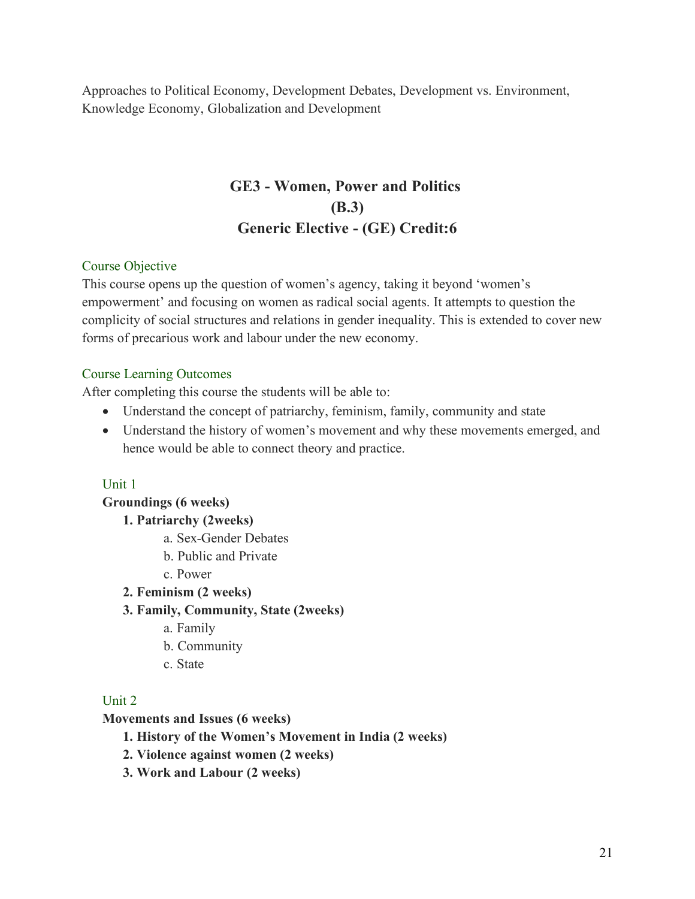Approaches to Political Economy, Development Debates, Development vs. Environment, Knowledge Economy, Globalization and Development

## GE3 - Women, Power and Politics
## (B.3)
## Generic Elective - (GE) Credit:6

### Course Objective

This course opens up the question of women's agency, taking it beyond 'women's empowerment' and focusing on women as radical social agents. It attempts to question the complicity of social structures and relations in gender inequality. This is extended to cover new forms of precarious work and labour under the new economy.

### Course Learning Outcomes

After completing this course the students will be able to:

- Understand the concept of patriarchy, feminism, family, community and state
- Understand the history of women's movement and why these movements emerged, and hence would be able to connect theory and practice.

### Unit 1

**Groundings (6 weeks)**

1. **Patriarchy (2weeks)**
   a. Sex-Gender Debates
   b. Public and Private
   c. Power
2. **Feminism (2 weeks)**
3. **Family, Community, State (2weeks)**
   a. Family
   b. Community
   c. State

### Unit 2

**Movements and Issues (6 weeks)**

1. **History of the Women's Movement in India (2 weeks)**
2. **Violence against women (2 weeks)**
3. **Work and Labour (2 weeks)**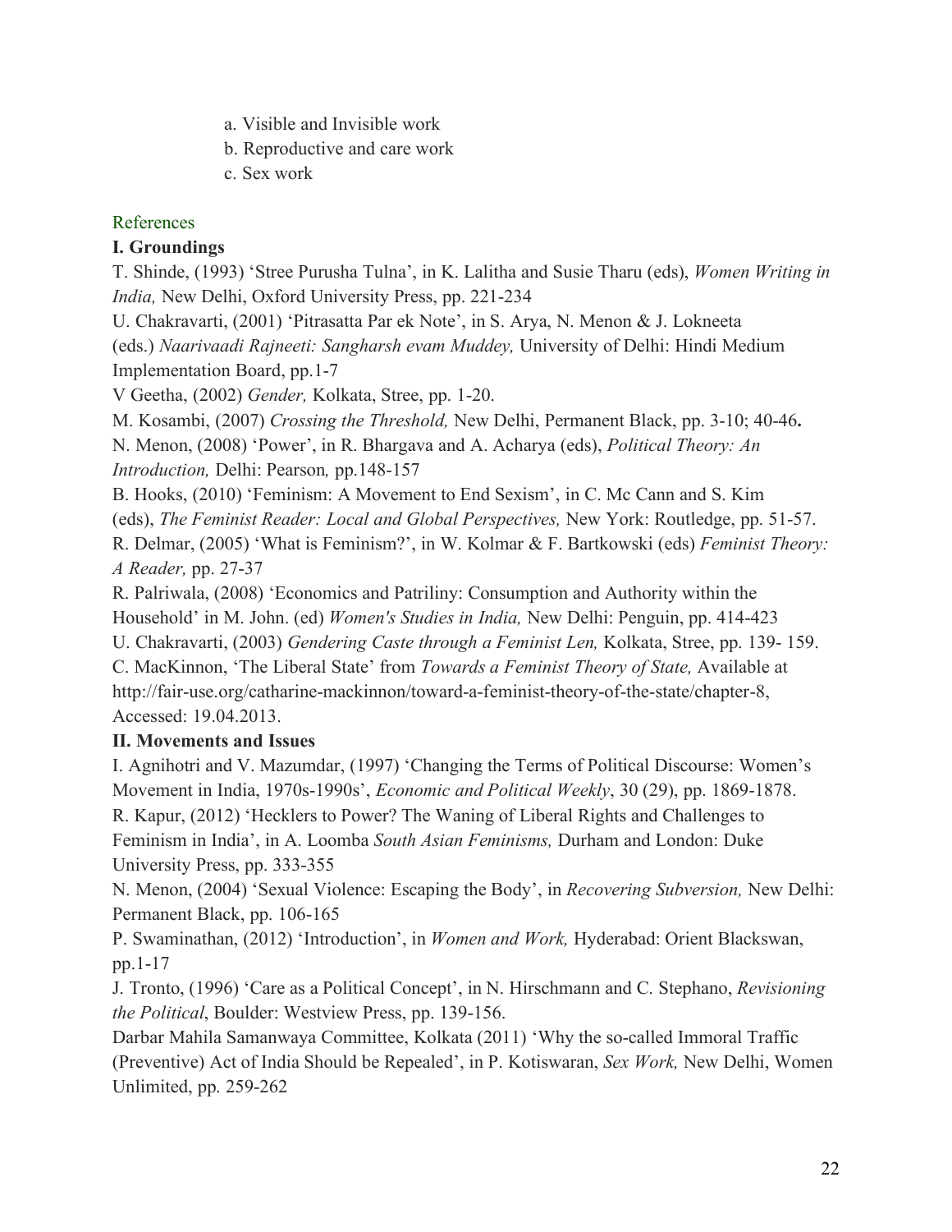a. Visible and Invisible work
b. Reproductive and care work
c. Sex work

## References

### I. Groundings

T. Shinde, (1993) 'Stree Purusha Tulna', in K. Lalitha and Susie Tharu (eds), *Women Writing in India,* New Delhi, Oxford University Press, pp. 221-234

U. Chakravarti, (2001) 'Pitrasatta Par ek Note', in S. Arya, N. Menon & J. Lokneeta (eds.) *Naarivaadi Rajneeti: Sangharsh evam Muddey,* University of Delhi: Hindi Medium Implementation Board, pp.1-7

V Geetha, (2002) *Gender,* Kolkata, Stree, pp. 1-20.

M. Kosambi, (2007) *Crossing the Threshold,* New Delhi, Permanent Black, pp. 3-10; 40-46**.**

N. Menon, (2008) 'Power', in R. Bhargava and A. Acharya (eds), *Political Theory: An Introduction,* Delhi: Pearson*,* pp.148-157

B. Hooks, (2010) 'Feminism: A Movement to End Sexism', in C. Mc Cann and S. Kim (eds), *The Feminist Reader: Local and Global Perspectives,* New York: Routledge, pp. 51-57.

R. Delmar, (2005) 'What is Feminism?', in W. Kolmar & F. Bartkowski (eds) *Feminist Theory: A Reader,* pp. 27-37

R. Palriwala, (2008) 'Economics and Patriliny: Consumption and Authority within the Household' in M. John. (ed) *Women's Studies in India,* New Delhi: Penguin, pp. 414-423

U. Chakravarti, (2003) *Gendering Caste through a Feminist Len,* Kolkata, Stree, pp. 139- 159.

C. MacKinnon, 'The Liberal State' from *Towards a Feminist Theory of State,* Available at http://fair-use.org/catharine-mackinnon/toward-a-feminist-theory-of-the-state/chapter-8, Accessed: 19.04.2013.

### II. Movements and Issues

I. Agnihotri and V. Mazumdar, (1997) 'Changing the Terms of Political Discourse: Women's Movement in India, 1970s-1990s', *Economic and Political Weekly*, 30 (29), pp. 1869-1878.

R. Kapur, (2012) 'Hecklers to Power? The Waning of Liberal Rights and Challenges to Feminism in India', in A. Loomba *South Asian Feminisms,* Durham and London: Duke University Press, pp. 333-355

N. Menon, (2004) 'Sexual Violence: Escaping the Body', in *Recovering Subversion,* New Delhi: Permanent Black, pp. 106-165

P. Swaminathan, (2012) 'Introduction', in *Women and Work,* Hyderabad: Orient Blackswan, pp.1-17

J. Tronto, (1996) 'Care as a Political Concept', in N. Hirschmann and C. Stephano, *Revisioning the Political*, Boulder: Westview Press, pp. 139-156.

Darbar Mahila Samanwaya Committee, Kolkata (2011) 'Why the so-called Immoral Traffic (Preventive) Act of India Should be Repealed', in P. Kotiswaran, *Sex Work,* New Delhi, Women Unlimited, pp. 259-262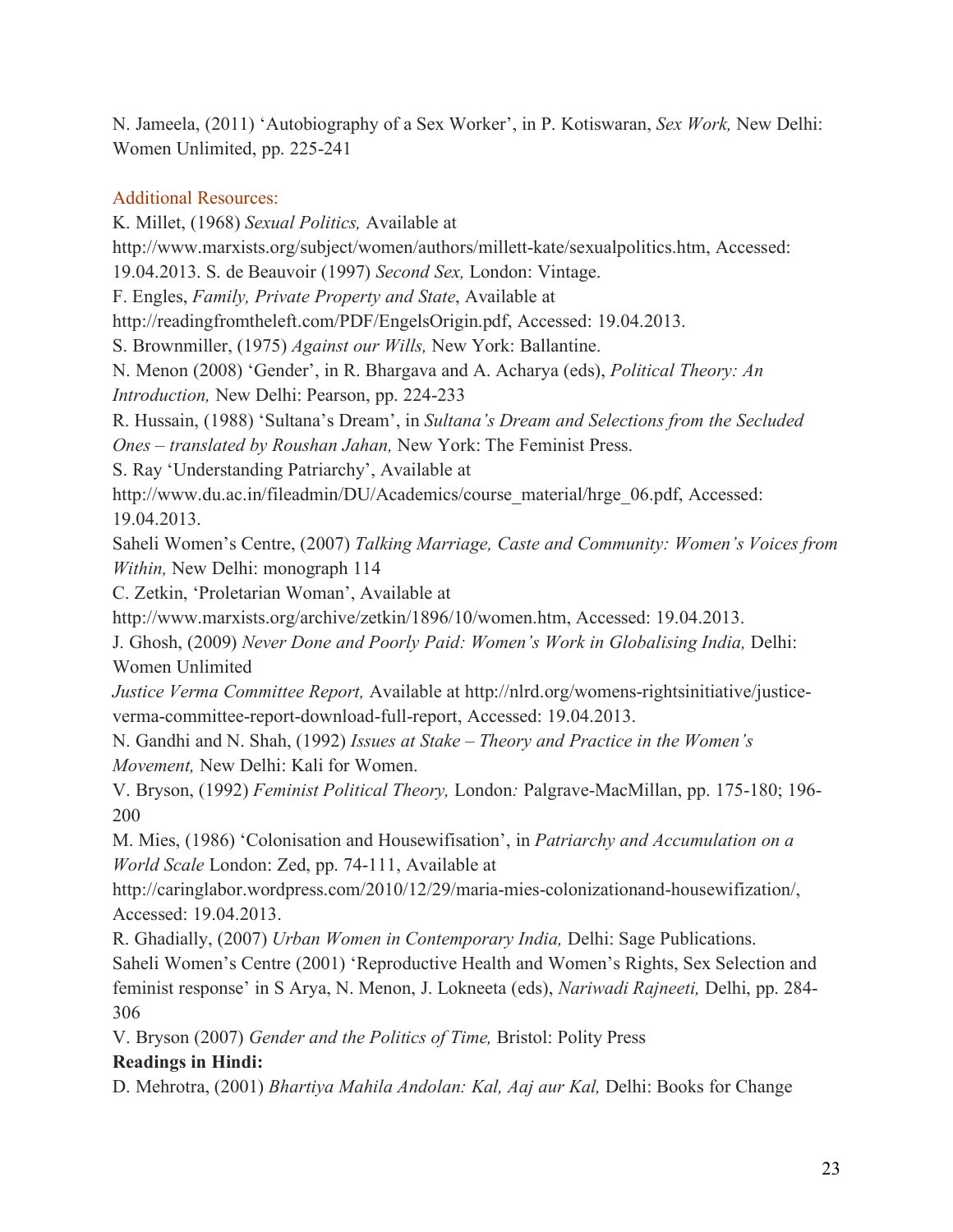N. Jameela, (2011) 'Autobiography of a Sex Worker', in P. Kotiswaran, *Sex Work,* New Delhi: Women Unlimited, pp. 225-241

### Additional Resources:

K. Millet, (1968) *Sexual Politics,* Available at http://www.marxists.org/subject/women/authors/millett-kate/sexualpolitics.htm, Accessed: 19.04.2013. S. de Beauvoir (1997) *Second Sex,* London: Vintage.

F. Engles, *Family, Private Property and State*, Available at http://readingfromtheleft.com/PDF/EngelsOrigin.pdf, Accessed: 19.04.2013.

S. Brownmiller, (1975) *Against our Wills,* New York: Ballantine.

N. Menon (2008) 'Gender', in R. Bhargava and A. Acharya (eds), *Political Theory: An Introduction,* New Delhi: Pearson, pp. 224-233

R. Hussain, (1988) 'Sultana's Dream', in *Sultana's Dream and Selections from the Secluded Ones – translated by Roushan Jahan,* New York: The Feminist Press.

S. Ray 'Understanding Patriarchy', Available at http://www.du.ac.in/fileadmin/DU/Academics/course_material/hrge_06.pdf, Accessed: 19.04.2013.

Saheli Women's Centre, (2007) *Talking Marriage, Caste and Community: Women's Voices from Within,* New Delhi: monograph 114

C. Zetkin, 'Proletarian Woman', Available at http://www.marxists.org/archive/zetkin/1896/10/women.htm, Accessed: 19.04.2013.

J. Ghosh, (2009) *Never Done and Poorly Paid: Women's Work in Globalising India,* Delhi: Women Unlimited

*Justice Verma Committee Report,* Available at http://nlrd.org/womens-rightsinitiative/justice-verma-committee-report-download-full-report, Accessed: 19.04.2013.

N. Gandhi and N. Shah, (1992) *Issues at Stake – Theory and Practice in the Women's Movement,* New Delhi: Kali for Women.

V. Bryson, (1992) *Feminist Political Theory,* London*:* Palgrave-MacMillan, pp. 175-180; 196-200

M. Mies, (1986) 'Colonisation and Housewifisation', in *Patriarchy and Accumulation on a World Scale* London: Zed, pp. 74-111, Available at http://caringlabor.wordpress.com/2010/12/29/maria-mies-colonizationand-housewifization/, Accessed: 19.04.2013.

R. Ghadially, (2007) *Urban Women in Contemporary India,* Delhi: Sage Publications.

Saheli Women's Centre (2001) 'Reproductive Health and Women's Rights, Sex Selection and feminist response' in S Arya, N. Menon, J. Lokneeta (eds), *Nariwadi Rajneeti,* Delhi, pp. 284-306

V. Bryson (2007) *Gender and the Politics of Time,* Bristol: Polity Press

**Readings in Hindi:**

D. Mehrotra, (2001) *Bhartiya Mahila Andolan: Kal, Aaj aur Kal,* Delhi: Books for Change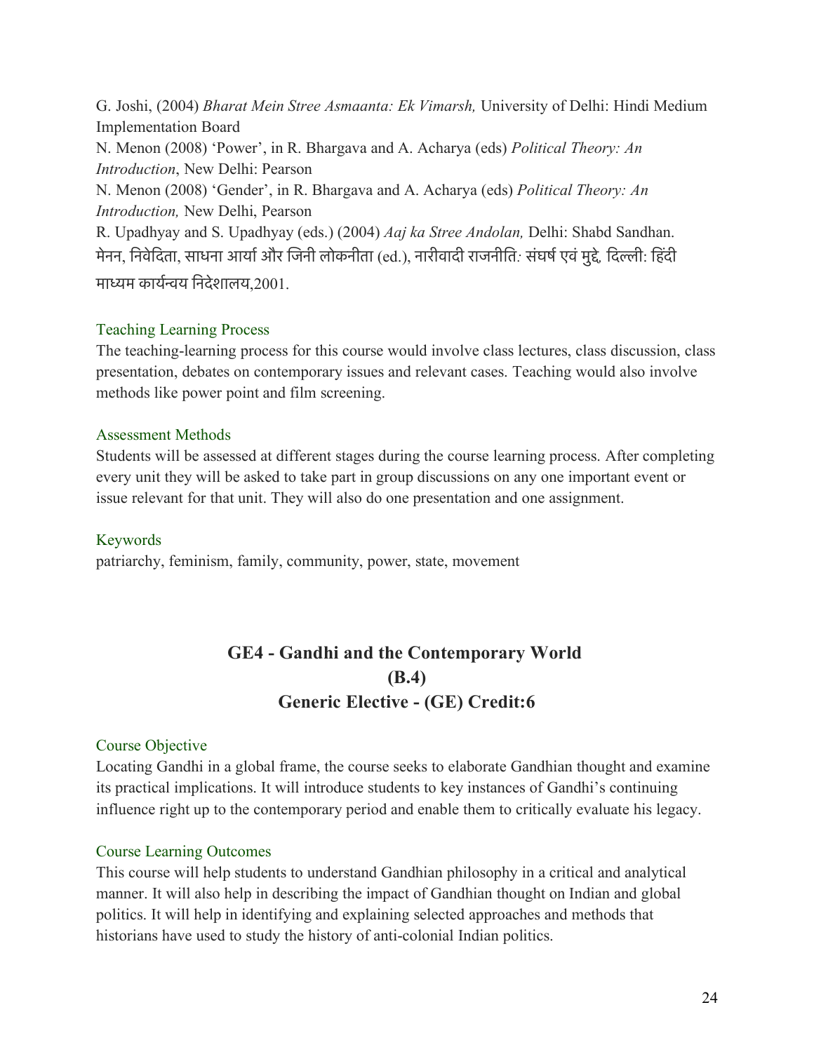G. Joshi, (2004) *Bharat Mein Stree Asmaanta: Ek Vimarsh,* University of Delhi: Hindi Medium Implementation Board

N. Menon (2008) 'Power', in R. Bhargava and A. Acharya (eds) *Political Theory: An Introduction*, New Delhi: Pearson

N. Menon (2008) 'Gender', in R. Bhargava and A. Acharya (eds) *Political Theory: An Introduction,* New Delhi, Pearson

R. Upadhyay and S. Upadhyay (eds.) (2004) *Aaj ka Stree Andolan,* Delhi: Shabd Sandhan.

मेनन, निवेदिता, साधना आर्या और जिनी लोकनीता (ed.), नारीवादी राजनीति*: संघर्ष एवं मुद्दे,* दिल्ली: हिंदी माध्यम कार्यन्वय निदेशालय,2001.

### Teaching Learning Process

The teaching-learning process for this course would involve class lectures, class discussion, class presentation, debates on contemporary issues and relevant cases. Teaching would also involve methods like power point and film screening.

### Assessment Methods

Students will be assessed at different stages during the course learning process. After completing every unit they will be asked to take part in group discussions on any one important event or issue relevant for that unit. They will also do one presentation and one assignment.

### Keywords

patriarchy, feminism, family, community, power, state, movement

## GE4 - Gandhi and the Contemporary World
## (B.4)
## Generic Elective - (GE) Credit:6

### Course Objective

Locating Gandhi in a global frame, the course seeks to elaborate Gandhian thought and examine its practical implications. It will introduce students to key instances of Gandhi's continuing influence right up to the contemporary period and enable them to critically evaluate his legacy.

### Course Learning Outcomes

This course will help students to understand Gandhian philosophy in a critical and analytical manner. It will also help in describing the impact of Gandhian thought on Indian and global politics. It will help in identifying and explaining selected approaches and methods that historians have used to study the history of anti-colonial Indian politics.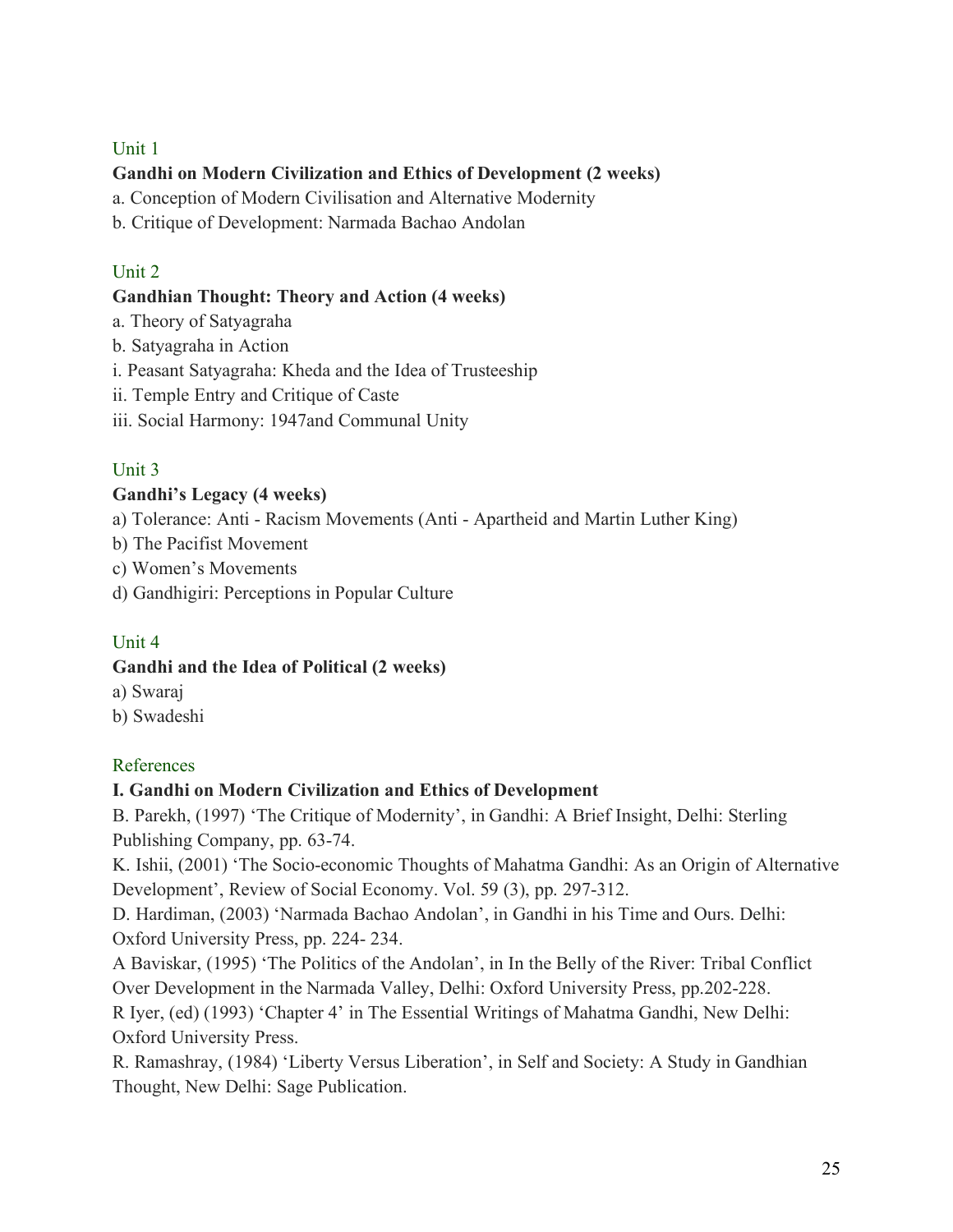## Unit 1

**Gandhi on Modern Civilization and Ethics of Development (2 weeks)**

a. Conception of Modern Civilisation and Alternative Modernity

b. Critique of Development: Narmada Bachao Andolan

## Unit 2

**Gandhian Thought: Theory and Action (4 weeks)**

a. Theory of Satyagraha

b. Satyagraha in Action

i. Peasant Satyagraha: Kheda and the Idea of Trusteeship

ii. Temple Entry and Critique of Caste

iii. Social Harmony: 1947and Communal Unity

## Unit 3

**Gandhi's Legacy (4 weeks)**

a) Tolerance: Anti - Racism Movements (Anti - Apartheid and Martin Luther King)

b) The Pacifist Movement

c) Women's Movements

d) Gandhigiri: Perceptions in Popular Culture

## Unit 4

**Gandhi and the Idea of Political (2 weeks)**

a) Swaraj

b) Swadeshi

## References

**I. Gandhi on Modern Civilization and Ethics of Development**

B. Parekh, (1997) 'The Critique of Modernity', in Gandhi: A Brief Insight, Delhi: Sterling Publishing Company, pp. 63-74.

K. Ishii, (2001) 'The Socio-economic Thoughts of Mahatma Gandhi: As an Origin of Alternative Development', Review of Social Economy. Vol. 59 (3), pp. 297-312.

D. Hardiman, (2003) 'Narmada Bachao Andolan', in Gandhi in his Time and Ours. Delhi: Oxford University Press, pp. 224- 234.

A Baviskar, (1995) 'The Politics of the Andolan', in In the Belly of the River: Tribal Conflict Over Development in the Narmada Valley, Delhi: Oxford University Press, pp.202-228.

R Iyer, (ed) (1993) 'Chapter 4' in The Essential Writings of Mahatma Gandhi, New Delhi: Oxford University Press.

R. Ramashray, (1984) 'Liberty Versus Liberation', in Self and Society: A Study in Gandhian Thought, New Delhi: Sage Publication.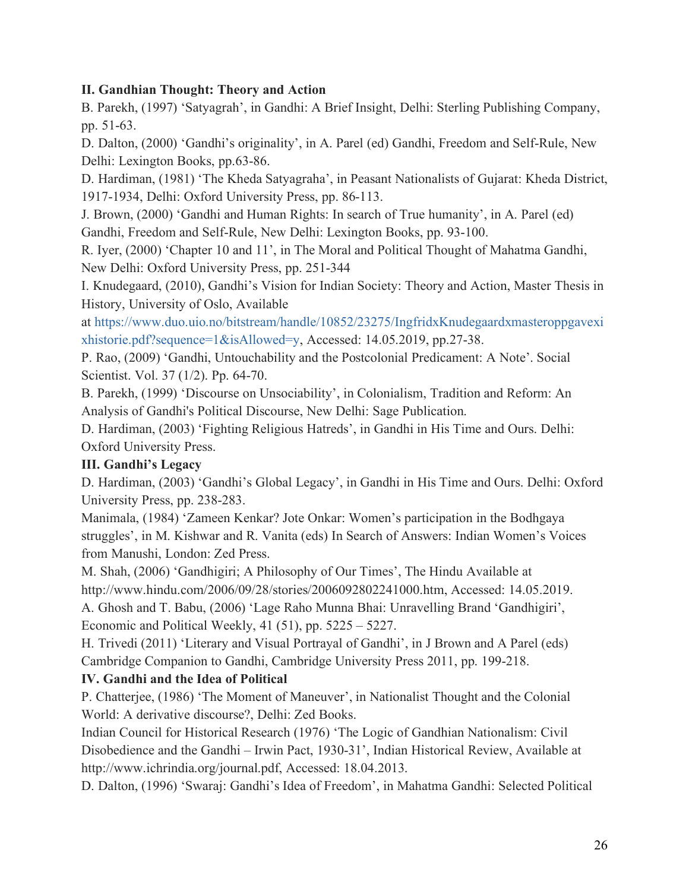**II. Gandhian Thought: Theory and Action**

B. Parekh, (1997) 'Satyagrah', in Gandhi: A Brief Insight, Delhi: Sterling Publishing Company, pp. 51-63.

D. Dalton, (2000) 'Gandhi's originality', in A. Parel (ed) Gandhi, Freedom and Self-Rule, New Delhi: Lexington Books, pp.63-86.

D. Hardiman, (1981) 'The Kheda Satyagraha', in Peasant Nationalists of Gujarat: Kheda District, 1917-1934, Delhi: Oxford University Press, pp. 86-113.

J. Brown, (2000) 'Gandhi and Human Rights: In search of True humanity', in A. Parel (ed) Gandhi, Freedom and Self-Rule, New Delhi: Lexington Books, pp. 93-100.

R. Iyer, (2000) 'Chapter 10 and 11', in The Moral and Political Thought of Mahatma Gandhi, New Delhi: Oxford University Press, pp. 251-344

I. Knudegaard, (2010), Gandhi's Vision for Indian Society: Theory and Action, Master Thesis in History, University of Oslo, Available at https://www.duo.uio.no/bitstream/handle/10852/23275/IngfridxKnudegaardxmasteroppgavexixhistorie.pdf?sequence=1&isAllowed=y, Accessed: 14.05.2019, pp.27-38.

P. Rao, (2009) 'Gandhi, Untouchability and the Postcolonial Predicament: A Note'. Social Scientist. Vol. 37 (1/2). Pp. 64-70.

B. Parekh, (1999) 'Discourse on Unsociability', in Colonialism, Tradition and Reform: An Analysis of Gandhi's Political Discourse, New Delhi: Sage Publication.

D. Hardiman, (2003) 'Fighting Religious Hatreds', in Gandhi in His Time and Ours. Delhi: Oxford University Press.

**III. Gandhi's Legacy**

D. Hardiman, (2003) 'Gandhi's Global Legacy', in Gandhi in His Time and Ours. Delhi: Oxford University Press, pp. 238-283.

Manimala, (1984) 'Zameen Kenkar? Jote Onkar: Women's participation in the Bodhgaya struggles', in M. Kishwar and R. Vanita (eds) In Search of Answers: Indian Women's Voices from Manushi, London: Zed Press.

M. Shah, (2006) 'Gandhigiri; A Philosophy of Our Times', The Hindu Available at http://www.hindu.com/2006/09/28/stories/2006092802241000.htm, Accessed: 14.05.2019.

A. Ghosh and T. Babu, (2006) 'Lage Raho Munna Bhai: Unravelling Brand 'Gandhigiri', Economic and Political Weekly, 41 (51), pp. 5225 – 5227.

H. Trivedi (2011) 'Literary and Visual Portrayal of Gandhi', in J Brown and A Parel (eds) Cambridge Companion to Gandhi, Cambridge University Press 2011, pp. 199-218.

**IV. Gandhi and the Idea of Political**

P. Chatterjee, (1986) 'The Moment of Maneuver', in Nationalist Thought and the Colonial World: A derivative discourse?, Delhi: Zed Books.

Indian Council for Historical Research (1976) 'The Logic of Gandhian Nationalism: Civil Disobedience and the Gandhi – Irwin Pact, 1930-31', Indian Historical Review, Available at http://www.ichrindia.org/journal.pdf, Accessed: 18.04.2013.

D. Dalton, (1996) 'Swaraj: Gandhi's Idea of Freedom', in Mahatma Gandhi: Selected Political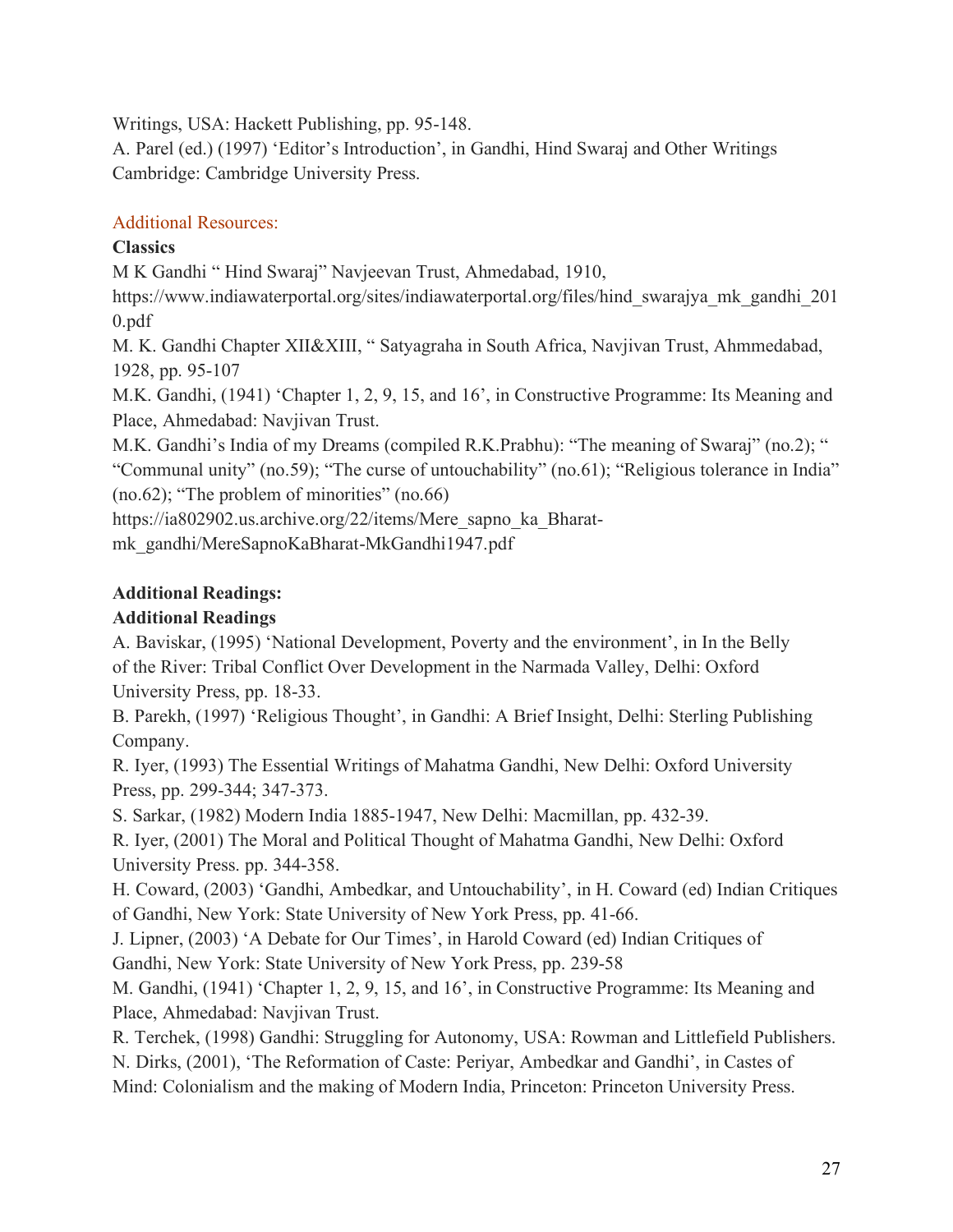Writings, USA: Hackett Publishing, pp. 95-148.
A. Parel (ed.) (1997) 'Editor's Introduction', in Gandhi, Hind Swaraj and Other Writings Cambridge: Cambridge University Press.

## Additional Resources:

**Classics**

M K Gandhi " Hind Swaraj" Navjeevan Trust, Ahmedabad, 1910, https://www.indiawaterportal.org/sites/indiawaterportal.org/files/hind_swarajya_mk_gandhi_2010.pdf

M. K. Gandhi Chapter XII&XIII, " Satyagraha in South Africa, Navjivan Trust, Ahmmedabad, 1928, pp. 95-107

M.K. Gandhi, (1941) 'Chapter 1, 2, 9, 15, and 16', in Constructive Programme: Its Meaning and Place, Ahmedabad: Navjivan Trust.

M.K. Gandhi's India of my Dreams (compiled R.K.Prabhu): "The meaning of Swaraj" (no.2); " "Communal unity" (no.59); "The curse of untouchability" (no.61); "Religious tolerance in India" (no.62); "The problem of minorities" (no.66)
https://ia802902.us.archive.org/22/items/Mere_sapno_ka_Bharat-mk_gandhi/MereSapnoKaBharat-MkGandhi1947.pdf

**Additional Readings:**

**Additional Readings**

A. Baviskar, (1995) 'National Development, Poverty and the environment', in In the Belly of the River: Tribal Conflict Over Development in the Narmada Valley, Delhi: Oxford University Press, pp. 18-33.

B. Parekh, (1997) 'Religious Thought', in Gandhi: A Brief Insight, Delhi: Sterling Publishing Company.

R. Iyer, (1993) The Essential Writings of Mahatma Gandhi, New Delhi: Oxford University Press, pp. 299-344; 347-373.

S. Sarkar, (1982) Modern India 1885-1947, New Delhi: Macmillan, pp. 432-39.

R. Iyer, (2001) The Moral and Political Thought of Mahatma Gandhi, New Delhi: Oxford University Press. pp. 344-358.

H. Coward, (2003) 'Gandhi, Ambedkar, and Untouchability', in H. Coward (ed) Indian Critiques of Gandhi, New York: State University of New York Press, pp. 41-66.

J. Lipner, (2003) 'A Debate for Our Times', in Harold Coward (ed) Indian Critiques of Gandhi, New York: State University of New York Press, pp. 239-58

M. Gandhi, (1941) 'Chapter 1, 2, 9, 15, and 16', in Constructive Programme: Its Meaning and Place, Ahmedabad: Navjivan Trust.

R. Terchek, (1998) Gandhi: Struggling for Autonomy, USA: Rowman and Littlefield Publishers.

N. Dirks, (2001), 'The Reformation of Caste: Periyar, Ambedkar and Gandhi', in Castes of Mind: Colonialism and the making of Modern India, Princeton: Princeton University Press.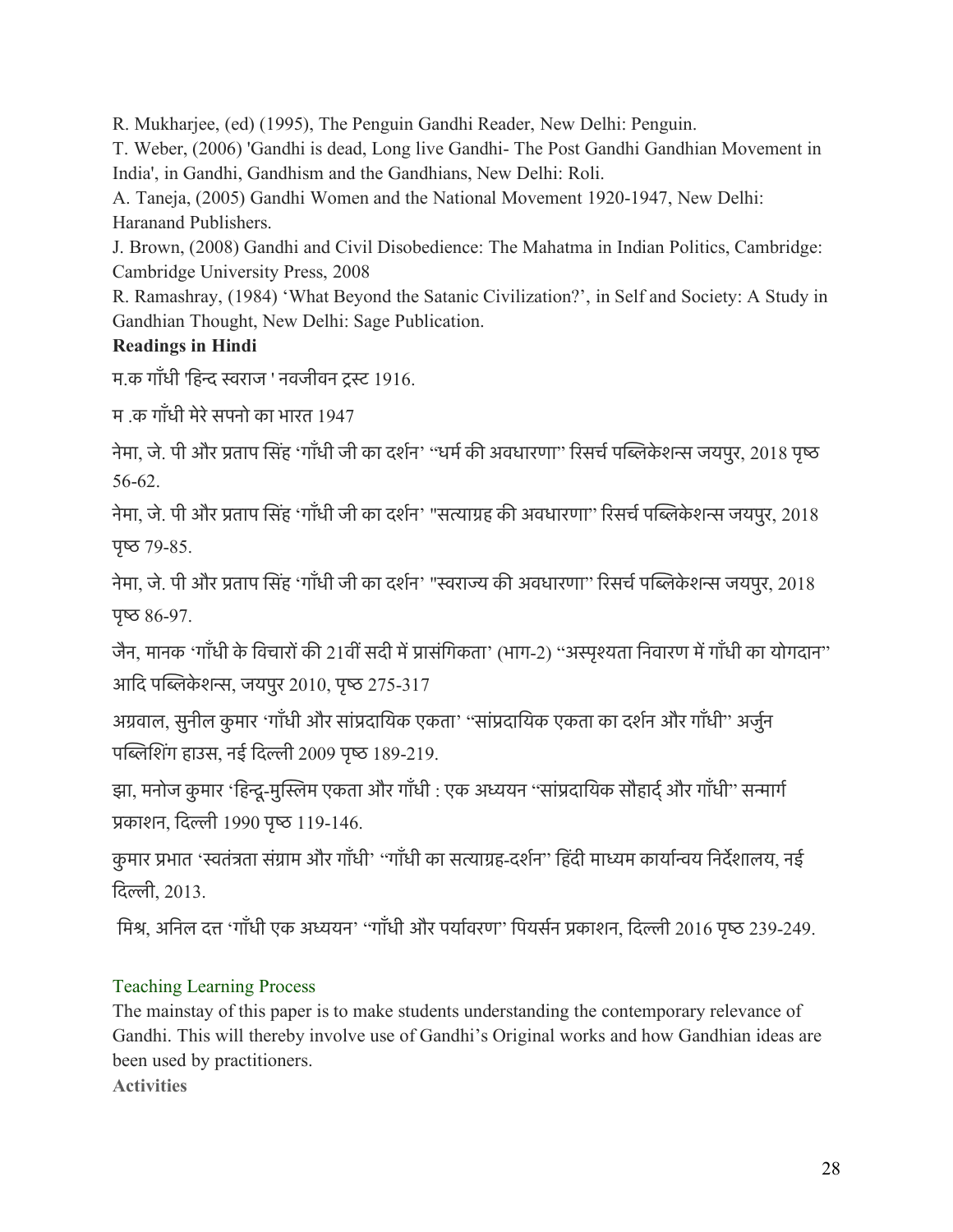R. Mukharjee, (ed) (1995), The Penguin Gandhi Reader, New Delhi: Penguin.

T. Weber, (2006) 'Gandhi is dead, Long live Gandhi- The Post Gandhi Gandhian Movement in India', in Gandhi, Gandhism and the Gandhians, New Delhi: Roli.

A. Taneja, (2005) Gandhi Women and the National Movement 1920-1947, New Delhi: Haranand Publishers.

J. Brown, (2008) Gandhi and Civil Disobedience: The Mahatma in Indian Politics, Cambridge: Cambridge University Press, 2008

R. Ramashray, (1984) 'What Beyond the Satanic Civilization?', in Self and Society: A Study in Gandhian Thought, New Delhi: Sage Publication.

**Readings in Hindi**

म.क गाँधी 'हिन्द स्वराज ' नवजीवन ट्रस्ट 1916.

म .क गाँधी मेरे सपनो का भारत 1947

नेमा, जे. पी और प्रताप सिंह 'गाँधी जी का दर्शन' "धर्म की अवधारणा" रिसर्च पब्लिकेशन्स जयपुर, 2018 पृष्ठ 56-62.

नेमा, जे. पी और प्रताप सिंह 'गाँधी जी का दर्शन' "सत्याग्रह की अवधारणा" रिसर्च पब्लिकेशन्स जयपुर, 2018 पृष्ठ 79-85.

नेमा, जे. पी और प्रताप सिंह 'गाँधी जी का दर्शन' "स्वराज्य की अवधारणा" रिसर्च पब्लिकेशन्स जयपुर, 2018 पृष्ठ 86-97.

जैन, मानक 'गाँधी के विचारों की 21वीं सदी में प्रासंगिकता' (भाग-2) "अस्पृश्यता निवारण में गाँधी का योगदान" आदि पब्लिकेशन्स, जयपुर 2010, पृष्ठ 275-317

अग्रवाल, सुनील कुमार 'गाँधी और सांप्रदायिक एकता' "सांप्रदायिक एकता का दर्शन और गाँधी" अर्जुन पब्लिशिंग हाउस, नई दिल्ली 2009 पृष्ठ 189-219.

झा, मनोज कुमार 'हिन्दू-मुस्लिम एकता और गाँधी : एक अध्ययन "सांप्रदायिक सौहार्द् और गाँधी" सन्मार्ग प्रकाशन, दिल्ली 1990 पृष्ठ 119-146.

कुमार प्रभात 'स्वतंत्रता संग्राम और गाँधी' "गाँधी का सत्याग्रह-दर्शन" हिंदी माध्यम कार्यान्वय निर्देशालय, नई दिल्ली, 2013.

मिश्र, अनिल दत्त 'गाँधी एक अध्ययन' "गाँधी और पर्यावरण" पियर्सन प्रकाशन, दिल्ली 2016 पृष्ठ 239-249.

## Teaching Learning Process

The mainstay of this paper is to make students understanding the contemporary relevance of Gandhi. This will thereby involve use of Gandhi's Original works and how Gandhian ideas are been used by practitioners.

**Activities**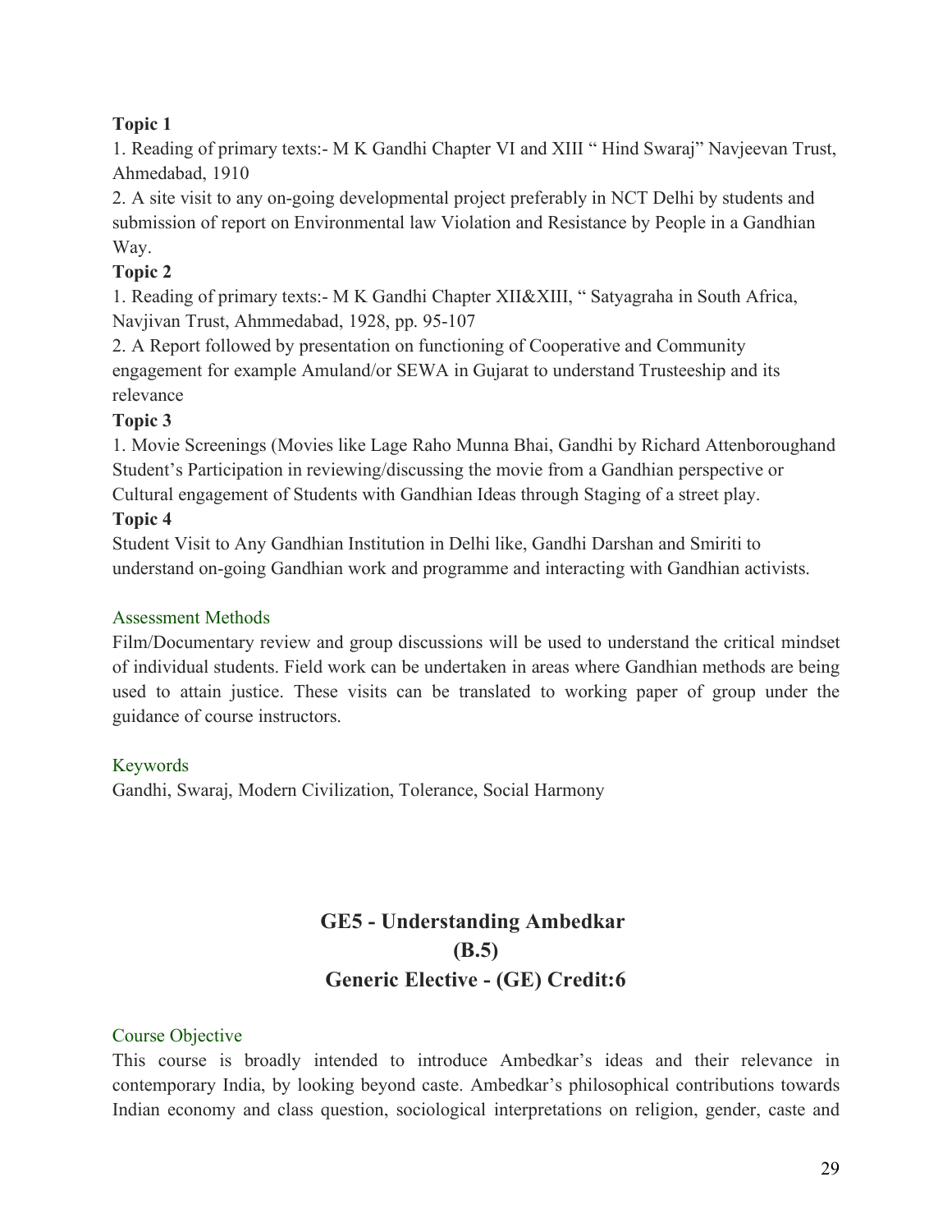**Topic 1**

1. Reading of primary texts:- M K Gandhi Chapter VI and XIII " Hind Swaraj" Navjeevan Trust, Ahmedabad, 1910
2. A site visit to any on-going developmental project preferably in NCT Delhi by students and submission of report on Environmental law Violation and Resistance by People in a Gandhian Way.

**Topic 2**

1. Reading of primary texts:- M K Gandhi Chapter XII&XIII, " Satyagraha in South Africa, Navjivan Trust, Ahmmedabad, 1928, pp. 95-107
2. A Report followed by presentation on functioning of Cooperative and Community engagement for example Amuland/or SEWA in Gujarat to understand Trusteeship and its relevance

**Topic 3**

1. Movie Screenings (Movies like Lage Raho Munna Bhai, Gandhi by Richard Attenboroughand Student's Participation in reviewing/discussing the movie from a Gandhian perspective or Cultural engagement of Students with Gandhian Ideas through Staging of a street play.

**Topic 4**

Student Visit to Any Gandhian Institution in Delhi like, Gandhi Darshan and Smiriti to understand on-going Gandhian work and programme and interacting with Gandhian activists.

### Assessment Methods

Film/Documentary review and group discussions will be used to understand the critical mindset of individual students. Field work can be undertaken in areas where Gandhian methods are being used to attain justice. These visits can be translated to working paper of group under the guidance of course instructors.

### Keywords

Gandhi, Swaraj, Modern Civilization, Tolerance, Social Harmony

## GE5 - Understanding Ambedkar
## (B.5)
## Generic Elective - (GE) Credit:6

### Course Objective

This course is broadly intended to introduce Ambedkar's ideas and their relevance in contemporary India, by looking beyond caste. Ambedkar's philosophical contributions towards Indian economy and class question, sociological interpretations on religion, gender, caste and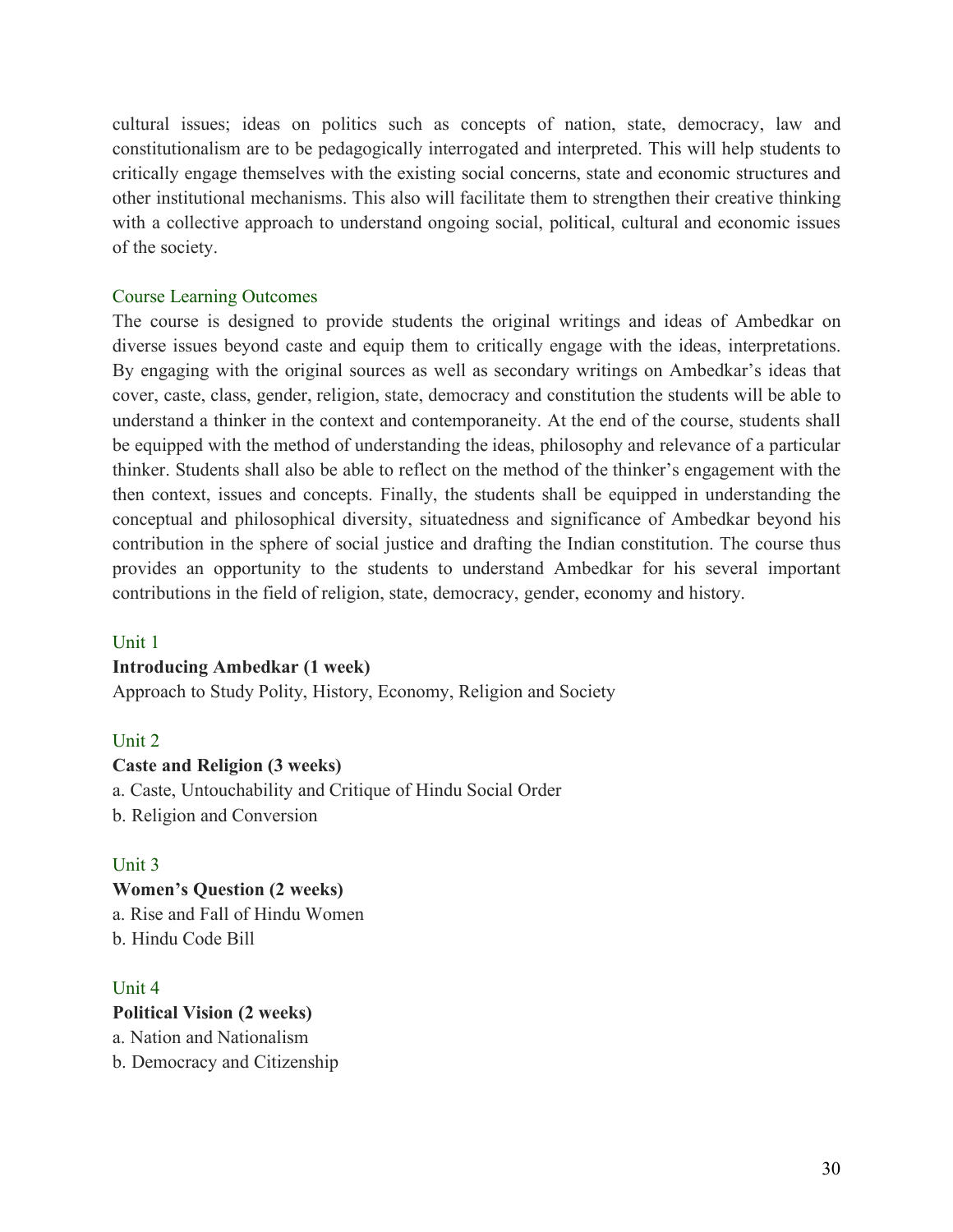cultural issues; ideas on politics such as concepts of nation, state, democracy, law and constitutionalism are to be pedagogically interrogated and interpreted. This will help students to critically engage themselves with the existing social concerns, state and economic structures and other institutional mechanisms. This also will facilitate them to strengthen their creative thinking with a collective approach to understand ongoing social, political, cultural and economic issues of the society.

### Course Learning Outcomes

The course is designed to provide students the original writings and ideas of Ambedkar on diverse issues beyond caste and equip them to critically engage with the ideas, interpretations. By engaging with the original sources as well as secondary writings on Ambedkar's ideas that cover, caste, class, gender, religion, state, democracy and constitution the students will be able to understand a thinker in the context and contemporaneity. At the end of the course, students shall be equipped with the method of understanding the ideas, philosophy and relevance of a particular thinker. Students shall also be able to reflect on the method of the thinker's engagement with the then context, issues and concepts. Finally, the students shall be equipped in understanding the conceptual and philosophical diversity, situatedness and significance of Ambedkar beyond his contribution in the sphere of social justice and drafting the Indian constitution. The course thus provides an opportunity to the students to understand Ambedkar for his several important contributions in the field of religion, state, democracy, gender, economy and history.

### Unit 1

**Introducing Ambedkar (1 week)**

Approach to Study Polity, History, Economy, Religion and Society

### Unit 2

**Caste and Religion (3 weeks)**

a. Caste, Untouchability and Critique of Hindu Social Order

b. Religion and Conversion

### Unit 3

**Women's Question (2 weeks)**

a. Rise and Fall of Hindu Women

b. Hindu Code Bill

### Unit 4

**Political Vision (2 weeks)**

a. Nation and Nationalism

b. Democracy and Citizenship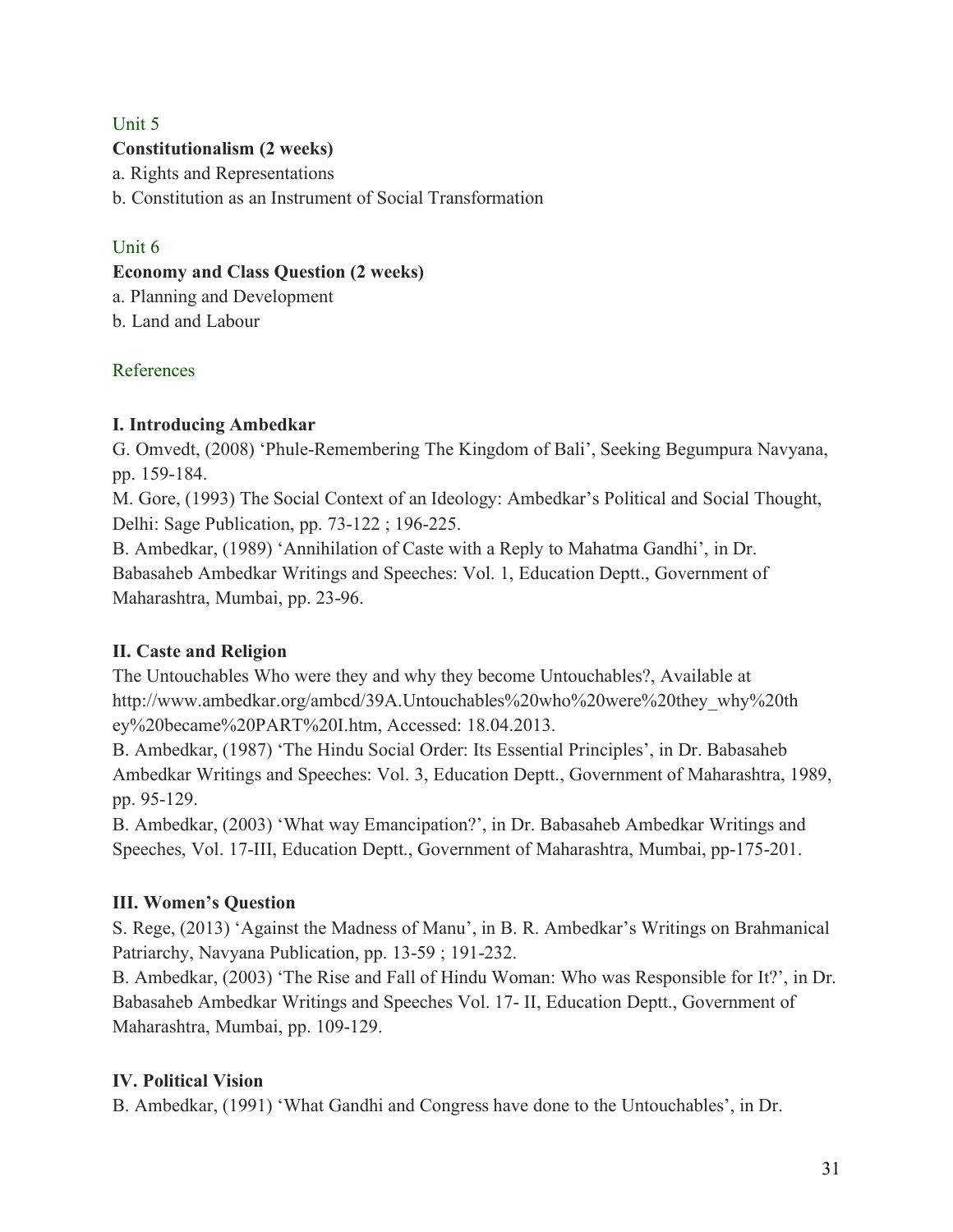### Unit 5

**Constitutionalism (2 weeks)**

a. Rights and Representations

b. Constitution as an Instrument of Social Transformation

### Unit 6

**Economy and Class Question (2 weeks)**

a. Planning and Development

b. Land and Labour

### References

**I. Introducing Ambedkar**

G. Omvedt, (2008) 'Phule-Remembering The Kingdom of Bali', Seeking Begumpura Navyana, pp. 159-184.

M. Gore, (1993) The Social Context of an Ideology: Ambedkar's Political and Social Thought, Delhi: Sage Publication, pp. 73-122 ; 196-225.

B. Ambedkar, (1989) 'Annihilation of Caste with a Reply to Mahatma Gandhi', in Dr. Babasaheb Ambedkar Writings and Speeches: Vol. 1, Education Deptt., Government of Maharashtra, Mumbai, pp. 23-96.

**II. Caste and Religion**

The Untouchables Who were they and why they become Untouchables?, Available at http://www.ambedkar.org/ambcd/39A.Untouchables%20who%20were%20they_why%20they%20became%20PART%20I.htm, Accessed: 18.04.2013.

B. Ambedkar, (1987) 'The Hindu Social Order: Its Essential Principles', in Dr. Babasaheb Ambedkar Writings and Speeches: Vol. 3, Education Deptt., Government of Maharashtra, 1989, pp. 95-129.

B. Ambedkar, (2003) 'What way Emancipation?', in Dr. Babasaheb Ambedkar Writings and Speeches, Vol. 17-III, Education Deptt., Government of Maharashtra, Mumbai, pp-175-201.

**III. Women's Question**

S. Rege, (2013) 'Against the Madness of Manu', in B. R. Ambedkar's Writings on Brahmanical Patriarchy, Navyana Publication, pp. 13-59 ; 191-232.

B. Ambedkar, (2003) 'The Rise and Fall of Hindu Woman: Who was Responsible for It?', in Dr. Babasaheb Ambedkar Writings and Speeches Vol. 17- II, Education Deptt., Government of Maharashtra, Mumbai, pp. 109-129.

**IV. Political Vision**

B. Ambedkar, (1991) 'What Gandhi and Congress have done to the Untouchables', in Dr.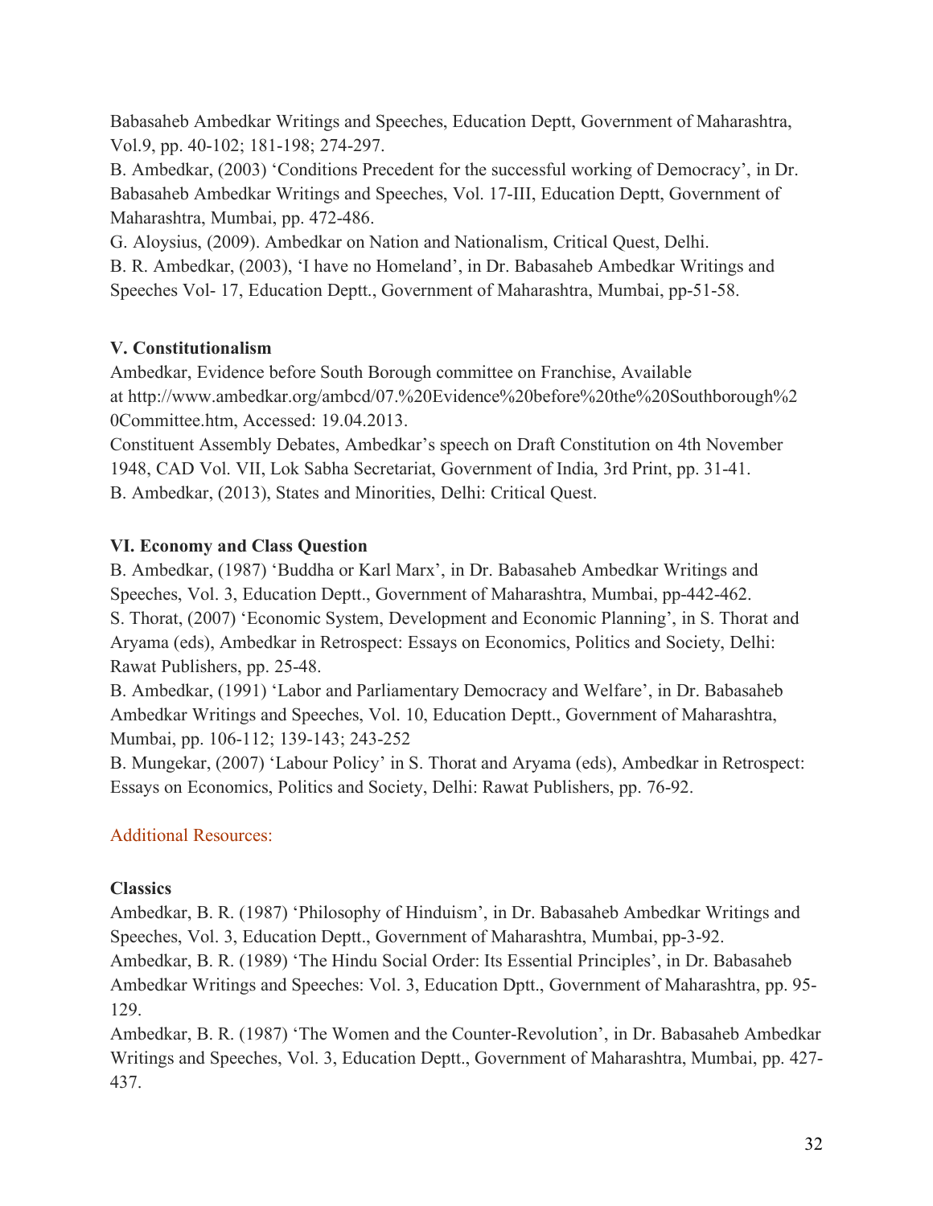Babasaheb Ambedkar Writings and Speeches, Education Deptt, Government of Maharashtra, Vol.9, pp. 40-102; 181-198; 274-297.

B. Ambedkar, (2003) 'Conditions Precedent for the successful working of Democracy', in Dr. Babasaheb Ambedkar Writings and Speeches, Vol. 17-III, Education Deptt, Government of Maharashtra, Mumbai, pp. 472-486.

G. Aloysius, (2009). Ambedkar on Nation and Nationalism, Critical Quest, Delhi.

B. R. Ambedkar, (2003), 'I have no Homeland', in Dr. Babasaheb Ambedkar Writings and Speeches Vol- 17, Education Deptt., Government of Maharashtra, Mumbai, pp-51-58.

**V. Constitutionalism**

Ambedkar, Evidence before South Borough committee on Franchise, Available at http://www.ambedkar.org/ambcd/07.%20Evidence%20before%20the%20Southborough%20Committee.htm, Accessed: 19.04.2013.

Constituent Assembly Debates, Ambedkar's speech on Draft Constitution on 4th November 1948, CAD Vol. VII, Lok Sabha Secretariat, Government of India, 3rd Print, pp. 31-41.

B. Ambedkar, (2013), States and Minorities, Delhi: Critical Quest.

**VI. Economy and Class Question**

B. Ambedkar, (1987) 'Buddha or Karl Marx', in Dr. Babasaheb Ambedkar Writings and Speeches, Vol. 3, Education Deptt., Government of Maharashtra, Mumbai, pp-442-462.

S. Thorat, (2007) 'Economic System, Development and Economic Planning', in S. Thorat and Aryama (eds), Ambedkar in Retrospect: Essays on Economics, Politics and Society, Delhi: Rawat Publishers, pp. 25-48.

B. Ambedkar, (1991) 'Labor and Parliamentary Democracy and Welfare', in Dr. Babasaheb Ambedkar Writings and Speeches, Vol. 10, Education Deptt., Government of Maharashtra, Mumbai, pp. 106-112; 139-143; 243-252

B. Mungekar, (2007) 'Labour Policy' in S. Thorat and Aryama (eds), Ambedkar in Retrospect: Essays on Economics, Politics and Society, Delhi: Rawat Publishers, pp. 76-92.

Additional Resources:

**Classics**

Ambedkar, B. R. (1987) 'Philosophy of Hinduism', in Dr. Babasaheb Ambedkar Writings and Speeches, Vol. 3, Education Deptt., Government of Maharashtra, Mumbai, pp-3-92.

Ambedkar, B. R. (1989) 'The Hindu Social Order: Its Essential Principles', in Dr. Babasaheb Ambedkar Writings and Speeches: Vol. 3, Education Dptt., Government of Maharashtra, pp. 95-129.

Ambedkar, B. R. (1987) 'The Women and the Counter-Revolution', in Dr. Babasaheb Ambedkar Writings and Speeches, Vol. 3, Education Deptt., Government of Maharashtra, Mumbai, pp. 427-437.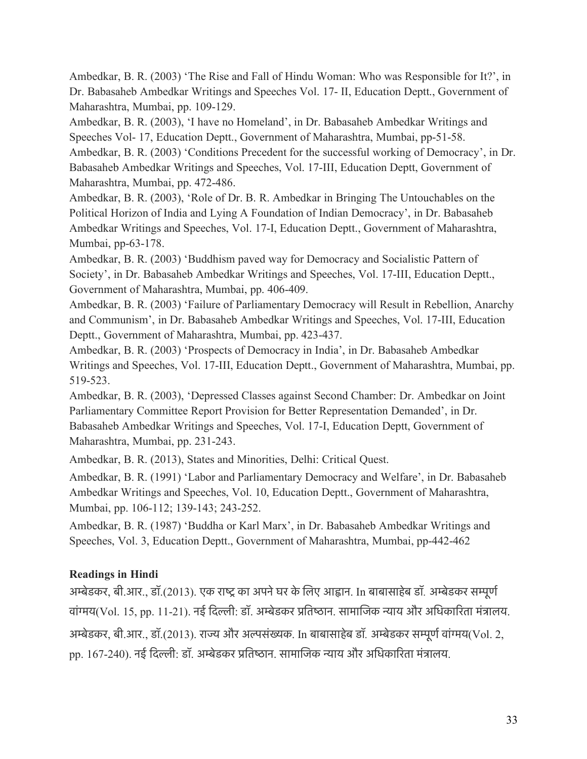Ambedkar, B. R. (2003) 'The Rise and Fall of Hindu Woman: Who was Responsible for It?', in Dr. Babasaheb Ambedkar Writings and Speeches Vol. 17- II, Education Deptt., Government of Maharashtra, Mumbai, pp. 109-129.

Ambedkar, B. R. (2003), 'I have no Homeland', in Dr. Babasaheb Ambedkar Writings and Speeches Vol- 17, Education Deptt., Government of Maharashtra, Mumbai, pp-51-58.

Ambedkar, B. R. (2003) 'Conditions Precedent for the successful working of Democracy', in Dr. Babasaheb Ambedkar Writings and Speeches, Vol. 17-III, Education Deptt, Government of Maharashtra, Mumbai, pp. 472-486.

Ambedkar, B. R. (2003), 'Role of Dr. B. R. Ambedkar in Bringing The Untouchables on the Political Horizon of India and Lying A Foundation of Indian Democracy', in Dr. Babasaheb Ambedkar Writings and Speeches, Vol. 17-I, Education Deptt., Government of Maharashtra, Mumbai, pp-63-178.

Ambedkar, B. R. (2003) 'Buddhism paved way for Democracy and Socialistic Pattern of Society', in Dr. Babasaheb Ambedkar Writings and Speeches, Vol. 17-III, Education Deptt., Government of Maharashtra, Mumbai, pp. 406-409.

Ambedkar, B. R. (2003) 'Failure of Parliamentary Democracy will Result in Rebellion, Anarchy and Communism', in Dr. Babasaheb Ambedkar Writings and Speeches, Vol. 17-III, Education Deptt., Government of Maharashtra, Mumbai, pp. 423-437.

Ambedkar, B. R. (2003) 'Prospects of Democracy in India', in Dr. Babasaheb Ambedkar Writings and Speeches, Vol. 17-III, Education Deptt., Government of Maharashtra, Mumbai, pp. 519-523.

Ambedkar, B. R. (2003), 'Depressed Classes against Second Chamber: Dr. Ambedkar on Joint Parliamentary Committee Report Provision for Better Representation Demanded', in Dr. Babasaheb Ambedkar Writings and Speeches, Vol. 17-I, Education Deptt, Government of Maharashtra, Mumbai, pp. 231-243.

Ambedkar, B. R. (2013), States and Minorities, Delhi: Critical Quest.

Ambedkar, B. R. (1991) 'Labor and Parliamentary Democracy and Welfare', in Dr. Babasaheb Ambedkar Writings and Speeches, Vol. 10, Education Deptt., Government of Maharashtra, Mumbai, pp. 106-112; 139-143; 243-252.

Ambedkar, B. R. (1987) 'Buddha or Karl Marx', in Dr. Babasaheb Ambedkar Writings and Speeches, Vol. 3, Education Deptt., Government of Maharashtra, Mumbai, pp-442-462

**Readings in Hindi**

अम्बेडकर, बी.आर., डॉ.(2013). एक राष्ट्र का अपने घर के लिए आह्वान. In बाबासाहेब डॉ. अम्बेडकर सम्पूर्ण वांग्मय(Vol. 15, pp. 11-21). नई दिल्ली: डॉ. अम्बेडकर प्रतिष्ठान. सामाजिक न्याय और अधिकारिता मंत्रालय.

अम्बेडकर, बी.आर., डॉ.(2013). राज्य और अल्पसंख्यक. In बाबासाहेब डॉ. अम्बेडकर सम्पूर्ण वांग्मय(Vol. 2, pp. 167-240). नई दिल्ली: डॉ. अम्बेडकर प्रतिष्ठान. सामाजिक न्याय और अधिकारिता मंत्रालय.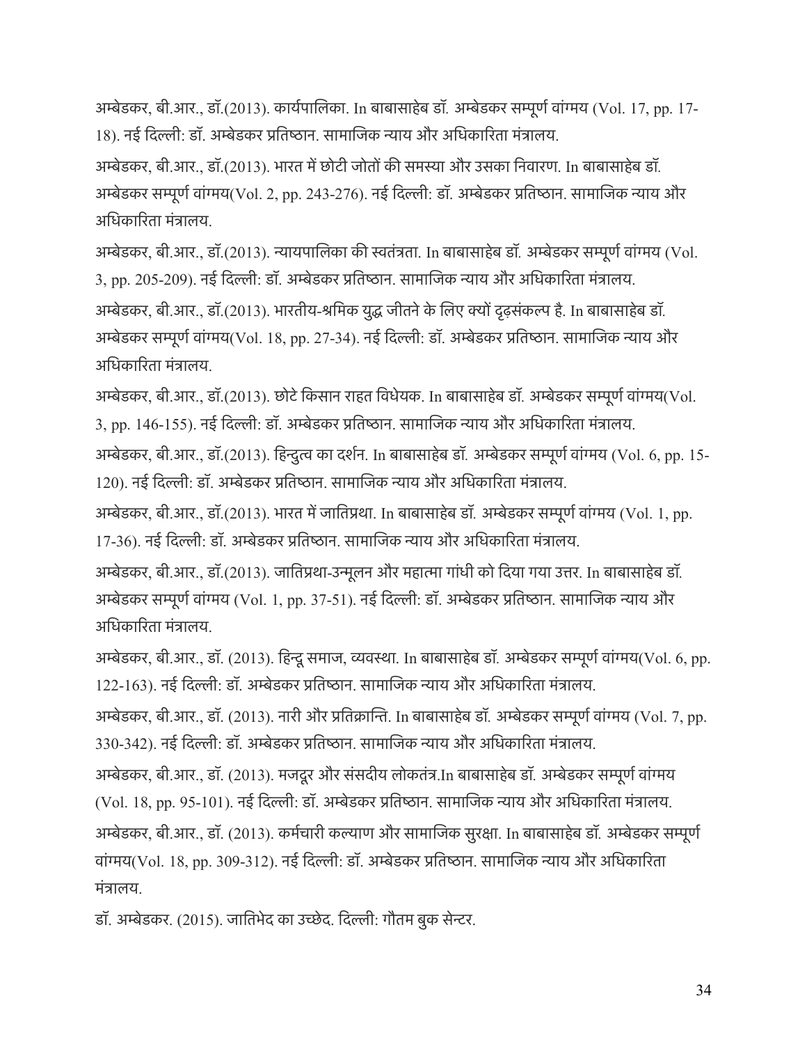अम्बेडकर, बी.आर., डॉ.(2013). कार्यपालिका. In बाबासाहेब डॉ. अम्बेडकर सम्पूर्ण वांग्मय (Vol. 17, pp. 17-18). नई दिल्ली: डॉ. अम्बेडकर प्रतिष्ठान. सामाजिक न्याय और अधिकारिता मंत्रालय.

अम्बेडकर, बी.आर., डॉ.(2013). भारत में छोटी जोतों की समस्या और उसका निवारण. In बाबासाहेब डॉ. अम्बेडकर सम्पूर्ण वांग्मय(Vol. 2, pp. 243-276). नई दिल्ली: डॉ. अम्बेडकर प्रतिष्ठान. सामाजिक न्याय और अधिकारिता मंत्रालय.

अम्बेडकर, बी.आर., डॉ.(2013). न्यायपालिका की स्वतंत्रता. In बाबासाहेब डॉ. अम्बेडकर सम्पूर्ण वांग्मय (Vol. 3, pp. 205-209). नई दिल्ली: डॉ. अम्बेडकर प्रतिष्ठान. सामाजिक न्याय और अधिकारिता मंत्रालय.

अम्बेडकर, बी.आर., डॉ.(2013). भारतीय-श्रमिक युद्ध जीतने के लिए क्यों दृढ़संकल्प है. In बाबासाहेब डॉ. अम्बेडकर सम्पूर्ण वांग्मय(Vol. 18, pp. 27-34). नई दिल्ली: डॉ. अम्बेडकर प्रतिष्ठान. सामाजिक न्याय और अधिकारिता मंत्रालय.

अम्बेडकर, बी.आर., डॉ.(2013). छोटे किसान राहत विधेयक. In बाबासाहेब डॉ. अम्बेडकर सम्पूर्ण वांग्मय(Vol. 3, pp. 146-155). नई दिल्ली: डॉ. अम्बेडकर प्रतिष्ठान. सामाजिक न्याय और अधिकारिता मंत्रालय.

अम्बेडकर, बी.आर., डॉ.(2013). हिन्दुत्व का दर्शन. In बाबासाहेब डॉ. अम्बेडकर सम्पूर्ण वांग्मय (Vol. 6, pp. 15-120). नई दिल्ली: डॉ. अम्बेडकर प्रतिष्ठान. सामाजिक न्याय और अधिकारिता मंत्रालय.

अम्बेडकर, बी.आर., डॉ.(2013). भारत में जातिप्रथा. In बाबासाहेब डॉ. अम्बेडकर सम्पूर्ण वांग्मय (Vol. 1, pp. 17-36). नई दिल्ली: डॉ. अम्बेडकर प्रतिष्ठान. सामाजिक न्याय और अधिकारिता मंत्रालय.

अम्बेडकर, बी.आर., डॉ.(2013). जातिप्रथा-उन्मूलन और महात्मा गांधी को दिया गया उत्तर. In बाबासाहेब डॉ. अम्बेडकर सम्पूर्ण वांग्मय (Vol. 1, pp. 37-51). नई दिल्ली: डॉ. अम्बेडकर प्रतिष्ठान. सामाजिक न्याय और अधिकारिता मंत्रालय.

अम्बेडकर, बी.आर., डॉ. (2013). हिन्दू समाज, व्यवस्था. In बाबासाहेब डॉ. अम्बेडकर सम्पूर्ण वांग्मय(Vol. 6, pp. 122-163). नई दिल्ली: डॉ. अम्बेडकर प्रतिष्ठान. सामाजिक न्याय और अधिकारिता मंत्रालय.

अम्बेडकर, बी.आर., डॉ. (2013). नारी और प्रतिक्रान्ति. In बाबासाहेब डॉ. अम्बेडकर सम्पूर्ण वांग्मय (Vol. 7, pp. 330-342). नई दिल्ली: डॉ. अम्बेडकर प्रतिष्ठान. सामाजिक न्याय और अधिकारिता मंत्रालय.

अम्बेडकर, बी.आर., डॉ. (2013). मजदूर और संसदीय लोकतंत्र.In बाबासाहेब डॉ. अम्बेडकर सम्पूर्ण वांग्मय (Vol. 18, pp. 95-101). नई दिल्ली: डॉ. अम्बेडकर प्रतिष्ठान. सामाजिक न्याय और अधिकारिता मंत्रालय.

अम्बेडकर, बी.आर., डॉ. (2013). कर्मचारी कल्याण और सामाजिक सुरक्षा. In बाबासाहेब डॉ. अम्बेडकर सम्पूर्ण वांग्मय(Vol. 18, pp. 309-312). नई दिल्ली: डॉ. अम्बेडकर प्रतिष्ठान. सामाजिक न्याय और अधिकारिता मंत्रालय.

डॉ. अम्बेडकर. (2015). जातिभेद का उच्छेद. दिल्ली: गौतम बुक सेन्टर.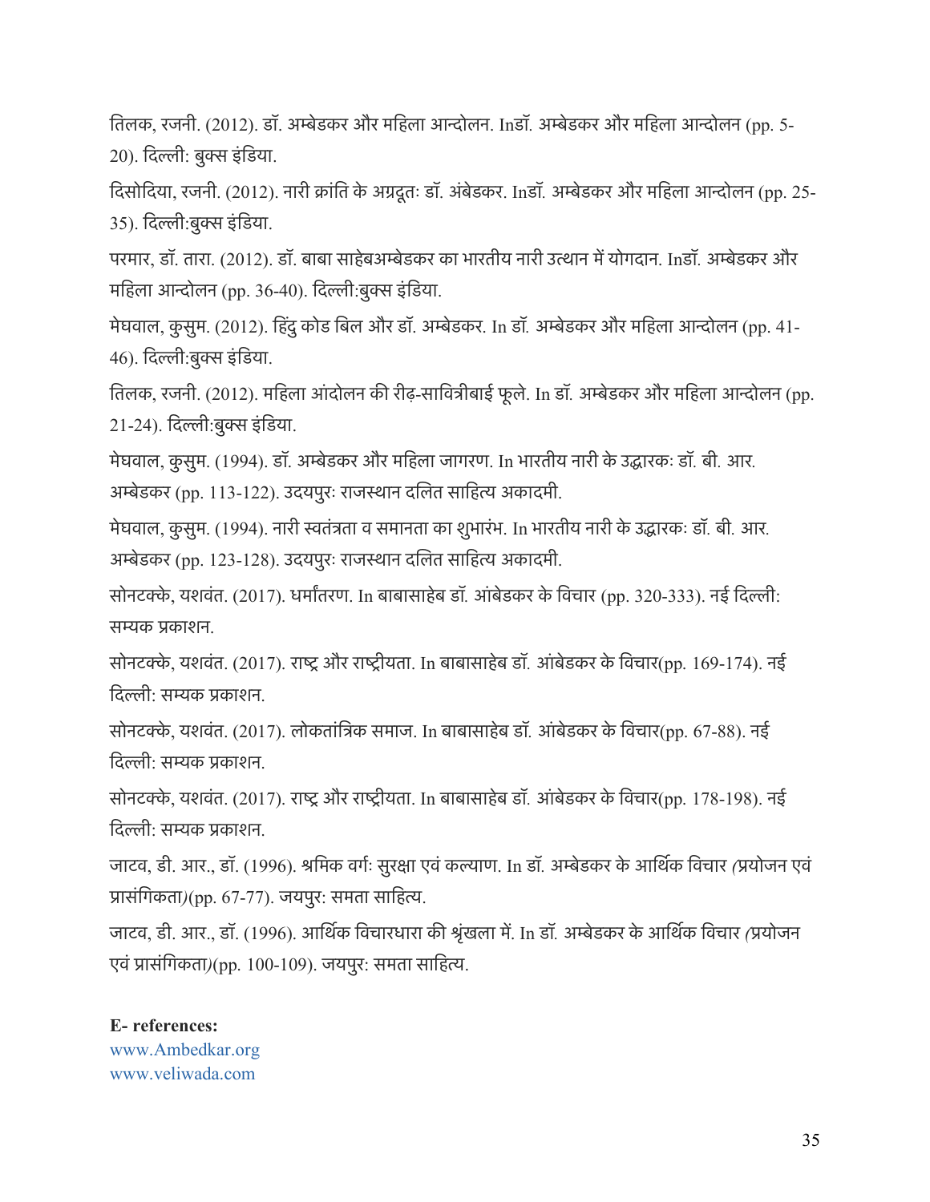तिलक, रजनी. (2012). डॉ. अम्बेडकर और महिला आन्दोलन. Inडॉ. अम्बेडकर और महिला आन्दोलन (pp. 5-20). दिल्ली: बुक्स इंडिया.

दिसोदिया, रजनी. (2012). नारी क्रांति के अग्रदूतः डॉ. अंबेडकर. Inडॉ. अम्बेडकर और महिला आन्दोलन (pp. 25-35). दिल्ली:बुक्स इंडिया.

परमार, डॉ. तारा. (2012). डॉ. बाबा साहेबअम्बेडकर का भारतीय नारी उत्थान में योगदान. Inडॉ. अम्बेडकर और महिला आन्दोलन (pp. 36-40). दिल्ली:बुक्स इंडिया.

मेघवाल, कुसुम. (2012). हिंदु कोड बिल और डॉ. अम्बेडकर. In डॉ. अम्बेडकर और महिला आन्दोलन (pp. 41-46). दिल्ली:बुक्स इंडिया.

तिलक, रजनी. (2012). महिला आंदोलन की रीढ़-सावित्रीबाई फूले. In डॉ. अम्बेडकर और महिला आन्दोलन (pp. 21-24). दिल्ली:बुक्स इंडिया.

मेघवाल, कुसुम. (1994). डॉ. अम्बेडकर और महिला जागरण. In भारतीय नारी के उद्धारकः डॉ. बी. आर. अम्बेडकर (pp. 113-122). उदयपुरः राजस्थान दलित साहित्य अकादमी.

मेघवाल, कुसुम. (1994). नारी स्वतंत्रता व समानता का शुभारंभ. In भारतीय नारी के उद्धारकः डॉ. बी. आर. अम्बेडकर (pp. 123-128). उदयपुरः राजस्थान दलित साहित्य अकादमी.

सोनटक्के, यशवंत. (2017). धर्मांतरण. In बाबासाहेब डॉ. आंबेडकर के विचार (pp. 320-333). नई दिल्ली: सम्यक प्रकाशन.

सोनटक्के, यशवंत. (2017). राष्ट्र और राष्ट्रीयता. In बाबासाहेब डॉ. आंबेडकर के विचार(pp. 169-174). नई दिल्ली: सम्यक प्रकाशन.

सोनटक्के, यशवंत. (2017). लोकतांत्रिक समाज. In बाबासाहेब डॉ. आंबेडकर के विचार(pp. 67-88). नई दिल्ली: सम्यक प्रकाशन.

सोनटक्के, यशवंत. (2017). राष्ट्र और राष्ट्रीयता. In बाबासाहेब डॉ. आंबेडकर के विचार(pp. 178-198). नई दिल्ली: सम्यक प्रकाशन.

जाटव, डी. आर., डॉ. (1996). श्रमिक वर्गः सुरक्षा एवं कल्याण. In डॉ. अम्बेडकर के आर्थिक विचार *(प्रयोजन एवं प्रासंगिकता)*(pp. 67-77). जयपुर: समता साहित्य.

जाटव, डी. आर., डॉ. (1996). आर्थिक विचारधारा की श्रृंखला में. In डॉ. अम्बेडकर के आर्थिक विचार *(प्रयोजन एवं प्रासंगिकता)*(pp. 100-109). जयपुर: समता साहित्य.

**E- references:**

www.Ambedkar.org
www.veliwada.com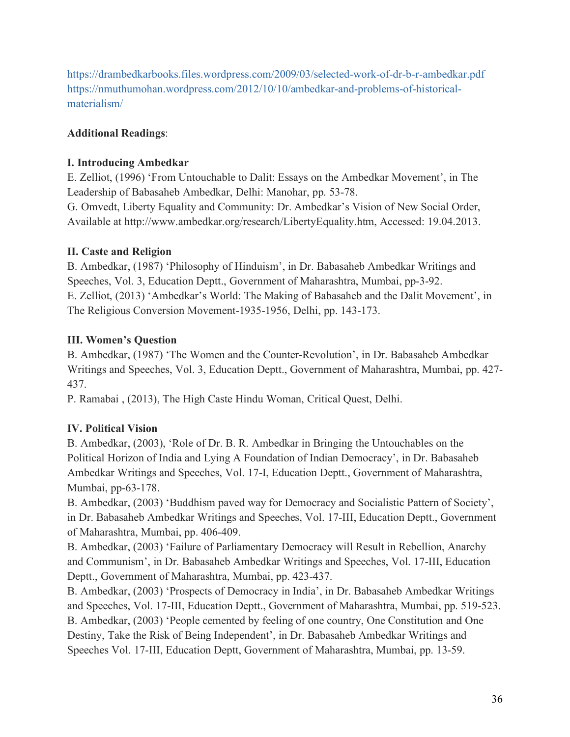https://drambedkarbooks.files.wordpress.com/2009/03/selected-work-of-dr-b-r-ambedkar.pdf
https://nmuthumohan.wordpress.com/2012/10/10/ambedkar-and-problems-of-historical-materialism/

**Additional Readings**:

**I. Introducing Ambedkar**

E. Zelliot, (1996) 'From Untouchable to Dalit: Essays on the Ambedkar Movement', in The Leadership of Babasaheb Ambedkar, Delhi: Manohar, pp. 53-78.

G. Omvedt, Liberty Equality and Community: Dr. Ambedkar's Vision of New Social Order, Available at http://www.ambedkar.org/research/LibertyEquality.htm, Accessed: 19.04.2013.

**II. Caste and Religion**

B. Ambedkar, (1987) 'Philosophy of Hinduism', in Dr. Babasaheb Ambedkar Writings and Speeches, Vol. 3, Education Deptt., Government of Maharashtra, Mumbai, pp-3-92.

E. Zelliot, (2013) 'Ambedkar's World: The Making of Babasaheb and the Dalit Movement', in The Religious Conversion Movement-1935-1956, Delhi, pp. 143-173.

**III. Women's Question**

B. Ambedkar, (1987) 'The Women and the Counter-Revolution', in Dr. Babasaheb Ambedkar Writings and Speeches, Vol. 3, Education Deptt., Government of Maharashtra, Mumbai, pp. 427-437.

P. Ramabai , (2013), The High Caste Hindu Woman, Critical Quest, Delhi.

**IV. Political Vision**

B. Ambedkar, (2003), 'Role of Dr. B. R. Ambedkar in Bringing the Untouchables on the Political Horizon of India and Lying A Foundation of Indian Democracy', in Dr. Babasaheb Ambedkar Writings and Speeches, Vol. 17-I, Education Deptt., Government of Maharashtra, Mumbai, pp-63-178.

B. Ambedkar, (2003) 'Buddhism paved way for Democracy and Socialistic Pattern of Society', in Dr. Babasaheb Ambedkar Writings and Speeches, Vol. 17-III, Education Deptt., Government of Maharashtra, Mumbai, pp. 406-409.

B. Ambedkar, (2003) 'Failure of Parliamentary Democracy will Result in Rebellion, Anarchy and Communism', in Dr. Babasaheb Ambedkar Writings and Speeches, Vol. 17-III, Education Deptt., Government of Maharashtra, Mumbai, pp. 423-437.

B. Ambedkar, (2003) 'Prospects of Democracy in India', in Dr. Babasaheb Ambedkar Writings and Speeches, Vol. 17-III, Education Deptt., Government of Maharashtra, Mumbai, pp. 519-523.

B. Ambedkar, (2003) 'People cemented by feeling of one country, One Constitution and One Destiny, Take the Risk of Being Independent', in Dr. Babasaheb Ambedkar Writings and Speeches Vol. 17-III, Education Deptt, Government of Maharashtra, Mumbai, pp. 13-59.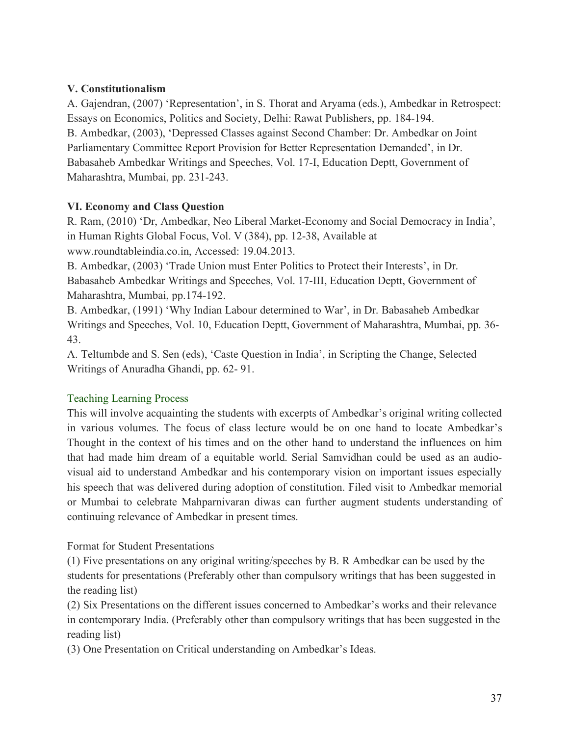**V. Constitutionalism**

A. Gajendran, (2007) 'Representation', in S. Thorat and Aryama (eds.), Ambedkar in Retrospect: Essays on Economics, Politics and Society, Delhi: Rawat Publishers, pp. 184-194.
B. Ambedkar, (2003), 'Depressed Classes against Second Chamber: Dr. Ambedkar on Joint Parliamentary Committee Report Provision for Better Representation Demanded', in Dr. Babasaheb Ambedkar Writings and Speeches, Vol. 17-I, Education Deptt, Government of Maharashtra, Mumbai, pp. 231-243.

**VI. Economy and Class Question**

R. Ram, (2010) 'Dr, Ambedkar, Neo Liberal Market-Economy and Social Democracy in India', in Human Rights Global Focus, Vol. V (384), pp. 12-38, Available at www.roundtableindia.co.in, Accessed: 19.04.2013.
B. Ambedkar, (2003) 'Trade Union must Enter Politics to Protect their Interests', in Dr. Babasaheb Ambedkar Writings and Speeches, Vol. 17-III, Education Deptt, Government of Maharashtra, Mumbai, pp.174-192.
B. Ambedkar, (1991) 'Why Indian Labour determined to War', in Dr. Babasaheb Ambedkar Writings and Speeches, Vol. 10, Education Deptt, Government of Maharashtra, Mumbai, pp. 36-43.
A. Teltumbde and S. Sen (eds), 'Caste Question in India', in Scripting the Change, Selected Writings of Anuradha Ghandi, pp. 62- 91.

Teaching Learning Process

This will involve acquainting the students with excerpts of Ambedkar's original writing collected in various volumes. The focus of class lecture would be on one hand to locate Ambedkar's Thought in the context of his times and on the other hand to understand the influences on him that had made him dream of a equitable world. Serial Samvidhan could be used as an audio-visual aid to understand Ambedkar and his contemporary vision on important issues especially his speech that was delivered during adoption of constitution. Filed visit to Ambedkar memorial or Mumbai to celebrate Mahparnivaran diwas can further augment students understanding of continuing relevance of Ambedkar in present times.

Format for Student Presentations

(1) Five presentations on any original writing/speeches by B. R Ambedkar can be used by the students for presentations (Preferably other than compulsory writings that has been suggested in the reading list)
(2) Six Presentations on the different issues concerned to Ambedkar's works and their relevance in contemporary India. (Preferably other than compulsory writings that has been suggested in the reading list)
(3) One Presentation on Critical understanding on Ambedkar's Ideas.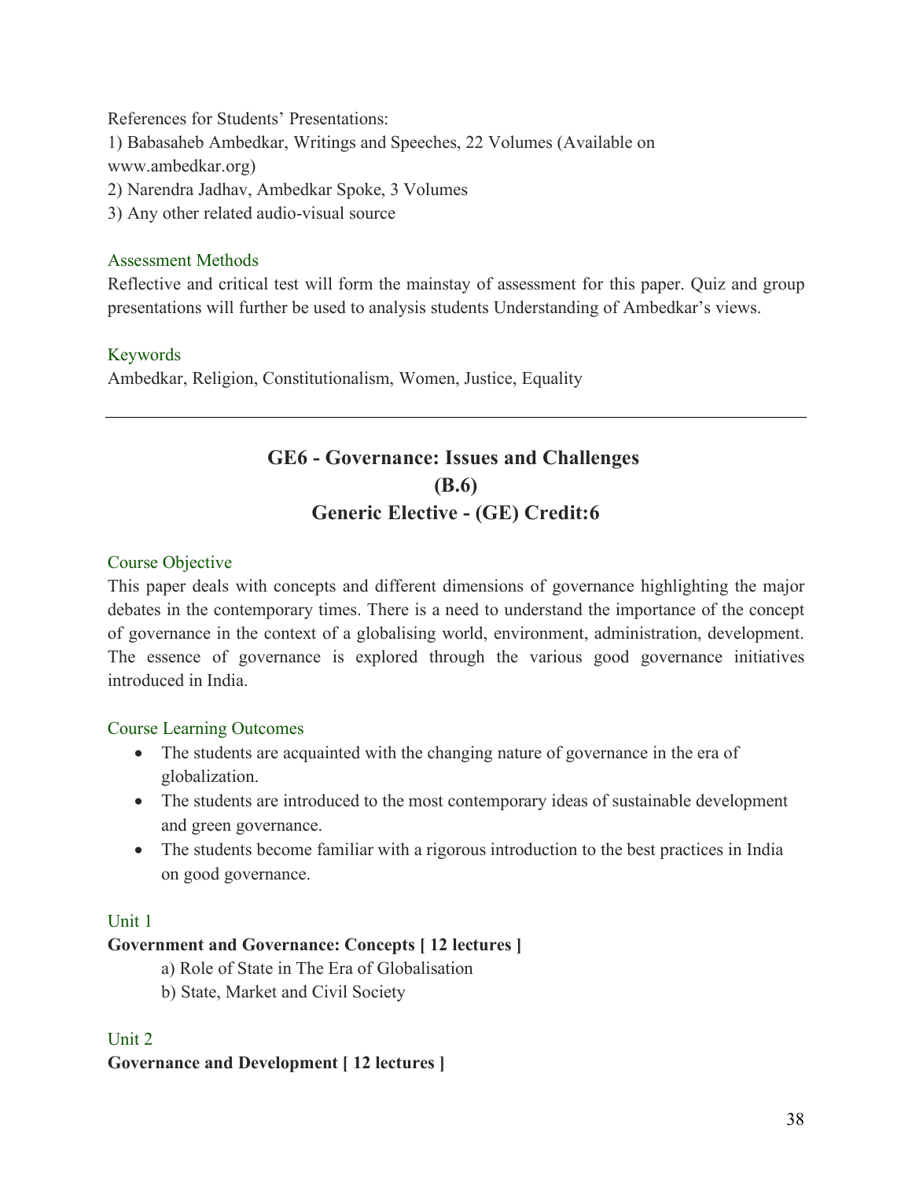References for Students' Presentations:
1) Babasaheb Ambedkar, Writings and Speeches, 22 Volumes (Available on www.ambedkar.org)
2) Narendra Jadhav, Ambedkar Spoke, 3 Volumes
3) Any other related audio-visual source

### Assessment Methods

Reflective and critical test will form the mainstay of assessment for this paper. Quiz and group presentations will further be used to analysis students Understanding of Ambedkar's views.

### Keywords

Ambedkar, Religion, Constitutionalism, Women, Justice, Equality

---

## GE6 - Governance: Issues and Challenges
## (B.6)
## Generic Elective - (GE) Credit:6

### Course Objective

This paper deals with concepts and different dimensions of governance highlighting the major debates in the contemporary times. There is a need to understand the importance of the concept of governance in the context of a globalising world, environment, administration, development. The essence of governance is explored through the various good governance initiatives introduced in India.

### Course Learning Outcomes

- The students are acquainted with the changing nature of governance in the era of globalization.
- The students are introduced to the most contemporary ideas of sustainable development and green governance.
- The students become familiar with a rigorous introduction to the best practices in India on good governance.

### Unit 1

**Government and Governance: Concepts [ 12 lectures ]**

a) Role of State in The Era of Globalisation
b) State, Market and Civil Society

### Unit 2

**Governance and Development [ 12 lectures ]**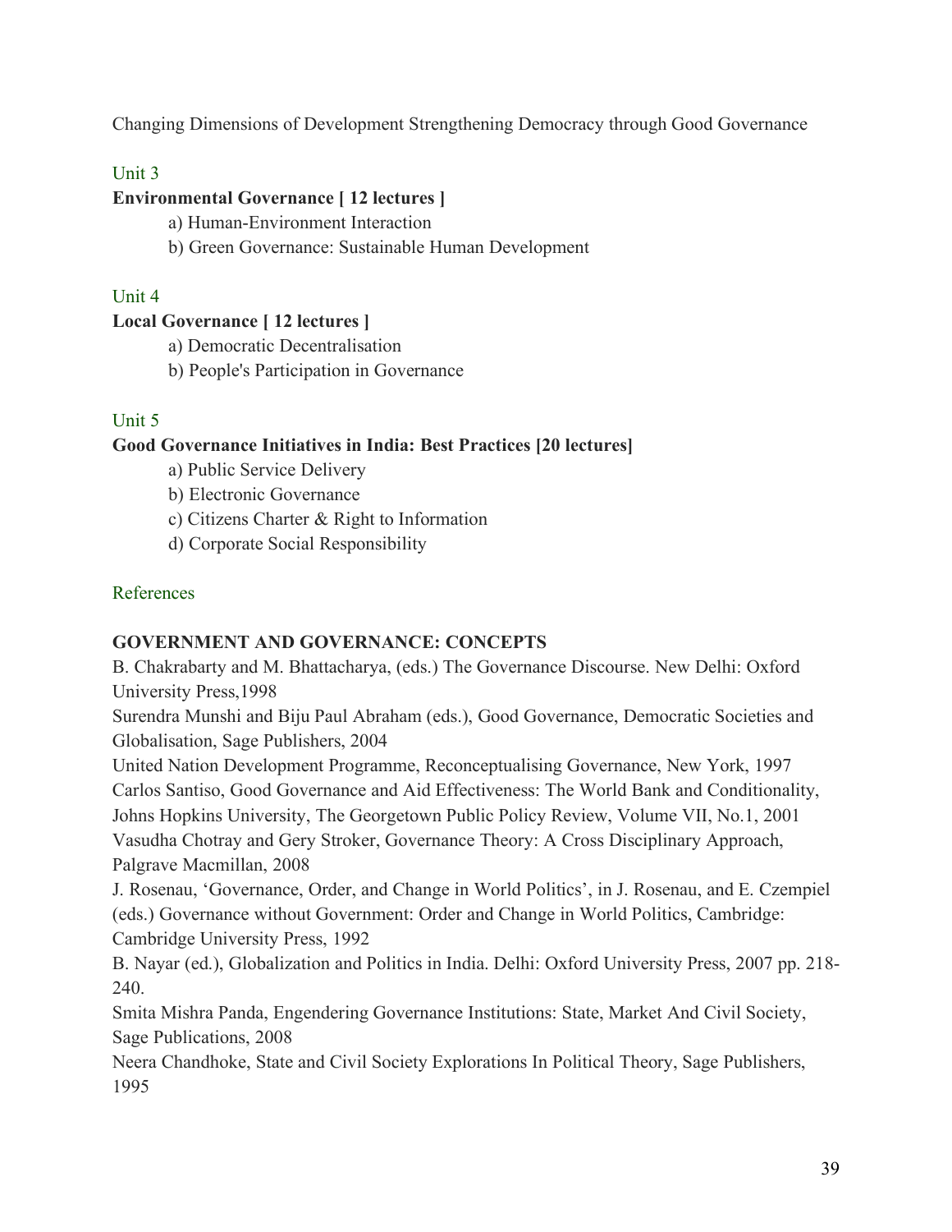Changing Dimensions of Development Strengthening Democracy through Good Governance

### Unit 3

**Environmental Governance [ 12 lectures ]**

a) Human-Environment Interaction

b) Green Governance: Sustainable Human Development

### Unit 4

**Local Governance [ 12 lectures ]**

a) Democratic Decentralisation

b) People's Participation in Governance

### Unit 5

**Good Governance Initiatives in India: Best Practices [20 lectures]**

a) Public Service Delivery

b) Electronic Governance

c) Citizens Charter & Right to Information

d) Corporate Social Responsibility

### References

**GOVERNMENT AND GOVERNANCE: CONCEPTS**

B. Chakrabarty and M. Bhattacharya, (eds.) The Governance Discourse. New Delhi: Oxford University Press,1998

Surendra Munshi and Biju Paul Abraham (eds.), Good Governance, Democratic Societies and Globalisation, Sage Publishers, 2004

United Nation Development Programme, Reconceptualising Governance, New York, 1997

Carlos Santiso, Good Governance and Aid Effectiveness: The World Bank and Conditionality, Johns Hopkins University, The Georgetown Public Policy Review, Volume VII, No.1, 2001

Vasudha Chotray and Gery Stroker, Governance Theory: A Cross Disciplinary Approach, Palgrave Macmillan, 2008

J. Rosenau, 'Governance, Order, and Change in World Politics', in J. Rosenau, and E. Czempiel (eds.) Governance without Government: Order and Change in World Politics, Cambridge: Cambridge University Press, 1992

B. Nayar (ed.), Globalization and Politics in India. Delhi: Oxford University Press, 2007 pp. 218-240.

Smita Mishra Panda, Engendering Governance Institutions: State, Market And Civil Society, Sage Publications, 2008

Neera Chandhoke, State and Civil Society Explorations In Political Theory, Sage Publishers, 1995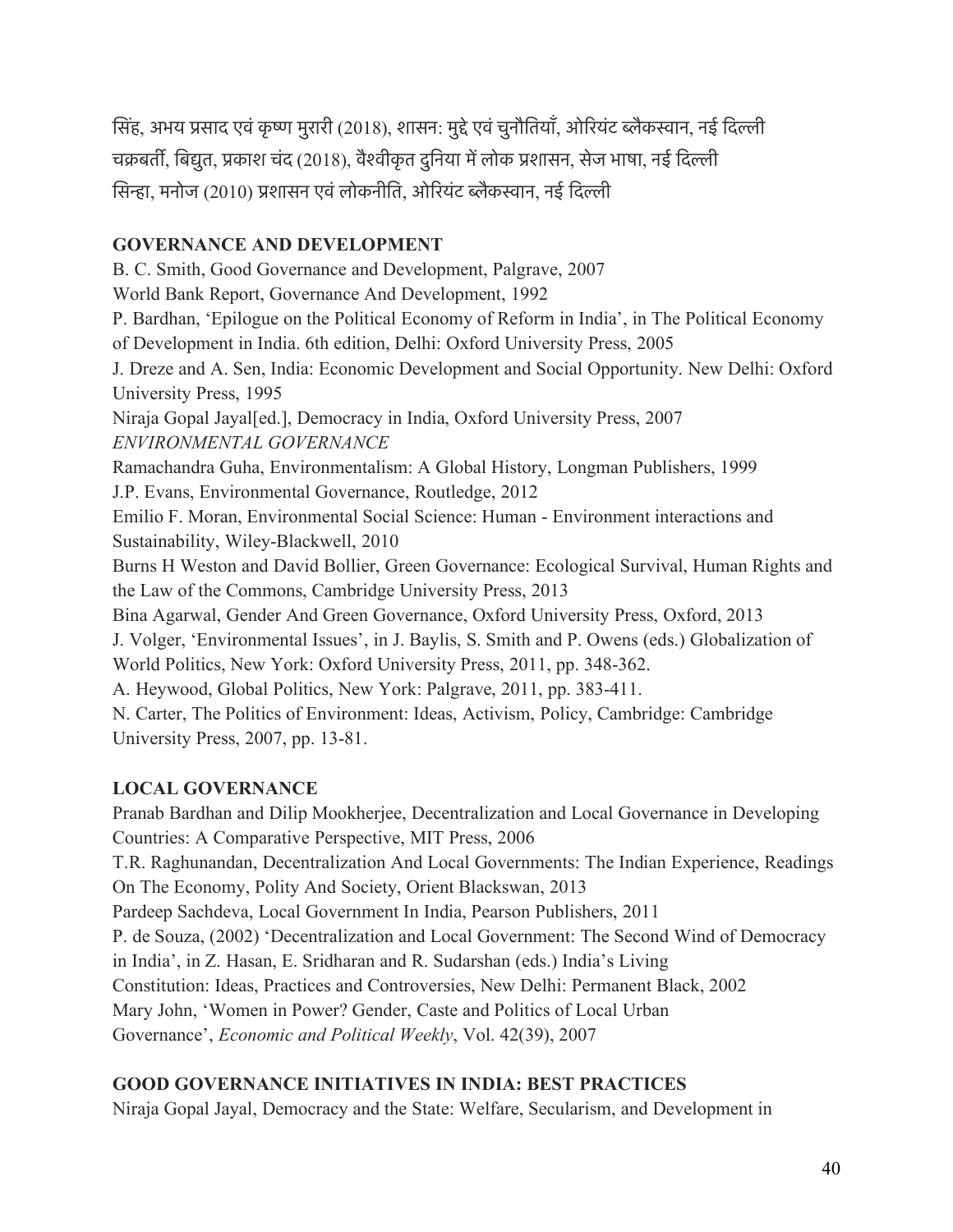सिंह, अभय प्रसाद एवं कृष्ण मुरारी (2018), शासन: मुद्दे एवं चुनौतियाँ, ओरियंट ब्लैकस्वान, नई दिल्ली

चक्रबर्ती, बिद्युत, प्रकाश चंद (2018), वैश्वीकृत दुनिया में लोक प्रशासन, सेज भाषा, नई दिल्ली

सिन्हा, मनोज (2010) प्रशासन एवं लोकनीति, ओरियंट ब्लैकस्वान, नई दिल्ली

**GOVERNANCE AND DEVELOPMENT**

B. C. Smith, Good Governance and Development, Palgrave, 2007

World Bank Report, Governance And Development, 1992

P. Bardhan, 'Epilogue on the Political Economy of Reform in India', in The Political Economy of Development in India. 6th edition, Delhi: Oxford University Press, 2005

J. Dreze and A. Sen, India: Economic Development and Social Opportunity. New Delhi: Oxford University Press, 1995

Niraja Gopal Jayal[ed.], Democracy in India, Oxford University Press, 2007

*ENVIRONMENTAL GOVERNANCE*

Ramachandra Guha, Environmentalism: A Global History, Longman Publishers, 1999

J.P. Evans, Environmental Governance, Routledge, 2012

Emilio F. Moran, Environmental Social Science: Human - Environment interactions and Sustainability, Wiley-Blackwell, 2010

Burns H Weston and David Bollier, Green Governance: Ecological Survival, Human Rights and the Law of the Commons, Cambridge University Press, 2013

Bina Agarwal, Gender And Green Governance, Oxford University Press, Oxford, 2013

J. Volger, 'Environmental Issues', in J. Baylis, S. Smith and P. Owens (eds.) Globalization of World Politics, New York: Oxford University Press, 2011, pp. 348-362.

A. Heywood, Global Politics, New York: Palgrave, 2011, pp. 383-411.

N. Carter, The Politics of Environment: Ideas, Activism, Policy, Cambridge: Cambridge University Press, 2007, pp. 13-81.

**LOCAL GOVERNANCE**

Pranab Bardhan and Dilip Mookherjee, Decentralization and Local Governance in Developing Countries: A Comparative Perspective, MIT Press, 2006

T.R. Raghunandan, Decentralization And Local Governments: The Indian Experience, Readings On The Economy, Polity And Society, Orient Blackswan, 2013

Pardeep Sachdeva, Local Government In India, Pearson Publishers, 2011

P. de Souza, (2002) 'Decentralization and Local Government: The Second Wind of Democracy in India', in Z. Hasan, E. Sridharan and R. Sudarshan (eds.) India's Living Constitution: Ideas, Practices and Controversies, New Delhi: Permanent Black, 2002

Mary John, 'Women in Power? Gender, Caste and Politics of Local Urban Governance', *Economic and Political Weekly*, Vol. 42(39), 2007

**GOOD GOVERNANCE INITIATIVES IN INDIA: BEST PRACTICES**

Niraja Gopal Jayal, Democracy and the State: Welfare, Secularism, and Development in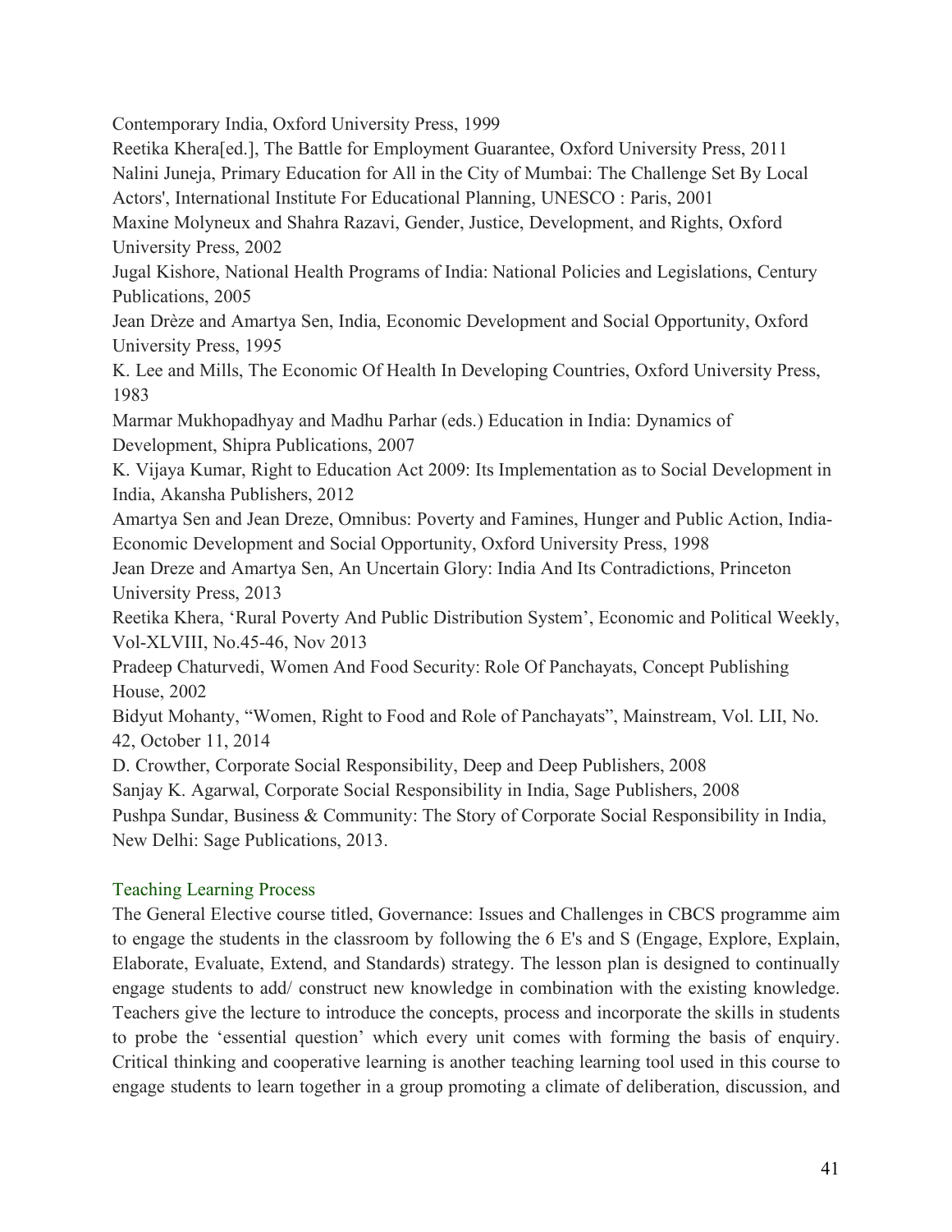Contemporary India, Oxford University Press, 1999

Reetika Khera[ed.], The Battle for Employment Guarantee, Oxford University Press, 2011

Nalini Juneja, Primary Education for All in the City of Mumbai: The Challenge Set By Local Actors', International Institute For Educational Planning, UNESCO : Paris, 2001

Maxine Molyneux and Shahra Razavi, Gender, Justice, Development, and Rights, Oxford University Press, 2002

Jugal Kishore, National Health Programs of India: National Policies and Legislations, Century Publications, 2005

Jean Drèze and Amartya Sen, India, Economic Development and Social Opportunity, Oxford University Press, 1995

K. Lee and Mills, The Economic Of Health In Developing Countries, Oxford University Press, 1983

Marmar Mukhopadhyay and Madhu Parhar (eds.) Education in India: Dynamics of Development, Shipra Publications, 2007

K. Vijaya Kumar, Right to Education Act 2009: Its Implementation as to Social Development in India, Akansha Publishers, 2012

Amartya Sen and Jean Dreze, Omnibus: Poverty and Famines, Hunger and Public Action, India- Economic Development and Social Opportunity, Oxford University Press, 1998

Jean Dreze and Amartya Sen, An Uncertain Glory: India And Its Contradictions, Princeton University Press, 2013

Reetika Khera, 'Rural Poverty And Public Distribution System', Economic and Political Weekly, Vol-XLVIII, No.45-46, Nov 2013

Pradeep Chaturvedi, Women And Food Security: Role Of Panchayats, Concept Publishing House, 2002

Bidyut Mohanty, "Women, Right to Food and Role of Panchayats", Mainstream, Vol. LII, No. 42, October 11, 2014

D. Crowther, Corporate Social Responsibility, Deep and Deep Publishers, 2008

Sanjay K. Agarwal, Corporate Social Responsibility in India, Sage Publishers, 2008

Pushpa Sundar, Business & Community: The Story of Corporate Social Responsibility in India, New Delhi: Sage Publications, 2013.

## Teaching Learning Process

The General Elective course titled, Governance: Issues and Challenges in CBCS programme aim to engage the students in the classroom by following the 6 E's and S (Engage, Explore, Explain, Elaborate, Evaluate, Extend, and Standards) strategy. The lesson plan is designed to continually engage students to add/ construct new knowledge in combination with the existing knowledge. Teachers give the lecture to introduce the concepts, process and incorporate the skills in students to probe the 'essential question' which every unit comes with forming the basis of enquiry. Critical thinking and cooperative learning is another teaching learning tool used in this course to engage students to learn together in a group promoting a climate of deliberation, discussion, and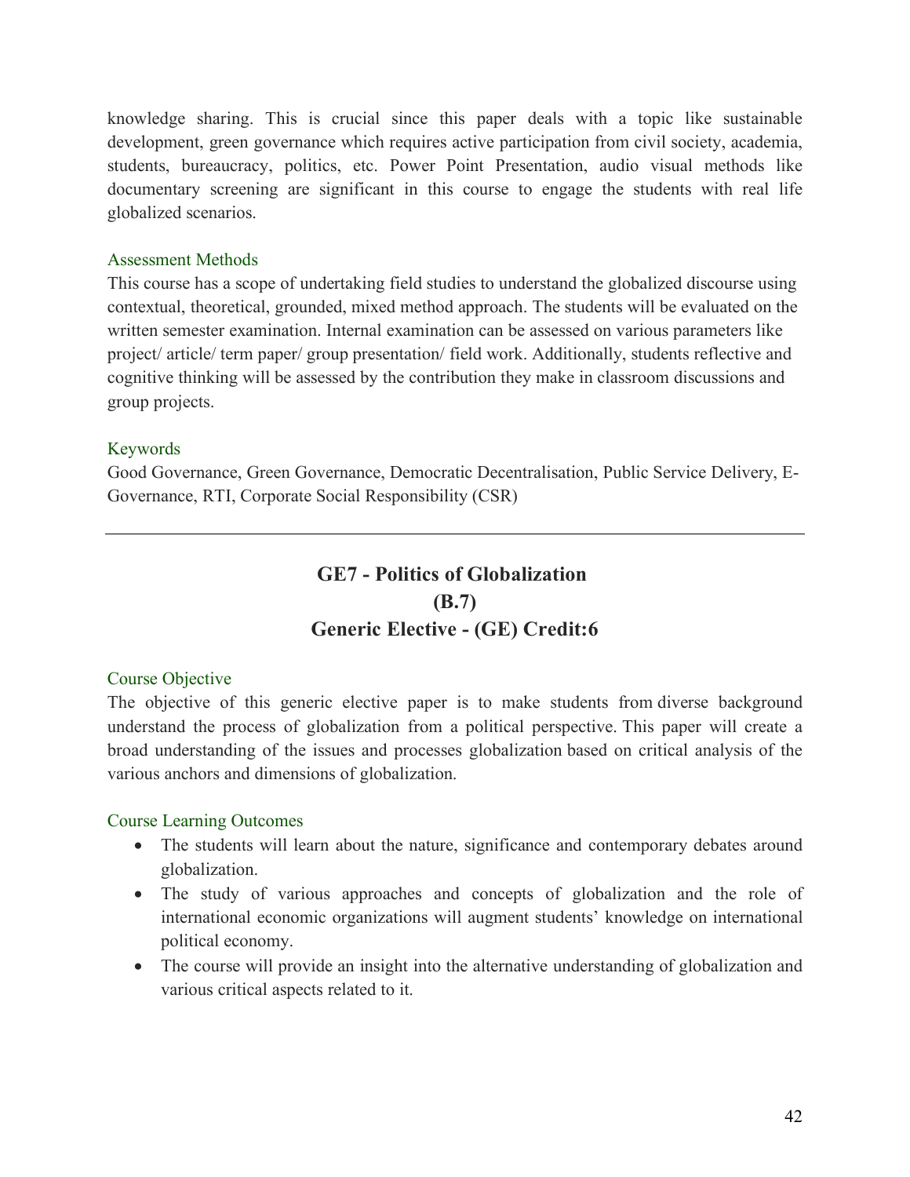knowledge sharing. This is crucial since this paper deals with a topic like sustainable development, green governance which requires active participation from civil society, academia, students, bureaucracy, politics, etc. Power Point Presentation, audio visual methods like documentary screening are significant in this course to engage the students with real life globalized scenarios.

#### Assessment Methods

This course has a scope of undertaking field studies to understand the globalized discourse using contextual, theoretical, grounded, mixed method approach. The students will be evaluated on the written semester examination. Internal examination can be assessed on various parameters like project/ article/ term paper/ group presentation/ field work. Additionally, students reflective and cognitive thinking will be assessed by the contribution they make in classroom discussions and group projects.

#### Keywords

Good Governance, Green Governance, Democratic Decentralisation, Public Service Delivery, E-Governance, RTI, Corporate Social Responsibility (CSR)

---

## GE7 - Politics of Globalization
## (B.7)
## Generic Elective - (GE) Credit:6

#### Course Objective

The objective of this generic elective paper is to make students from diverse background understand the process of globalization from a political perspective. This paper will create a broad understanding of the issues and processes globalization based on critical analysis of the various anchors and dimensions of globalization.

#### Course Learning Outcomes

- The students will learn about the nature, significance and contemporary debates around globalization.
- The study of various approaches and concepts of globalization and the role of international economic organizations will augment students' knowledge on international political economy.
- The course will provide an insight into the alternative understanding of globalization and various critical aspects related to it.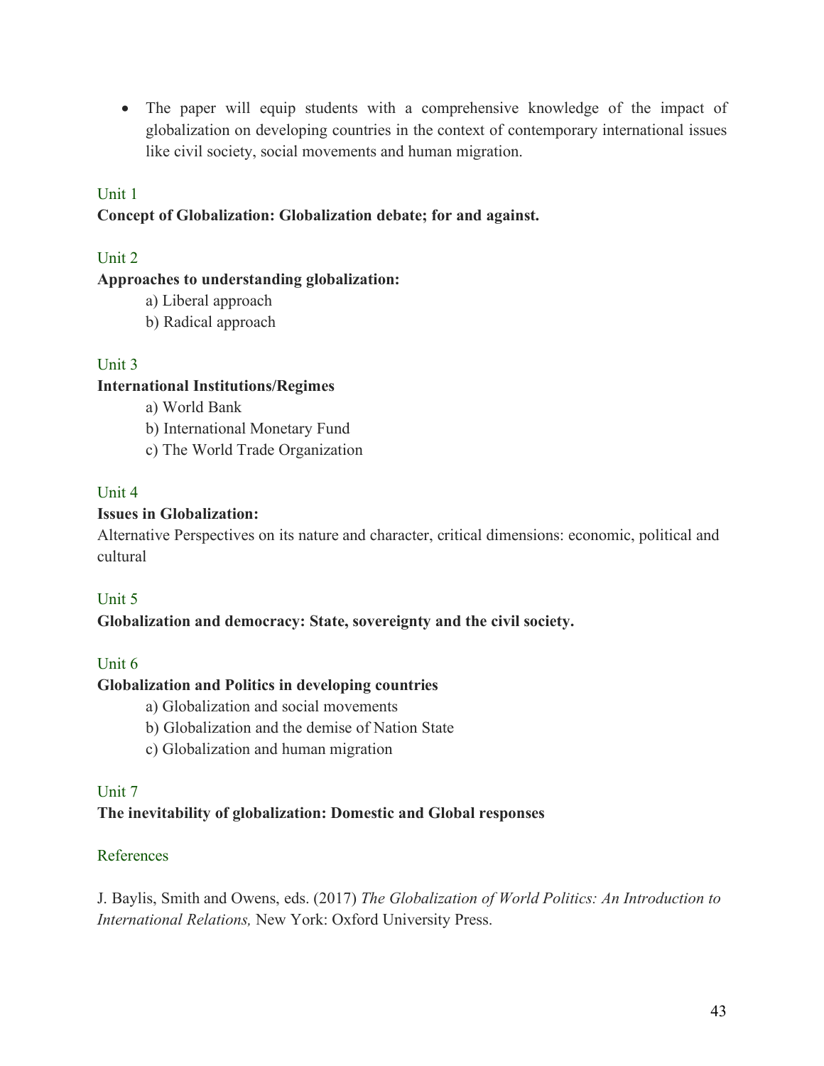- The paper will equip students with a comprehensive knowledge of the impact of globalization on developing countries in the context of contemporary international issues like civil society, social movements and human migration.

Unit 1

**Concept of Globalization: Globalization debate; for and against.**

Unit 2

**Approaches to understanding globalization:**

a) Liberal approach

b) Radical approach

Unit 3

**International Institutions/Regimes**

a) World Bank

b) International Monetary Fund

c) The World Trade Organization

Unit 4

**Issues in Globalization:**

Alternative Perspectives on its nature and character, critical dimensions: economic, political and cultural

Unit 5

**Globalization and democracy: State, sovereignty and the civil society.**

Unit 6

**Globalization and Politics in developing countries**

a) Globalization and social movements

b) Globalization and the demise of Nation State

c) Globalization and human migration

Unit 7

**The inevitability of globalization: Domestic and Global responses**

References

J. Baylis, Smith and Owens, eds. (2017) *The Globalization of World Politics: An Introduction to International Relations,* New York: Oxford University Press.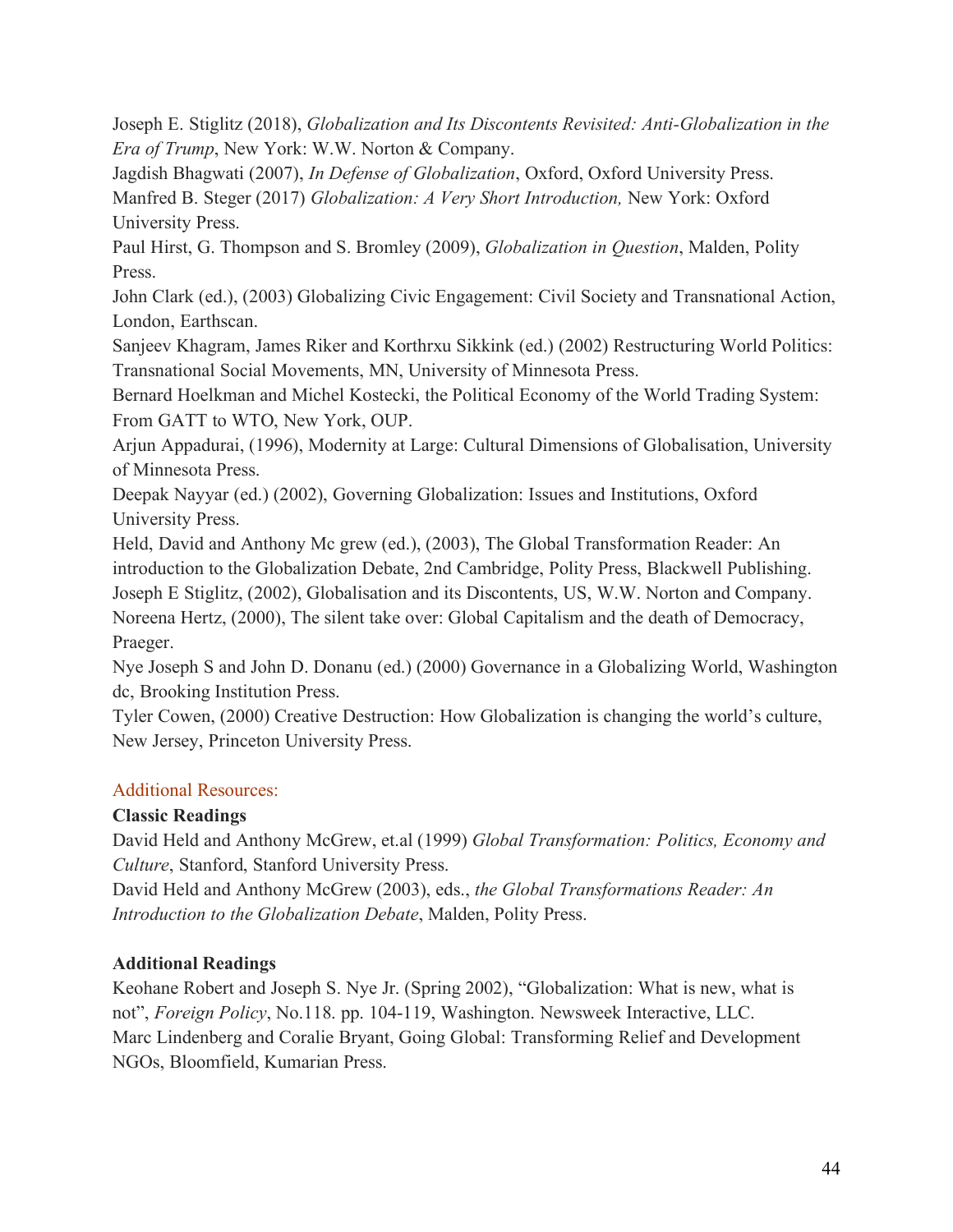Joseph E. Stiglitz (2018), *Globalization and Its Discontents Revisited: Anti-Globalization in the Era of Trump*, New York: W.W. Norton & Company.

Jagdish Bhagwati (2007), *In Defense of Globalization*, Oxford, Oxford University Press.

Manfred B. Steger (2017) *Globalization: A Very Short Introduction,* New York: Oxford University Press.

Paul Hirst, G. Thompson and S. Bromley (2009), *Globalization in Question*, Malden, Polity Press.

John Clark (ed.), (2003) Globalizing Civic Engagement: Civil Society and Transnational Action, London, Earthscan.

Sanjeev Khagram, James Riker and Korthrxu Sikkink (ed.) (2002) Restructuring World Politics: Transnational Social Movements, MN, University of Minnesota Press.

Bernard Hoelkman and Michel Kostecki, the Political Economy of the World Trading System: From GATT to WTO, New York, OUP.

Arjun Appadurai, (1996), Modernity at Large: Cultural Dimensions of Globalisation, University of Minnesota Press.

Deepak Nayyar (ed.) (2002), Governing Globalization: Issues and Institutions, Oxford University Press.

Held, David and Anthony Mc grew (ed.), (2003), The Global Transformation Reader: An introduction to the Globalization Debate, 2nd Cambridge, Polity Press, Blackwell Publishing.

Joseph E Stiglitz, (2002), Globalisation and its Discontents, US, W.W. Norton and Company.

Noreena Hertz, (2000), The silent take over: Global Capitalism and the death of Democracy, Praeger.

Nye Joseph S and John D. Donanu (ed.) (2000) Governance in a Globalizing World, Washington dc, Brooking Institution Press.

Tyler Cowen, (2000) Creative Destruction: How Globalization is changing the world's culture, New Jersey, Princeton University Press.

## Additional Resources:

**Classic Readings**

David Held and Anthony McGrew, et.al (1999) *Global Transformation: Politics, Economy and Culture*, Stanford, Stanford University Press.

David Held and Anthony McGrew (2003), eds., *the Global Transformations Reader: An Introduction to the Globalization Debate*, Malden, Polity Press.

**Additional Readings**

Keohane Robert and Joseph S. Nye Jr. (Spring 2002), "Globalization: What is new, what is not", *Foreign Policy*, No.118. pp. 104-119, Washington. Newsweek Interactive, LLC.

Marc Lindenberg and Coralie Bryant, Going Global: Transforming Relief and Development NGOs, Bloomfield, Kumarian Press.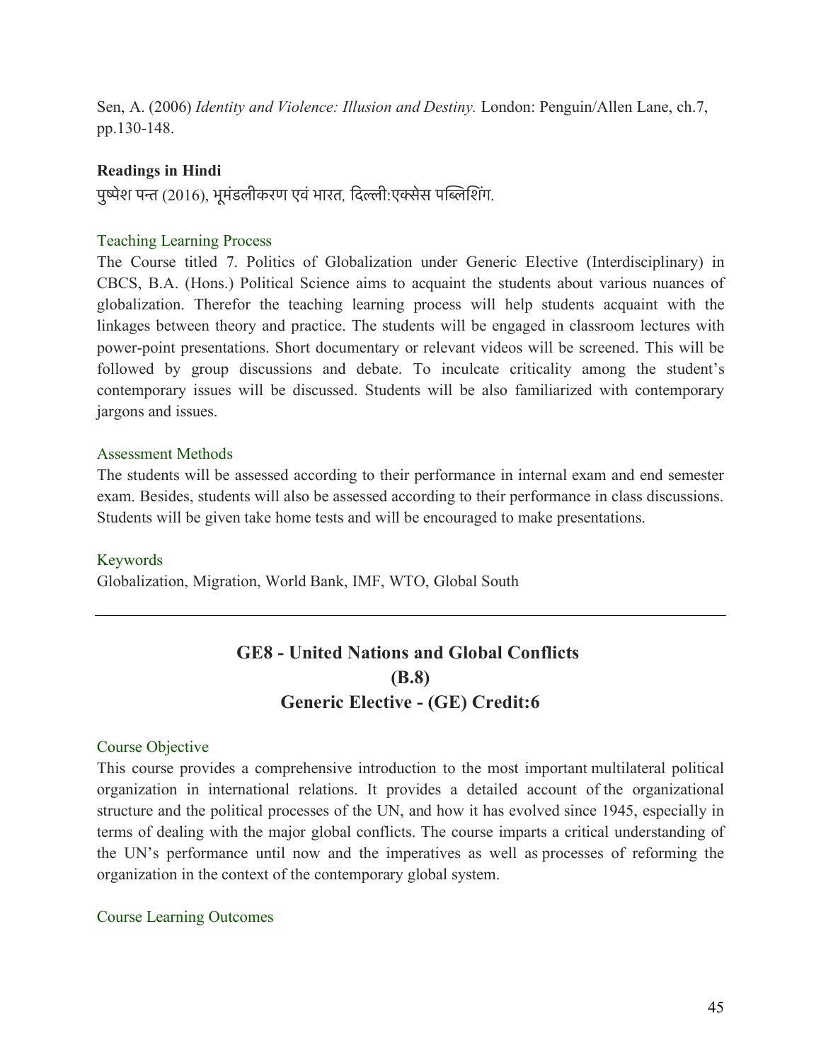Sen, A. (2006) *Identity and Violence: Illusion and Destiny.* London: Penguin/Allen Lane, ch.7, pp.130-148.

**Readings in Hindi**

पुष्पेश पन्त (2016), भूमंडलीकरण एवं भारत, दिल्ली:एक्सेस पब्लिशिंग.

Teaching Learning Process

The Course titled 7. Politics of Globalization under Generic Elective (Interdisciplinary) in CBCS, B.A. (Hons.) Political Science aims to acquaint the students about various nuances of globalization. Therefor the teaching learning process will help students acquaint with the linkages between theory and practice. The students will be engaged in classroom lectures with power-point presentations. Short documentary or relevant videos will be screened. This will be followed by group discussions and debate. To inculcate criticality among the student's contemporary issues will be discussed. Students will be also familiarized with contemporary jargons and issues.

Assessment Methods

The students will be assessed according to their performance in internal exam and end semester exam. Besides, students will also be assessed according to their performance in class discussions. Students will be given take home tests and will be encouraged to make presentations.

Keywords

Globalization, Migration, World Bank, IMF, WTO, Global South

---

## GE8 - United Nations and Global Conflicts
## (B.8)
## Generic Elective - (GE) Credit:6

Course Objective

This course provides a comprehensive introduction to the most important multilateral political organization in international relations. It provides a detailed account of the organizational structure and the political processes of the UN, and how it has evolved since 1945, especially in terms of dealing with the major global conflicts. The course imparts a critical understanding of the UN's performance until now and the imperatives as well as processes of reforming the organization in the context of the contemporary global system.

Course Learning Outcomes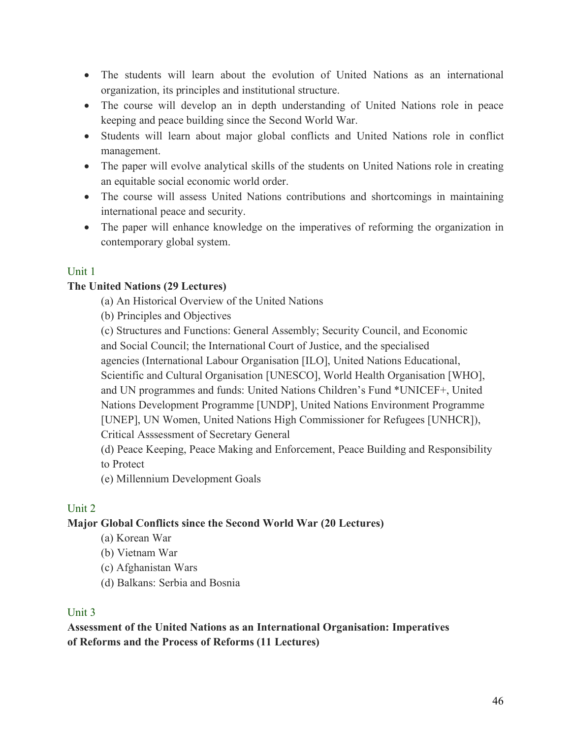- The students will learn about the evolution of United Nations as an international organization, its principles and institutional structure.
- The course will develop an in depth understanding of United Nations role in peace keeping and peace building since the Second World War.
- Students will learn about major global conflicts and United Nations role in conflict management.
- The paper will evolve analytical skills of the students on United Nations role in creating an equitable social economic world order.
- The course will assess United Nations contributions and shortcomings in maintaining international peace and security.
- The paper will enhance knowledge on the imperatives of reforming the organization in contemporary global system.

Unit 1

**The United Nations (29 Lectures)**

(a) An Historical Overview of the United Nations

(b) Principles and Objectives

(c) Structures and Functions: General Assembly; Security Council, and Economic and Social Council; the International Court of Justice, and the specialised agencies (International Labour Organisation [ILO], United Nations Educational, Scientific and Cultural Organisation [UNESCO], World Health Organisation [WHO], and UN programmes and funds: United Nations Children's Fund *UNICEF+, United Nations Development Programme [UNDP], United Nations Environment Programme [UNEP], UN Women, United Nations High Commissioner for Refugees [UNHCR]), Critical Asssessment of Secretary General

(d) Peace Keeping, Peace Making and Enforcement, Peace Building and Responsibility to Protect

(e) Millennium Development Goals

Unit 2

**Major Global Conflicts since the Second World War (20 Lectures)**

(a) Korean War

(b) Vietnam War

(c) Afghanistan Wars

(d) Balkans: Serbia and Bosnia

Unit 3

**Assessment of the United Nations as an International Organisation: Imperatives of Reforms and the Process of Reforms (11 Lectures)**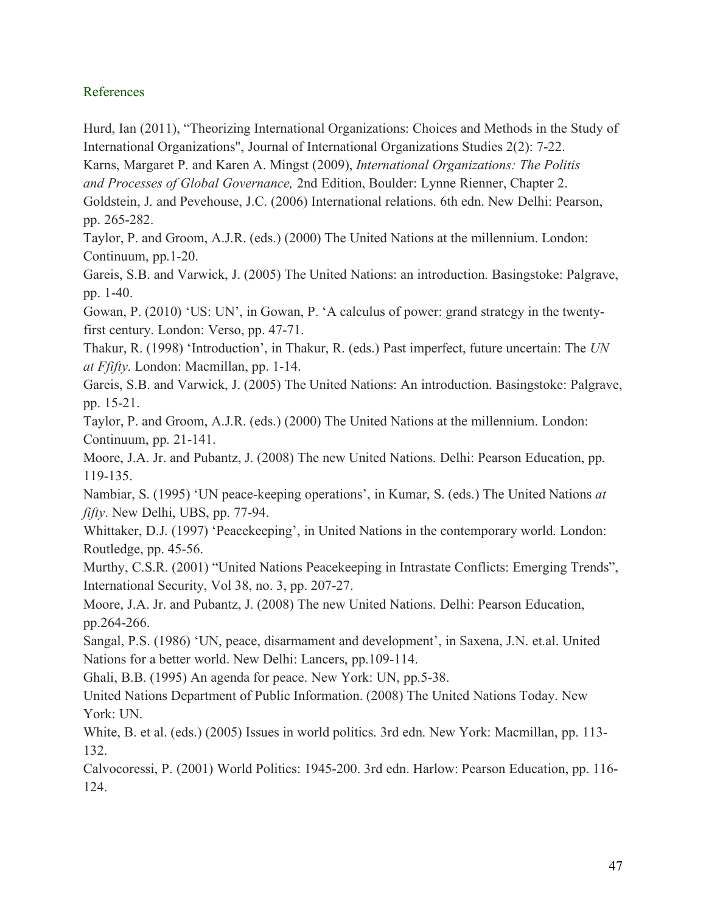## References

Hurd, Ian (2011), "Theorizing International Organizations: Choices and Methods in the Study of International Organizations", Journal of International Organizations Studies 2(2): 7-22.

Karns, Margaret P. and Karen A. Mingst (2009), *International Organizations: The Politis and Processes of Global Governance,* 2nd Edition, Boulder: Lynne Rienner, Chapter 2.

Goldstein, J. and Pevehouse, J.C. (2006) International relations. 6th edn. New Delhi: Pearson, pp. 265-282.

Taylor, P. and Groom, A.J.R. (eds.) (2000) The United Nations at the millennium. London: Continuum, pp.1-20.

Gareis, S.B. and Varwick, J. (2005) The United Nations: an introduction. Basingstoke: Palgrave, pp. 1-40.

Gowan, P. (2010) 'US: UN', in Gowan, P. 'A calculus of power: grand strategy in the twenty-first century. London: Verso, pp. 47-71.

Thakur, R. (1998) 'Introduction', in Thakur, R. (eds.) Past imperfect, future uncertain: The *UN at Ffifty*. London: Macmillan, pp. 1-14.

Gareis, S.B. and Varwick, J. (2005) The United Nations: An introduction. Basingstoke: Palgrave, pp. 15-21.

Taylor, P. and Groom, A.J.R. (eds.) (2000) The United Nations at the millennium. London: Continuum, pp. 21-141.

Moore, J.A. Jr. and Pubantz, J. (2008) The new United Nations. Delhi: Pearson Education, pp. 119-135.

Nambiar, S. (1995) 'UN peace-keeping operations', in Kumar, S. (eds.) The United Nations *at fifty*. New Delhi, UBS, pp. 77-94.

Whittaker, D.J. (1997) 'Peacekeeping', in United Nations in the contemporary world. London: Routledge, pp. 45-56.

Murthy, C.S.R. (2001) "United Nations Peacekeeping in Intrastate Conflicts: Emerging Trends", International Security, Vol 38, no. 3, pp. 207-27.

Moore, J.A. Jr. and Pubantz, J. (2008) The new United Nations. Delhi: Pearson Education, pp.264-266.

Sangal, P.S. (1986) 'UN, peace, disarmament and development', in Saxena, J.N. et.al. United Nations for a better world. New Delhi: Lancers, pp.109-114.

Ghali, B.B. (1995) An agenda for peace. New York: UN, pp.5-38.

United Nations Department of Public Information. (2008) The United Nations Today. New York: UN.

White, B. et al. (eds.) (2005) Issues in world politics. 3rd edn. New York: Macmillan, pp. 113-132.

Calvocoressi, P. (2001) World Politics: 1945-200. 3rd edn. Harlow: Pearson Education, pp. 116-124.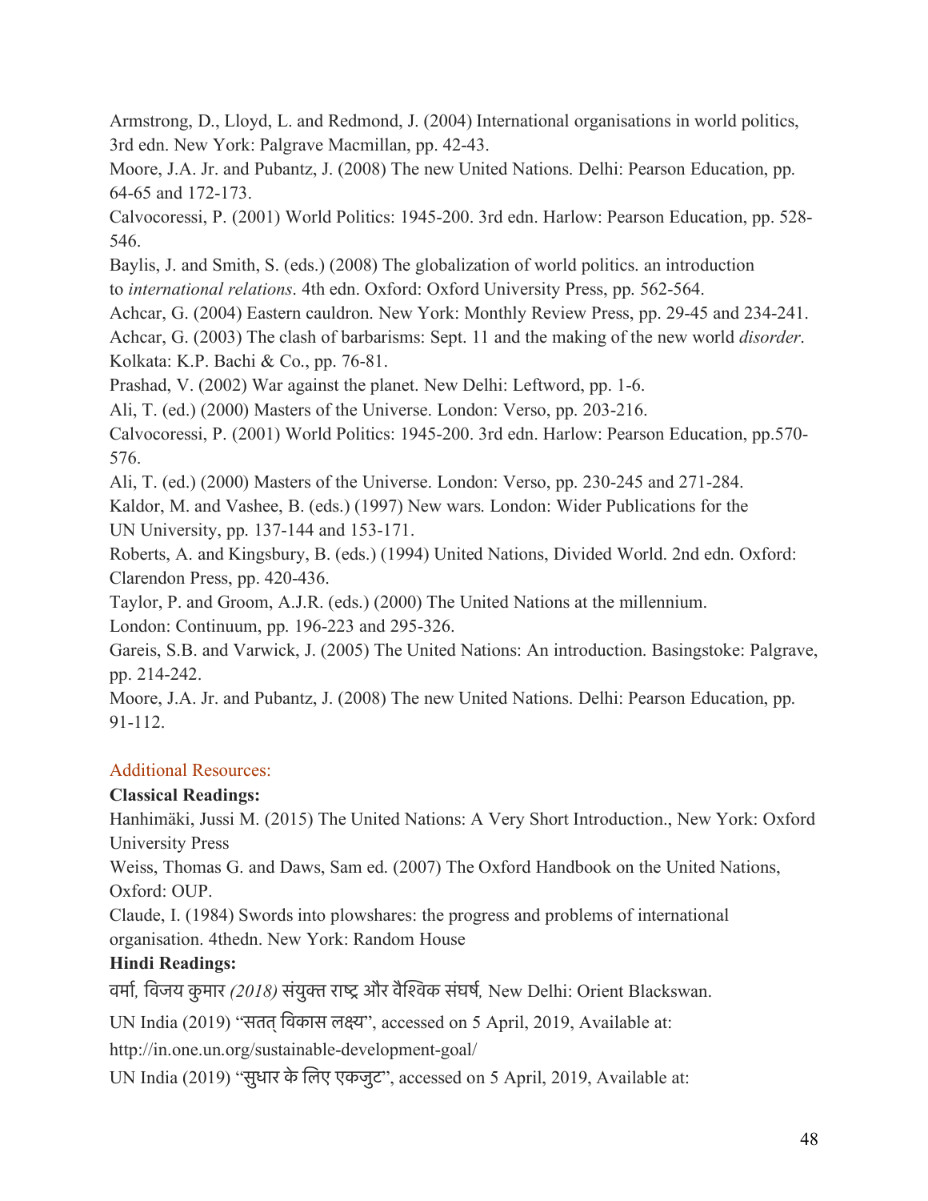Armstrong, D., Lloyd, L. and Redmond, J. (2004) International organisations in world politics, 3rd edn. New York: Palgrave Macmillan, pp. 42-43.

Moore, J.A. Jr. and Pubantz, J. (2008) The new United Nations. Delhi: Pearson Education, pp. 64-65 and 172-173.

Calvocoressi, P. (2001) World Politics: 1945-200. 3rd edn. Harlow: Pearson Education, pp. 528-546.

Baylis, J. and Smith, S. (eds.) (2008) The globalization of world politics. an introduction to *international relations*. 4th edn. Oxford: Oxford University Press, pp. 562-564.

Achcar, G. (2004) Eastern cauldron. New York: Monthly Review Press, pp. 29-45 and 234-241.

Achcar, G. (2003) The clash of barbarisms: Sept. 11 and the making of the new world *disorder*. Kolkata: K.P. Bachi & Co., pp. 76-81.

Prashad, V. (2002) War against the planet. New Delhi: Leftword, pp. 1-6.

Ali, T. (ed.) (2000) Masters of the Universe. London: Verso, pp. 203-216.

Calvocoressi, P. (2001) World Politics: 1945-200. 3rd edn. Harlow: Pearson Education, pp.570-576.

Ali, T. (ed.) (2000) Masters of the Universe. London: Verso, pp. 230-245 and 271-284.

Kaldor, M. and Vashee, B. (eds.) (1997) New wars. London: Wider Publications for the UN University, pp. 137-144 and 153-171.

Roberts, A. and Kingsbury, B. (eds.) (1994) United Nations, Divided World. 2nd edn. Oxford: Clarendon Press, pp. 420-436.

Taylor, P. and Groom, A.J.R. (eds.) (2000) The United Nations at the millennium. London: Continuum, pp. 196-223 and 295-326.

Gareis, S.B. and Varwick, J. (2005) The United Nations: An introduction. Basingstoke: Palgrave, pp. 214-242.

Moore, J.A. Jr. and Pubantz, J. (2008) The new United Nations. Delhi: Pearson Education, pp. 91-112.

## Additional Resources:

**Classical Readings:**

Hanhimäki, Jussi M. (2015) The United Nations: A Very Short Introduction., New York: Oxford University Press

Weiss, Thomas G. and Daws, Sam ed. (2007) The Oxford Handbook on the United Nations, Oxford: OUP.

Claude, I. (1984) Swords into plowshares: the progress and problems of international organisation. 4thedn. New York: Random House

**Hindi Readings:**

वर्मा, विजय कुमार *(2018)* संयुक्त राष्ट्र और वैश्विक संघर्ष, New Delhi: Orient Blackswan.

UN India (2019) "सतत् विकास लक्ष्य", accessed on 5 April, 2019, Available at: http://in.one.un.org/sustainable-development-goal/

UN India (2019) "सुधार के लिए एकजुट", accessed on 5 April, 2019, Available at: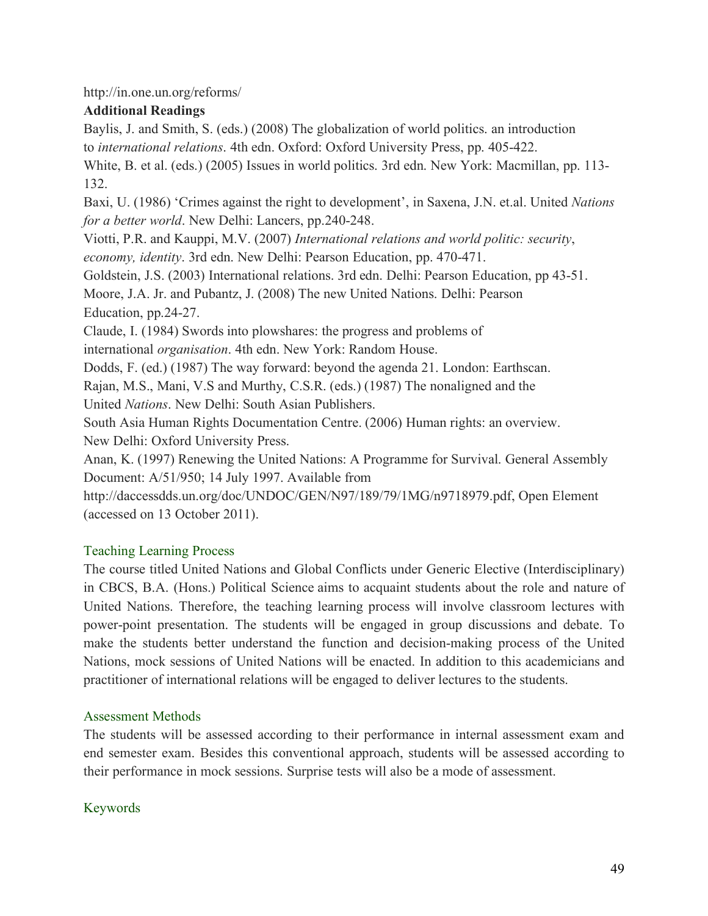http://in.one.un.org/reforms/

**Additional Readings**

Baylis, J. and Smith, S. (eds.) (2008) The globalization of world politics. an introduction to *international relations*. 4th edn. Oxford: Oxford University Press, pp. 405-422.

White, B. et al. (eds.) (2005) Issues in world politics. 3rd edn. New York: Macmillan, pp. 113-132.

Baxi, U. (1986) 'Crimes against the right to development', in Saxena, J.N. et.al. United *Nations for a better world*. New Delhi: Lancers, pp.240-248.

Viotti, P.R. and Kauppi, M.V. (2007) *International relations and world politic: security, economy, identity*. 3rd edn. New Delhi: Pearson Education, pp. 470-471.

Goldstein, J.S. (2003) International relations. 3rd edn. Delhi: Pearson Education, pp 43-51.

Moore, J.A. Jr. and Pubantz, J. (2008) The new United Nations. Delhi: Pearson Education, pp.24-27.

Claude, I. (1984) Swords into plowshares: the progress and problems of international *organisation*. 4th edn. New York: Random House.

Dodds, F. (ed.) (1987) The way forward: beyond the agenda 21. London: Earthscan.

Rajan, M.S., Mani, V.S and Murthy, C.S.R. (eds.) (1987) The nonaligned and the United *Nations*. New Delhi: South Asian Publishers.

South Asia Human Rights Documentation Centre. (2006) Human rights: an overview. New Delhi: Oxford University Press.

Anan, K. (1997) Renewing the United Nations: A Programme for Survival. General Assembly Document: A/51/950; 14 July 1997. Available from http://daccessdds.un.org/doc/UNDOC/GEN/N97/189/79/1MG/n9718979.pdf, Open Element (accessed on 13 October 2011).

## Teaching Learning Process

The course titled United Nations and Global Conflicts under Generic Elective (Interdisciplinary) in CBCS, B.A. (Hons.) Political Science aims to acquaint students about the role and nature of United Nations. Therefore, the teaching learning process will involve classroom lectures with power-point presentation. The students will be engaged in group discussions and debate. To make the students better understand the function and decision-making process of the United Nations, mock sessions of United Nations will be enacted. In addition to this academicians and practitioner of international relations will be engaged to deliver lectures to the students.

## Assessment Methods

The students will be assessed according to their performance in internal assessment exam and end semester exam. Besides this conventional approach, students will be assessed according to their performance in mock sessions. Surprise tests will also be a mode of assessment.

## Keywords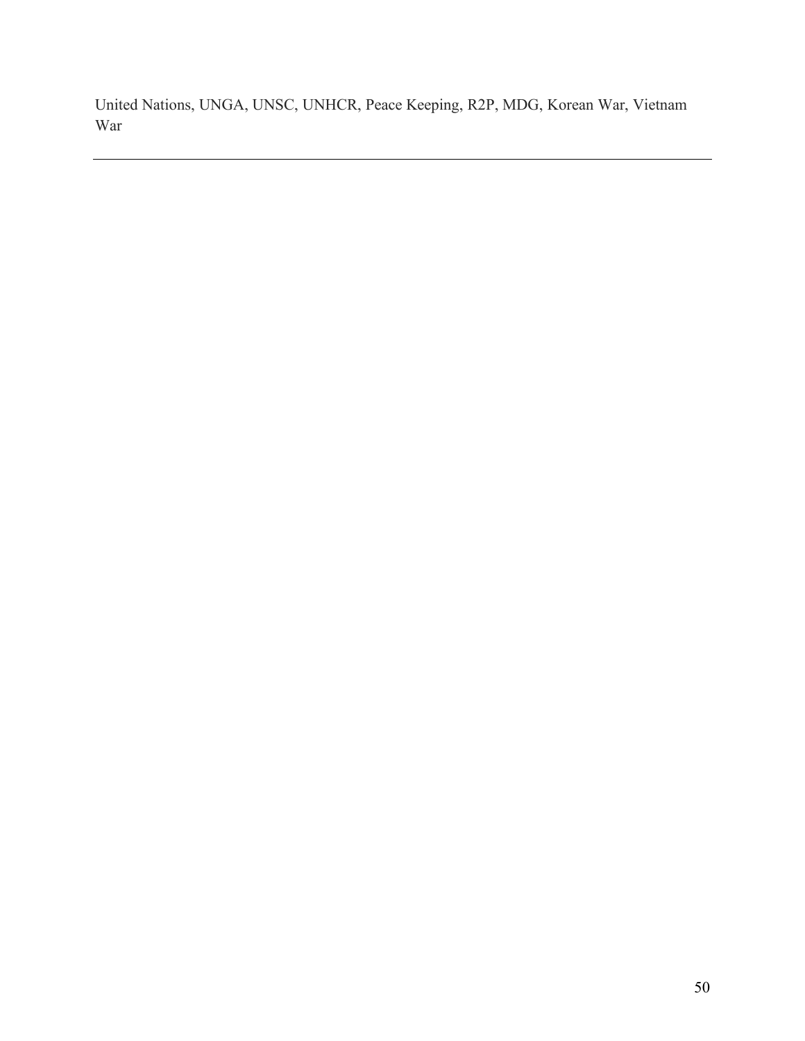United Nations, UNGA, UNSC, UNHCR, Peace Keeping, R2P, MDG, Korean War, Vietnam War

---